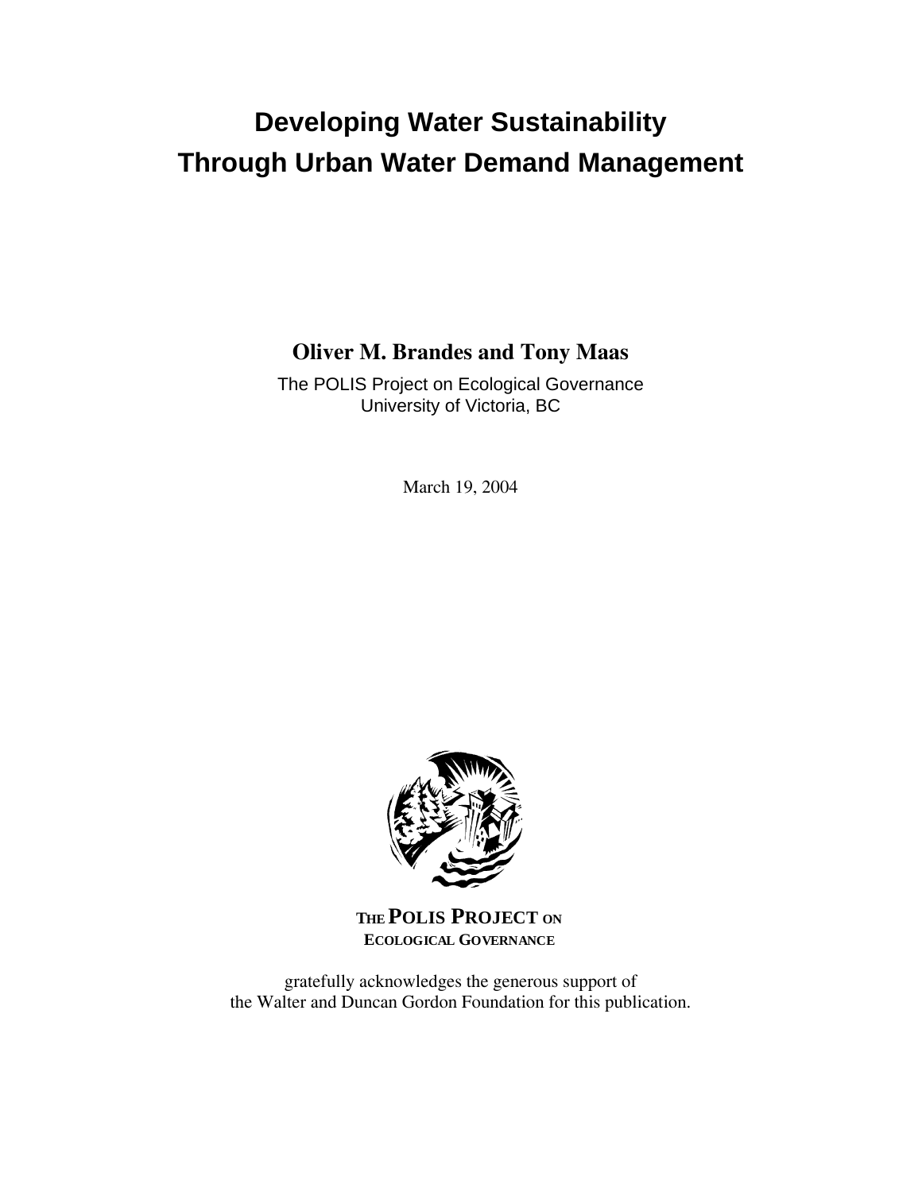# Developing Water Sustainability Through Urban Water Demand Management

**Oliver M. Brandes and Tony Maas**

The POLIS Project on Ecological Governance
University of Victoria, BC

March 19, 2004

**THE POLIS PROJECT ON ECOLOGICAL GOVERNANCE**

gratefully acknowledges the generous support of the Walter and Duncan Gordon Foundation for this publication.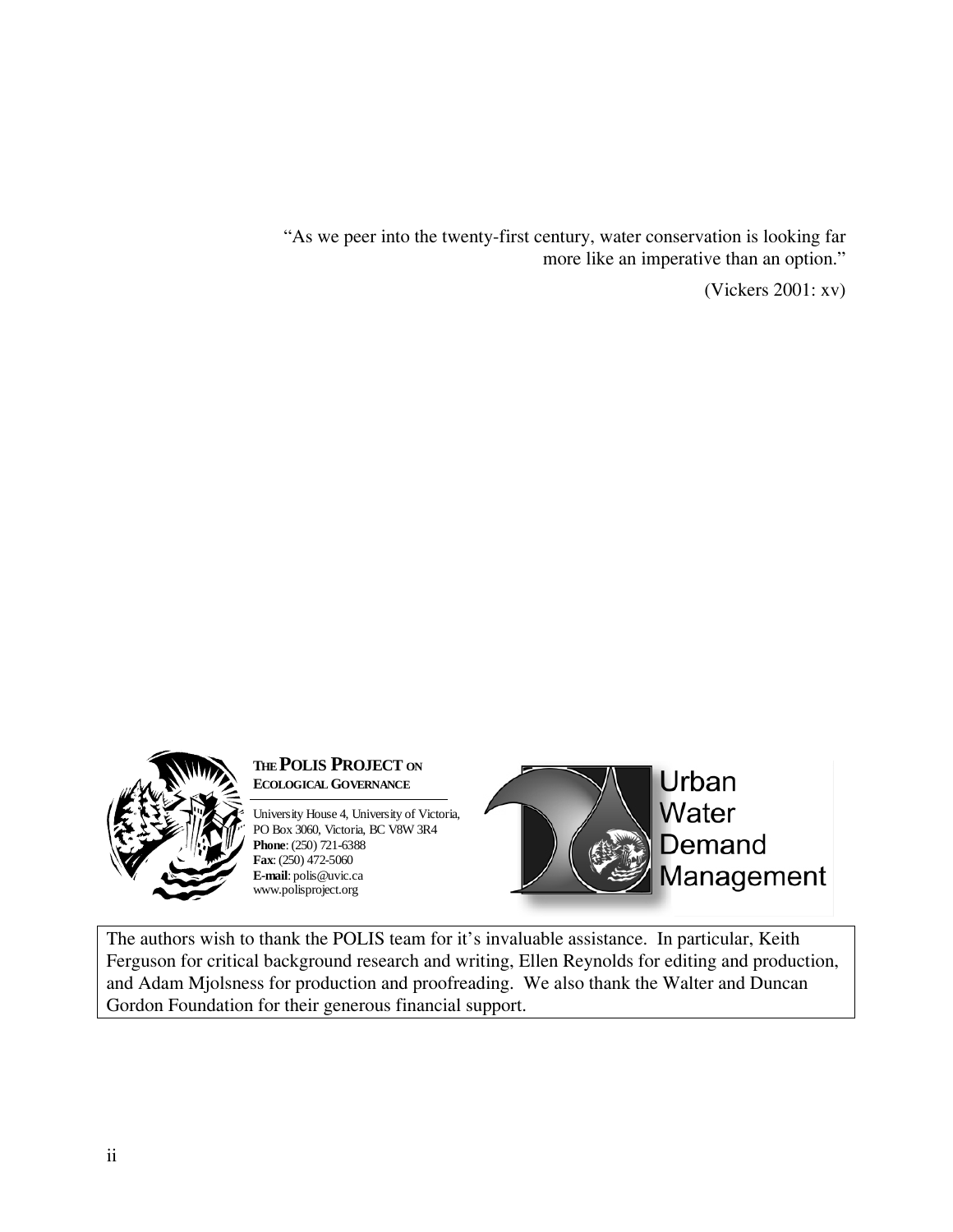"As we peer into the twenty-first century, water conservation is looking far more like an imperative than an option."

(Vickers 2001: xv)

**THE POLIS PROJECT ON ECOLOGICAL GOVERNANCE**

University House 4, University of Victoria,
PO Box 3060, Victoria, BC V8W 3R4
**Phone**: (250) 721-6388
**Fax**: (250) 472-5060
**E-mail**: polis@uvic.ca
www.polisproject.org

Urban Water Demand Management

The authors wish to thank the POLIS team for it's invaluable assistance. In particular, Keith Ferguson for critical background research and writing, Ellen Reynolds for editing and production, and Adam Mjolsness for production and proofreading. We also thank the Walter and Duncan Gordon Foundation for their generous financial support.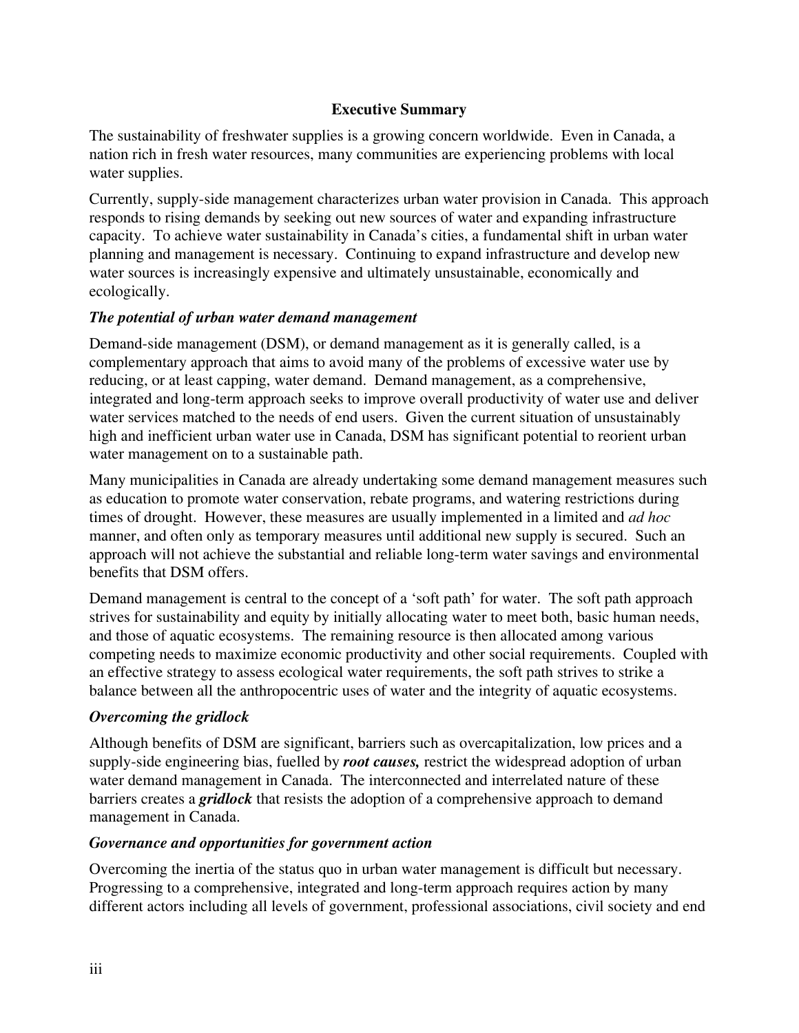## Executive Summary

The sustainability of freshwater supplies is a growing concern worldwide. Even in Canada, a nation rich in fresh water resources, many communities are experiencing problems with local water supplies.

Currently, supply-side management characterizes urban water provision in Canada. This approach responds to rising demands by seeking out new sources of water and expanding infrastructure capacity. To achieve water sustainability in Canada's cities, a fundamental shift in urban water planning and management is necessary. Continuing to expand infrastructure and develop new water sources is increasingly expensive and ultimately unsustainable, economically and ecologically.

### *The potential of urban water demand management*

Demand-side management (DSM), or demand management as it is generally called, is a complementary approach that aims to avoid many of the problems of excessive water use by reducing, or at least capping, water demand. Demand management, as a comprehensive, integrated and long-term approach seeks to improve overall productivity of water use and deliver water services matched to the needs of end users. Given the current situation of unsustainably high and inefficient urban water use in Canada, DSM has significant potential to reorient urban water management on to a sustainable path.

Many municipalities in Canada are already undertaking some demand management measures such as education to promote water conservation, rebate programs, and watering restrictions during times of drought. However, these measures are usually implemented in a limited and *ad hoc* manner, and often only as temporary measures until additional new supply is secured. Such an approach will not achieve the substantial and reliable long-term water savings and environmental benefits that DSM offers.

Demand management is central to the concept of a 'soft path' for water. The soft path approach strives for sustainability and equity by initially allocating water to meet both, basic human needs, and those of aquatic ecosystems. The remaining resource is then allocated among various competing needs to maximize economic productivity and other social requirements. Coupled with an effective strategy to assess ecological water requirements, the soft path strives to strike a balance between all the anthropocentric uses of water and the integrity of aquatic ecosystems.

### *Overcoming the gridlock*

Although benefits of DSM are significant, barriers such as overcapitalization, low prices and a supply-side engineering bias, fuelled by ***root causes,*** restrict the widespread adoption of urban water demand management in Canada. The interconnected and interrelated nature of these barriers creates a ***gridlock*** that resists the adoption of a comprehensive approach to demand management in Canada.

### *Governance and opportunities for government action*

Overcoming the inertia of the status quo in urban water management is difficult but necessary. Progressing to a comprehensive, integrated and long-term approach requires action by many different actors including all levels of government, professional associations, civil society and end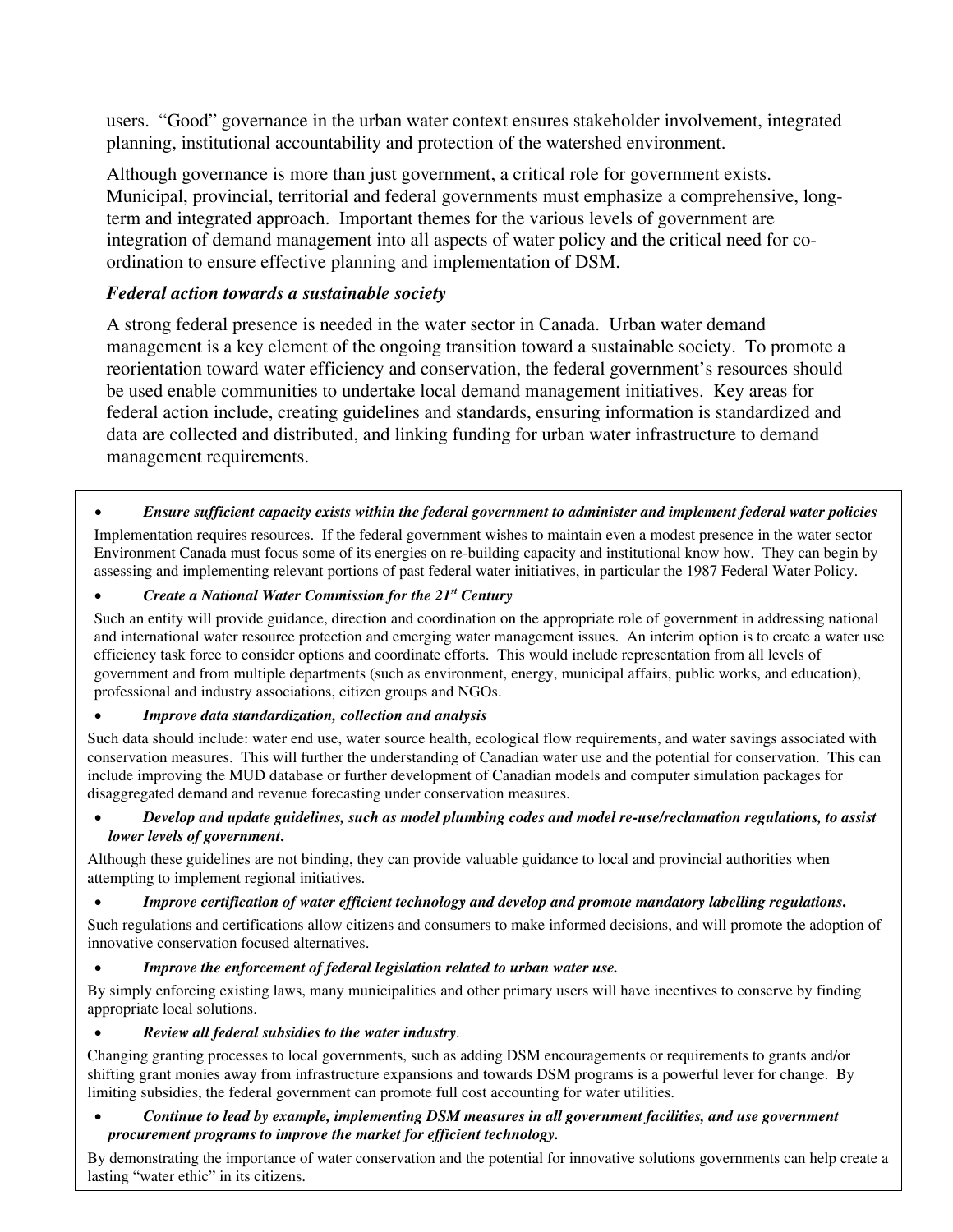users. "Good" governance in the urban water context ensures stakeholder involvement, integrated planning, institutional accountability and protection of the watershed environment.

Although governance is more than just government, a critical role for government exists. Municipal, provincial, territorial and federal governments must emphasize a comprehensive, long-term and integrated approach. Important themes for the various levels of government are integration of demand management into all aspects of water policy and the critical need for co-ordination to ensure effective planning and implementation of DSM.

### *Federal action towards a sustainable society*

A strong federal presence is needed in the water sector in Canada. Urban water demand management is a key element of the ongoing transition toward a sustainable society. To promote a reorientation toward water efficiency and conservation, the federal government's resources should be used enable communities to undertake local demand management initiatives. Key areas for federal action include, creating guidelines and standards, ensuring information is standardized and data are collected and distributed, and linking funding for urban water infrastructure to demand management requirements.

- ***Ensure sufficient capacity exists within the federal government to administer and implement federal water policies***

Implementation requires resources. If the federal government wishes to maintain even a modest presence in the water sector Environment Canada must focus some of its energies on re-building capacity and institutional know how. They can begin by assessing and implementing relevant portions of past federal water initiatives, in particular the 1987 Federal Water Policy.

- ***Create a National Water Commission for the 21st Century***

Such an entity will provide guidance, direction and coordination on the appropriate role of government in addressing national and international water resource protection and emerging water management issues. An interim option is to create a water use efficiency task force to consider options and coordinate efforts. This would include representation from all levels of government and from multiple departments (such as environment, energy, municipal affairs, public works, and education), professional and industry associations, citizen groups and NGOs.

- ***Improve data standardization, collection and analysis***

Such data should include: water end use, water source health, ecological flow requirements, and water savings associated with conservation measures. This will further the understanding of Canadian water use and the potential for conservation. This can include improving the MUD database or further development of Canadian models and computer simulation packages for disaggregated demand and revenue forecasting under conservation measures.

- ***Develop and update guidelines, such as model plumbing codes and model re-use/reclamation regulations, to assist lower levels of government.***

Although these guidelines are not binding, they can provide valuable guidance to local and provincial authorities when attempting to implement regional initiatives.

- ***Improve certification of water efficient technology and develop and promote mandatory labelling regulations.***

Such regulations and certifications allow citizens and consumers to make informed decisions, and will promote the adoption of innovative conservation focused alternatives.

- ***Improve the enforcement of federal legislation related to urban water use.***

By simply enforcing existing laws, many municipalities and other primary users will have incentives to conserve by finding appropriate local solutions.

- ***Review all federal subsidies to the water industry.***

Changing granting processes to local governments, such as adding DSM encouragements or requirements to grants and/or shifting grant monies away from infrastructure expansions and towards DSM programs is a powerful lever for change. By limiting subsidies, the federal government can promote full cost accounting for water utilities.

- ***Continue to lead by example, implementing DSM measures in all government facilities, and use government procurement programs to improve the market for efficient technology.***

By demonstrating the importance of water conservation and the potential for innovative solutions governments can help create a lasting "water ethic" in its citizens.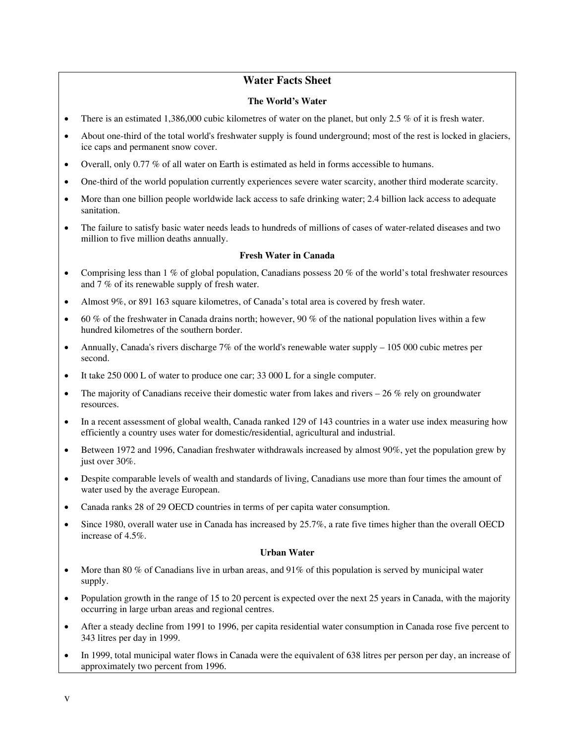# Water Facts Sheet

## The World's Water

- There is an estimated 1,386,000 cubic kilometres of water on the planet, but only 2.5 % of it is fresh water.
- About one-third of the total world's freshwater supply is found underground; most of the rest is locked in glaciers, ice caps and permanent snow cover.
- Overall, only 0.77 % of all water on Earth is estimated as held in forms accessible to humans.
- One-third of the world population currently experiences severe water scarcity, another third moderate scarcity.
- More than one billion people worldwide lack access to safe drinking water; 2.4 billion lack access to adequate sanitation.
- The failure to satisfy basic water needs leads to hundreds of millions of cases of water-related diseases and two million to five million deaths annually.

## Fresh Water in Canada

- Comprising less than 1 % of global population, Canadians possess 20 % of the world's total freshwater resources and 7 % of its renewable supply of fresh water.
- Almost 9%, or 891 163 square kilometres, of Canada's total area is covered by fresh water.
- 60 % of the freshwater in Canada drains north; however, 90 % of the national population lives within a few hundred kilometres of the southern border.
- Annually, Canada's rivers discharge 7% of the world's renewable water supply – 105 000 cubic metres per second.
- It take 250 000 L of water to produce one car; 33 000 L for a single computer.
- The majority of Canadians receive their domestic water from lakes and rivers – 26 % rely on groundwater resources.
- In a recent assessment of global wealth, Canada ranked 129 of 143 countries in a water use index measuring how efficiently a country uses water for domestic/residential, agricultural and industrial.
- Between 1972 and 1996, Canadian freshwater withdrawals increased by almost 90%, yet the population grew by just over 30%.
- Despite comparable levels of wealth and standards of living, Canadians use more than four times the amount of water used by the average European.
- Canada ranks 28 of 29 OECD countries in terms of per capita water consumption.
- Since 1980, overall water use in Canada has increased by 25.7%, a rate five times higher than the overall OECD increase of 4.5%.

## Urban Water

- More than 80 % of Canadians live in urban areas, and 91% of this population is served by municipal water supply.
- Population growth in the range of 15 to 20 percent is expected over the next 25 years in Canada, with the majority occurring in large urban areas and regional centres.
- After a steady decline from 1991 to 1996, per capita residential water consumption in Canada rose five percent to 343 litres per day in 1999.
- In 1999, total municipal water flows in Canada were the equivalent of 638 litres per person per day, an increase of approximately two percent from 1996.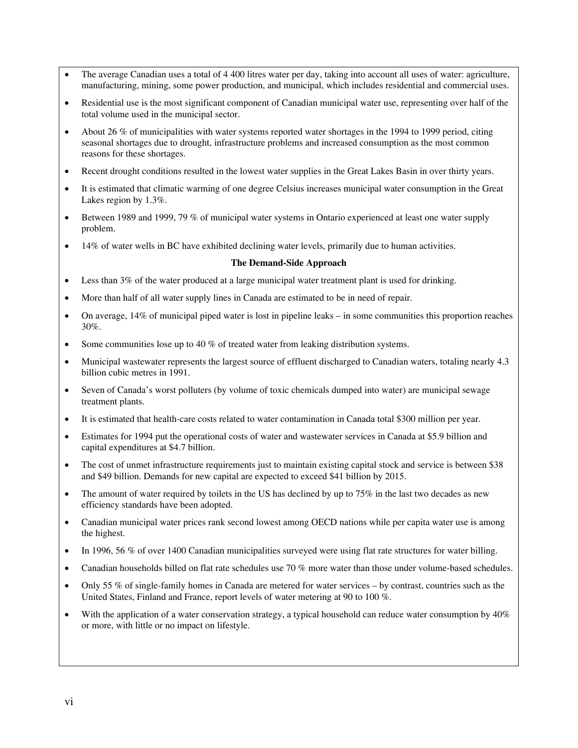- The average Canadian uses a total of 4 400 litres water per day, taking into account all uses of water: agriculture, manufacturing, mining, some power production, and municipal, which includes residential and commercial uses.
- Residential use is the most significant component of Canadian municipal water use, representing over half of the total volume used in the municipal sector.
- About 26 % of municipalities with water systems reported water shortages in the 1994 to 1999 period, citing seasonal shortages due to drought, infrastructure problems and increased consumption as the most common reasons for these shortages.
- Recent drought conditions resulted in the lowest water supplies in the Great Lakes Basin in over thirty years.
- It is estimated that climatic warming of one degree Celsius increases municipal water consumption in the Great Lakes region by 1.3%.
- Between 1989 and 1999, 79 % of municipal water systems in Ontario experienced at least one water supply problem.
- 14% of water wells in BC have exhibited declining water levels, primarily due to human activities.

**The Demand-Side Approach**

- Less than 3% of the water produced at a large municipal water treatment plant is used for drinking.
- More than half of all water supply lines in Canada are estimated to be in need of repair.
- On average, 14% of municipal piped water is lost in pipeline leaks – in some communities this proportion reaches 30%.
- Some communities lose up to 40 % of treated water from leaking distribution systems.
- Municipal wastewater represents the largest source of effluent discharged to Canadian waters, totaling nearly 4.3 billion cubic metres in 1991.
- Seven of Canada's worst polluters (by volume of toxic chemicals dumped into water) are municipal sewage treatment plants.
- It is estimated that health-care costs related to water contamination in Canada total $300 million per year.
- Estimates for 1994 put the operational costs of water and wastewater services in Canada at $5.9 billion and capital expenditures at $4.7 billion.
- The cost of unmet infrastructure requirements just to maintain existing capital stock and service is between $38 and $49 billion. Demands for new capital are expected to exceed $41 billion by 2015.
- The amount of water required by toilets in the US has declined by up to 75% in the last two decades as new efficiency standards have been adopted.
- Canadian municipal water prices rank second lowest among OECD nations while per capita water use is among the highest.
- In 1996, 56 % of over 1400 Canadian municipalities surveyed were using flat rate structures for water billing.
- Canadian households billed on flat rate schedules use 70 % more water than those under volume-based schedules.
- Only 55 % of single-family homes in Canada are metered for water services – by contrast, countries such as the United States, Finland and France, report levels of water metering at 90 to 100 %.
- With the application of a water conservation strategy, a typical household can reduce water consumption by 40% or more, with little or no impact on lifestyle.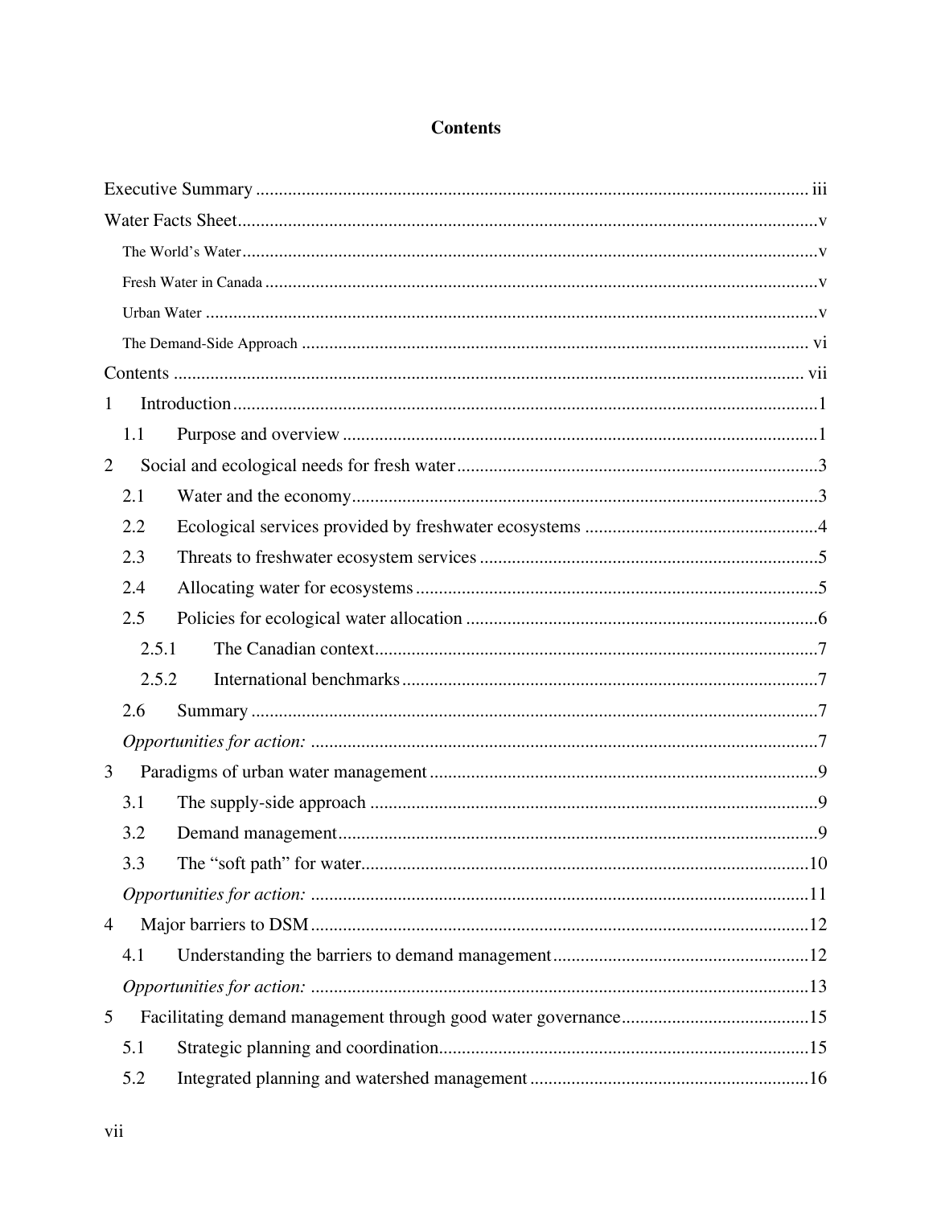# Contents

Executive Summary ........................................................................................................................ iii

Water Facts Sheet..............................................................................................................................v

The World's Water.............................................................................................................................v

Fresh Water in Canada ........................................................................................................................v

Urban Water ......................................................................................................................................v

The Demand-Side Approach ............................................................................................................. vi

Contents ......................................................................................................................................... vii

1 Introduction..............................................................................................................................1

1.1 Purpose and overview .......................................................................................................1

2 Social and ecological needs for fresh water..............................................................................3

2.1 Water and the economy.....................................................................................................3

2.2 Ecological services provided by freshwater ecosystems ..................................................4

2.3 Threats to freshwater ecosystem services .........................................................................5

2.4 Allocating water for ecosystems .......................................................................................5

2.5 Policies for ecological water allocation ............................................................................6

2.5.1 The Canadian context................................................................................................7

2.5.2 International benchmarks ..........................................................................................7

2.6 Summary ..........................................................................................................................7

*Opportunities for action:* .............................................................................................................7

3 Paradigms of urban water management ....................................................................................9

3.1 The supply-side approach .................................................................................................9

3.2 Demand management........................................................................................................9

3.3 The "soft path" for water.................................................................................................10

*Opportunities for action:* ............................................................................................................11

4 Major barriers to DSM ............................................................................................................12

4.1 Understanding the barriers to demand management........................................................12

*Opportunities for action:* ............................................................................................................13

5 Facilitating demand management through good water governance.........................................15

5.1 Strategic planning and coordination................................................................................15

5.2 Integrated planning and watershed management ............................................................16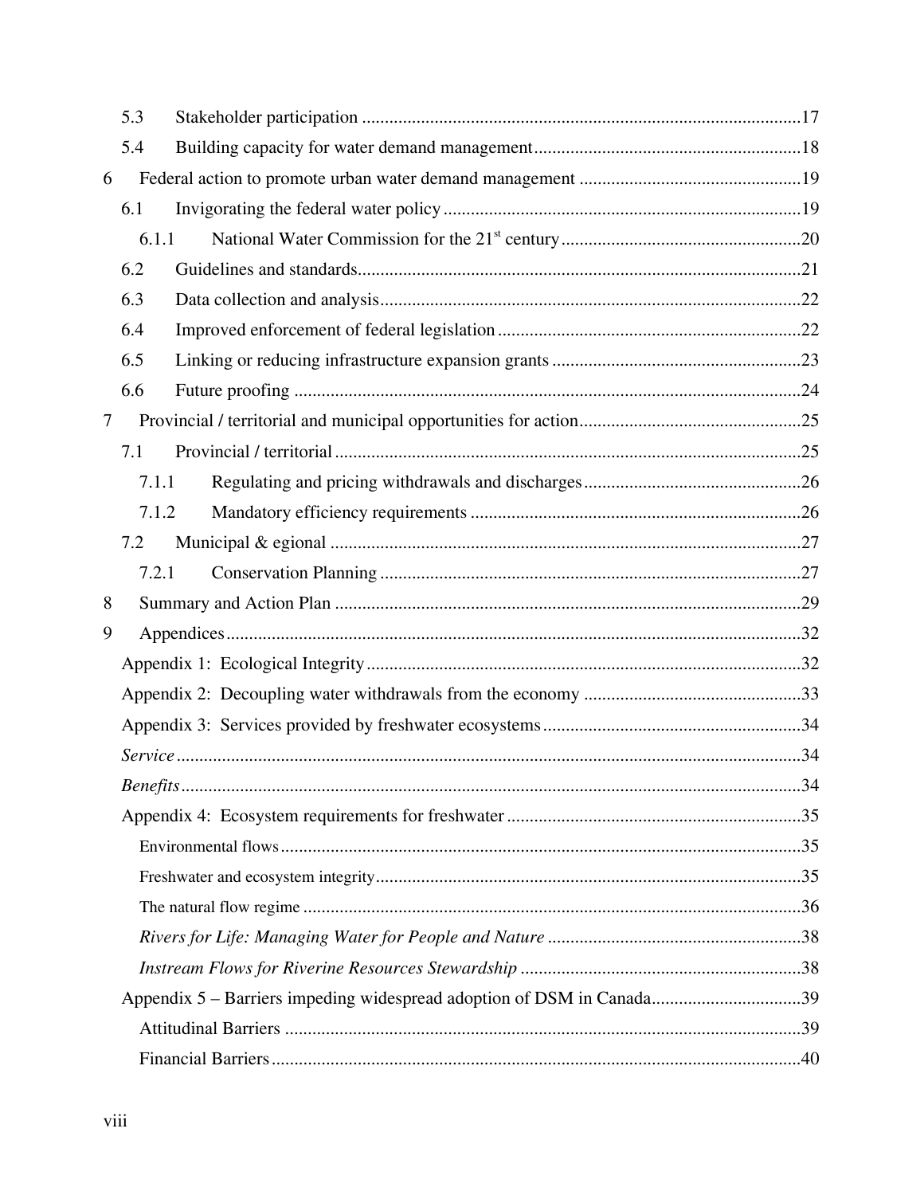5.3 Stakeholder participation .....17

5.4 Building capacity for water demand management .....18

6 Federal action to promote urban water demand management .....19

6.1 Invigorating the federal water policy .....19

6.1.1 National Water Commission for the 21st century .....20

6.2 Guidelines and standards .....21

6.3 Data collection and analysis .....22

6.4 Improved enforcement of federal legislation .....22

6.5 Linking or reducing infrastructure expansion grants .....23

6.6 Future proofing .....24

7 Provincial / territorial and municipal opportunities for action .....25

7.1 Provincial / territorial .....25

7.1.1 Regulating and pricing withdrawals and discharges .....26

7.1.2 Mandatory efficiency requirements .....26

7.2 Municipal & egional .....27

7.2.1 Conservation Planning .....27

8 Summary and Action Plan .....29

9 Appendices .....32

Appendix 1: Ecological Integrity .....32

Appendix 2: Decoupling water withdrawals from the economy .....33

Appendix 3: Services provided by freshwater ecosystems .....34

*Service* .....34

*Benefits* .....34

Appendix 4: Ecosystem requirements for freshwater .....35

Environmental flows .....35

Freshwater and ecosystem integrity .....35

The natural flow regime .....36

*Rivers for Life: Managing Water for People and Nature* .....38

*Instream Flows for Riverine Resources Stewardship* .....38

Appendix 5 – Barriers impeding widespread adoption of DSM in Canada .....39

Attitudinal Barriers .....39

Financial Barriers .....40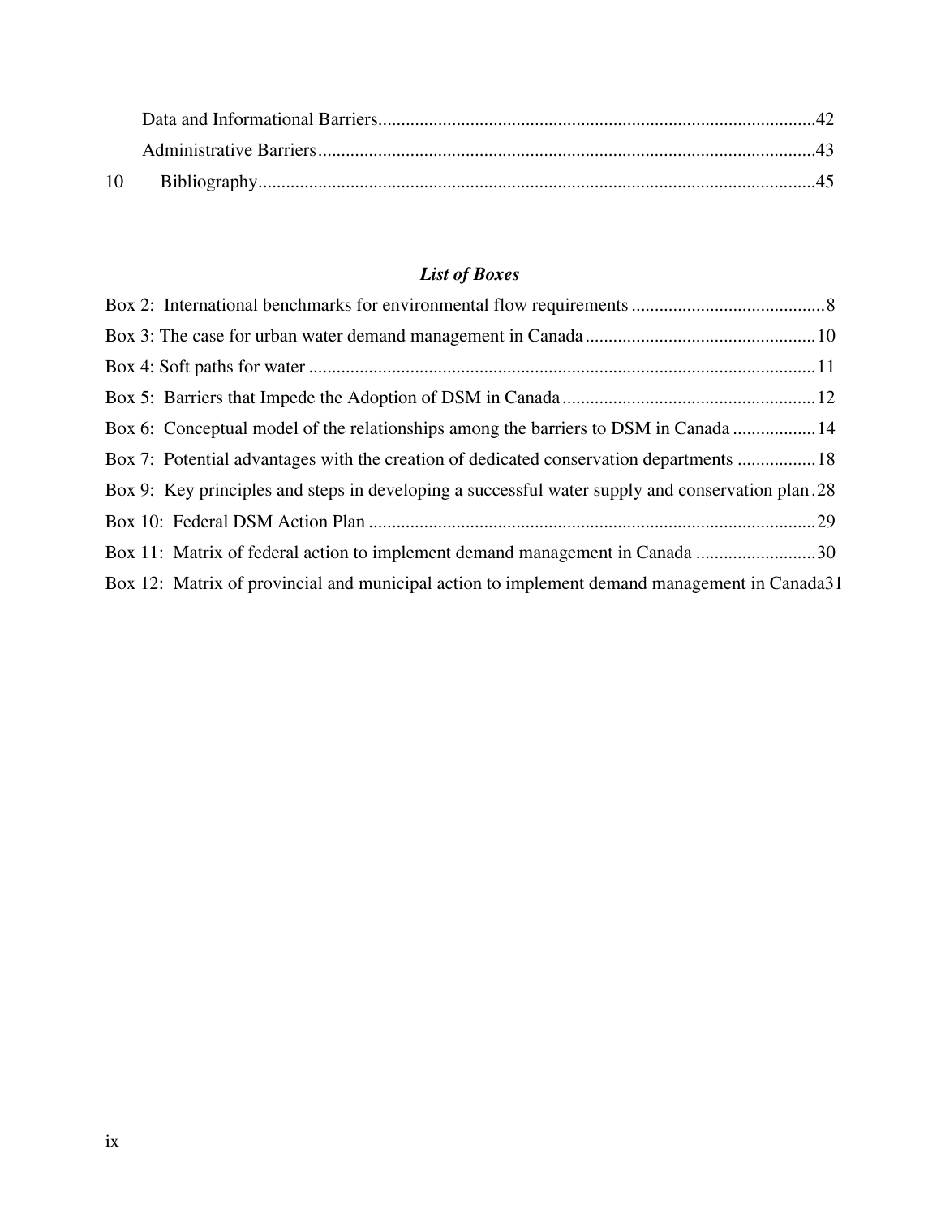Data and Informational Barriers....42

Administrative Barriers....43

10 Bibliography....45

### *List of Boxes*

Box 2: International benchmarks for environmental flow requirements....8

Box 3: The case for urban water demand management in Canada....10

Box 4: Soft paths for water....11

Box 5: Barriers that Impede the Adoption of DSM in Canada....12

Box 6: Conceptual model of the relationships among the barriers to DSM in Canada....14

Box 7: Potential advantages with the creation of dedicated conservation departments....18

Box 9: Key principles and steps in developing a successful water supply and conservation plan....28

Box 10: Federal DSM Action Plan....29

Box 11: Matrix of federal action to implement demand management in Canada....30

Box 12: Matrix of provincial and municipal action to implement demand management in Canada....31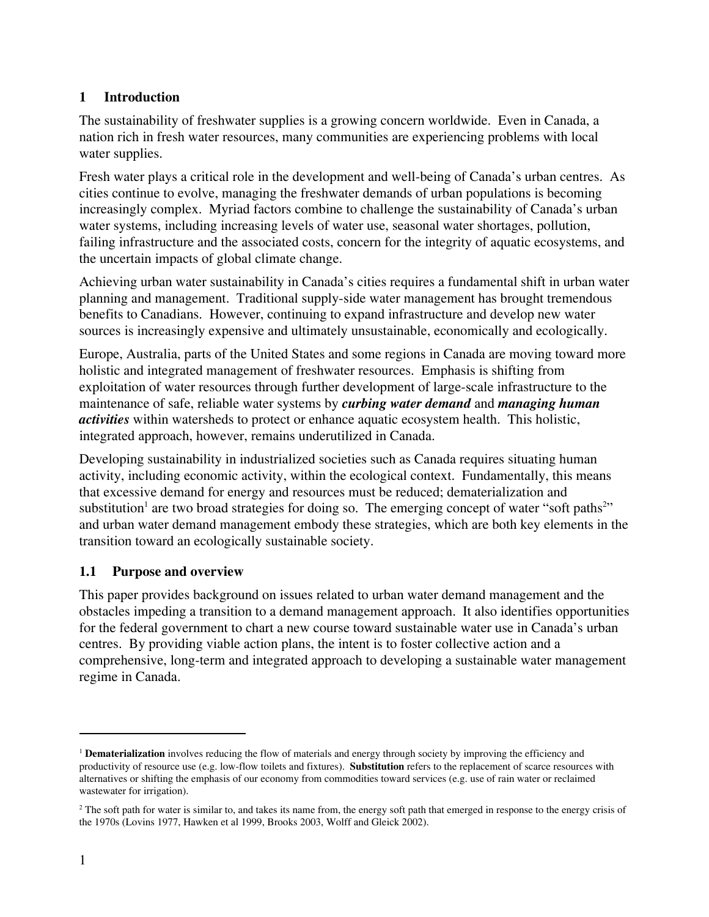## 1 Introduction

The sustainability of freshwater supplies is a growing concern worldwide. Even in Canada, a nation rich in fresh water resources, many communities are experiencing problems with local water supplies.

Fresh water plays a critical role in the development and well-being of Canada's urban centres. As cities continue to evolve, managing the freshwater demands of urban populations is becoming increasingly complex. Myriad factors combine to challenge the sustainability of Canada's urban water systems, including increasing levels of water use, seasonal water shortages, pollution, failing infrastructure and the associated costs, concern for the integrity of aquatic ecosystems, and the uncertain impacts of global climate change.

Achieving urban water sustainability in Canada's cities requires a fundamental shift in urban water planning and management. Traditional supply-side water management has brought tremendous benefits to Canadians. However, continuing to expand infrastructure and develop new water sources is increasingly expensive and ultimately unsustainable, economically and ecologically.

Europe, Australia, parts of the United States and some regions in Canada are moving toward more holistic and integrated management of freshwater resources. Emphasis is shifting from exploitation of water resources through further development of large-scale infrastructure to the maintenance of safe, reliable water systems by ***curbing water demand*** and ***managing human activities*** within watersheds to protect or enhance aquatic ecosystem health. This holistic, integrated approach, however, remains underutilized in Canada.

Developing sustainability in industrialized societies such as Canada requires situating human activity, including economic activity, within the ecological context. Fundamentally, this means that excessive demand for energy and resources must be reduced; dematerialization and substitution[1] are two broad strategies for doing so. The emerging concept of water "soft paths[2]" and urban water demand management embody these strategies, which are both key elements in the transition toward an ecologically sustainable society.

### 1.1 Purpose and overview

This paper provides background on issues related to urban water demand management and the obstacles impeding a transition to a demand management approach. It also identifies opportunities for the federal government to chart a new course toward sustainable water use in Canada's urban centres. By providing viable action plans, the intent is to foster collective action and a comprehensive, long-term and integrated approach to developing a sustainable water management regime in Canada.

---

[1] **Dematerialization** involves reducing the flow of materials and energy through society by improving the efficiency and productivity of resource use (e.g. low-flow toilets and fixtures). **Substitution** refers to the replacement of scarce resources with alternatives or shifting the emphasis of our economy from commodities toward services (e.g. use of rain water or reclaimed wastewater for irrigation).

[2] The soft path for water is similar to, and takes its name from, the energy soft path that emerged in response to the energy crisis of the 1970s (Lovins 1977, Hawken et al 1999, Brooks 2003, Wolff and Gleick 2002).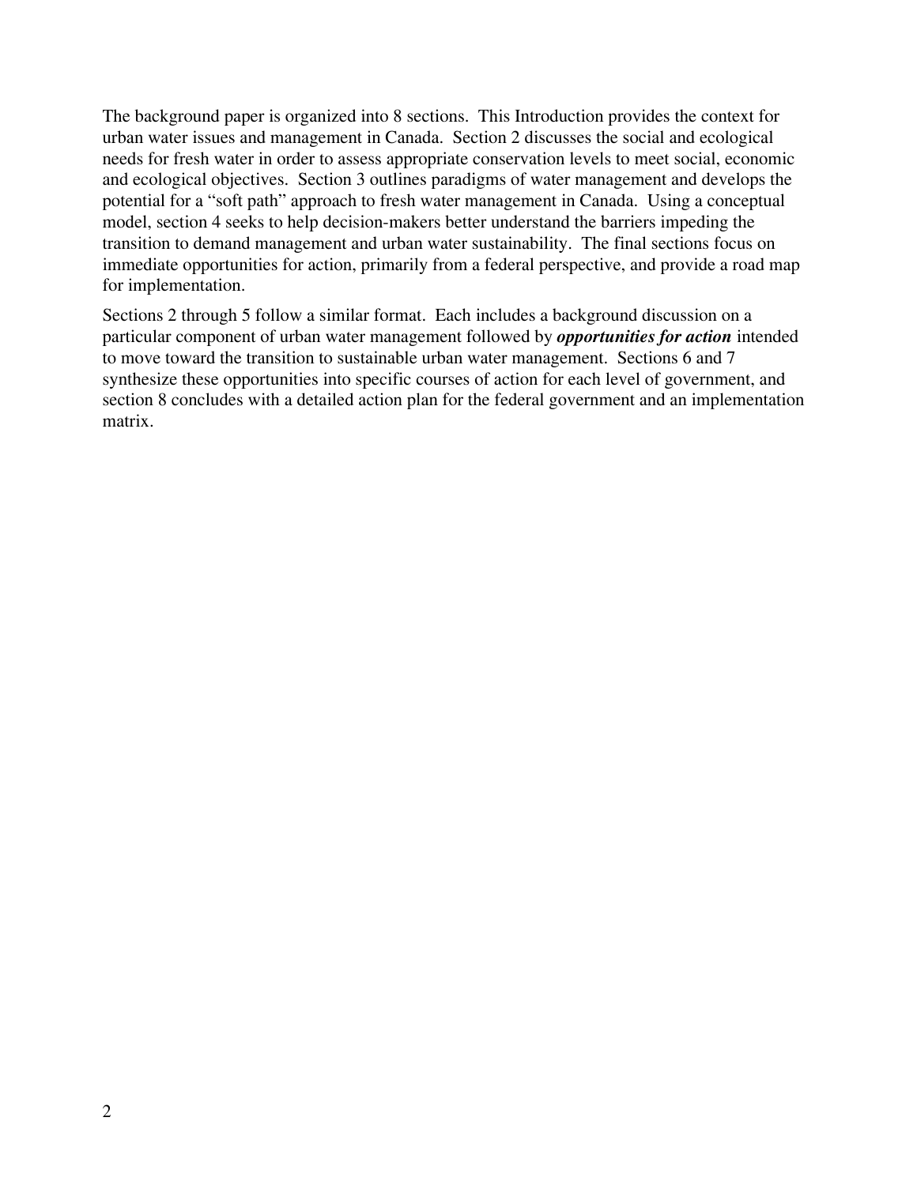The background paper is organized into 8 sections. This Introduction provides the context for urban water issues and management in Canada. Section 2 discusses the social and ecological needs for fresh water in order to assess appropriate conservation levels to meet social, economic and ecological objectives. Section 3 outlines paradigms of water management and develops the potential for a "soft path" approach to fresh water management in Canada. Using a conceptual model, section 4 seeks to help decision-makers better understand the barriers impeding the transition to demand management and urban water sustainability. The final sections focus on immediate opportunities for action, primarily from a federal perspective, and provide a road map for implementation.

Sections 2 through 5 follow a similar format. Each includes a background discussion on a particular component of urban water management followed by ***opportunities for action*** intended to move toward the transition to sustainable urban water management. Sections 6 and 7 synthesize these opportunities into specific courses of action for each level of government, and section 8 concludes with a detailed action plan for the federal government and an implementation matrix.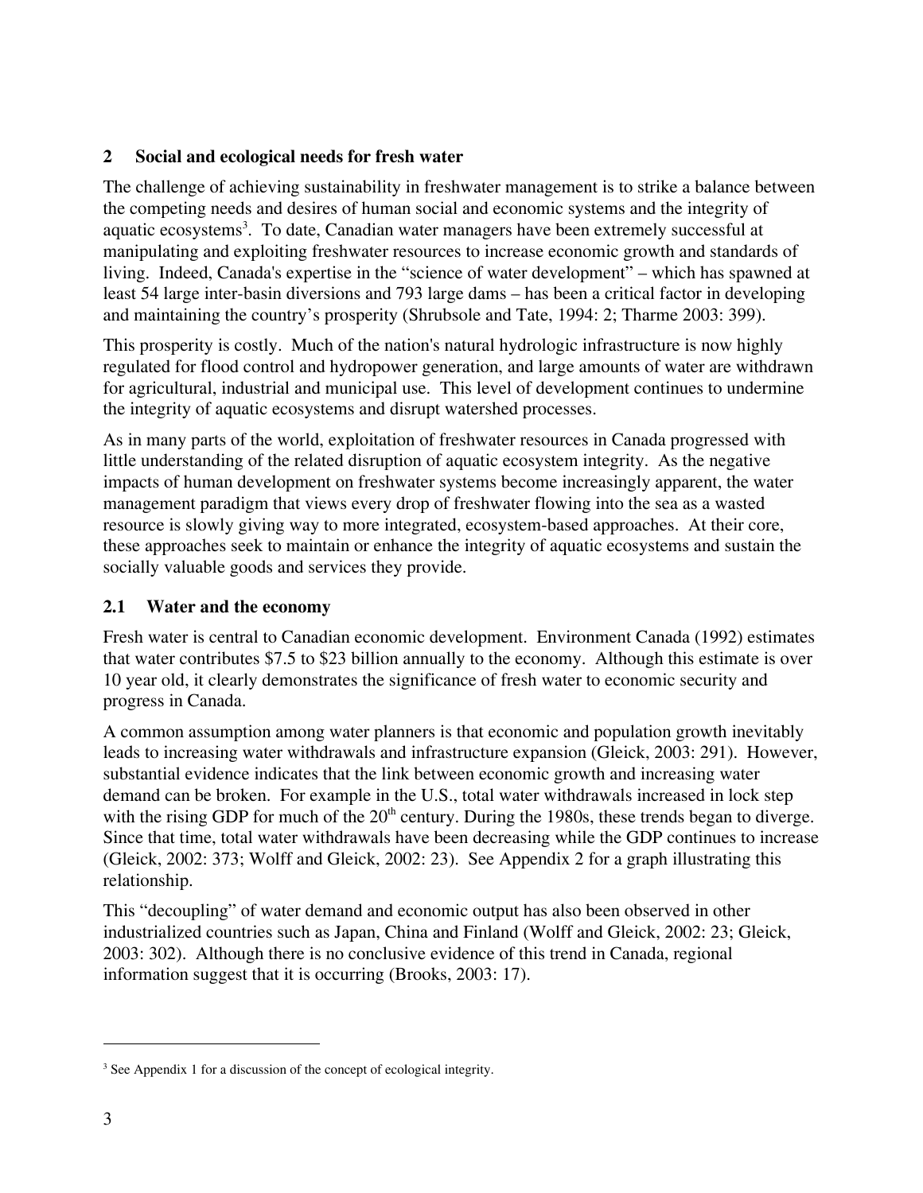## 2 Social and ecological needs for fresh water

The challenge of achieving sustainability in freshwater management is to strike a balance between the competing needs and desires of human social and economic systems and the integrity of aquatic ecosystems[3]. To date, Canadian water managers have been extremely successful at manipulating and exploiting freshwater resources to increase economic growth and standards of living. Indeed, Canada's expertise in the "science of water development" – which has spawned at least 54 large inter-basin diversions and 793 large dams – has been a critical factor in developing and maintaining the country's prosperity (Shrubsole and Tate, 1994: 2; Tharme 2003: 399).

This prosperity is costly. Much of the nation's natural hydrologic infrastructure is now highly regulated for flood control and hydropower generation, and large amounts of water are withdrawn for agricultural, industrial and municipal use. This level of development continues to undermine the integrity of aquatic ecosystems and disrupt watershed processes.

As in many parts of the world, exploitation of freshwater resources in Canada progressed with little understanding of the related disruption of aquatic ecosystem integrity. As the negative impacts of human development on freshwater systems become increasingly apparent, the water management paradigm that views every drop of freshwater flowing into the sea as a wasted resource is slowly giving way to more integrated, ecosystem-based approaches. At their core, these approaches seek to maintain or enhance the integrity of aquatic ecosystems and sustain the socially valuable goods and services they provide.

### 2.1 Water and the economy

Fresh water is central to Canadian economic development. Environment Canada (1992) estimates that water contributes $7.5 to $23 billion annually to the economy. Although this estimate is over 10 year old, it clearly demonstrates the significance of fresh water to economic security and progress in Canada.

A common assumption among water planners is that economic and population growth inevitably leads to increasing water withdrawals and infrastructure expansion (Gleick, 2003: 291). However, substantial evidence indicates that the link between economic growth and increasing water demand can be broken. For example in the U.S., total water withdrawals increased in lock step with the rising GDP for much of the 20th century. During the 1980s, these trends began to diverge. Since that time, total water withdrawals have been decreasing while the GDP continues to increase (Gleick, 2002: 373; Wolff and Gleick, 2002: 23). See Appendix 2 for a graph illustrating this relationship.

This "decoupling" of water demand and economic output has also been observed in other industrialized countries such as Japan, China and Finland (Wolff and Gleick, 2002: 23; Gleick, 2003: 302). Although there is no conclusive evidence of this trend in Canada, regional information suggest that it is occurring (Brooks, 2003: 17).

---

[3] See Appendix 1 for a discussion of the concept of ecological integrity.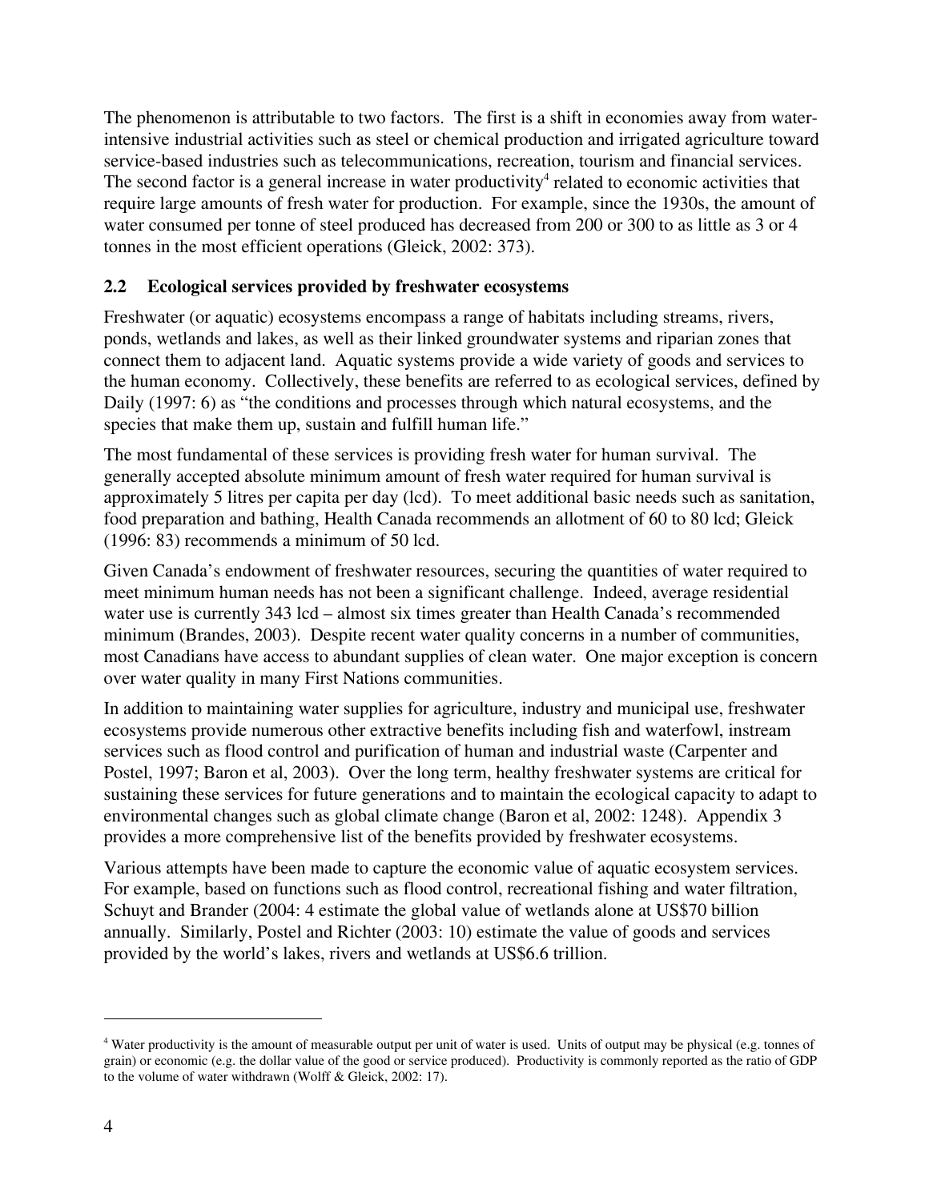The phenomenon is attributable to two factors. The first is a shift in economies away from water-intensive industrial activities such as steel or chemical production and irrigated agriculture toward service-based industries such as telecommunications, recreation, tourism and financial services. The second factor is a general increase in water productivity[4] related to economic activities that require large amounts of fresh water for production. For example, since the 1930s, the amount of water consumed per tonne of steel produced has decreased from 200 or 300 to as little as 3 or 4 tonnes in the most efficient operations (Gleick, 2002: 373).

## 2.2 Ecological services provided by freshwater ecosystems

Freshwater (or aquatic) ecosystems encompass a range of habitats including streams, rivers, ponds, wetlands and lakes, as well as their linked groundwater systems and riparian zones that connect them to adjacent land. Aquatic systems provide a wide variety of goods and services to the human economy. Collectively, these benefits are referred to as ecological services, defined by Daily (1997: 6) as "the conditions and processes through which natural ecosystems, and the species that make them up, sustain and fulfill human life."

The most fundamental of these services is providing fresh water for human survival. The generally accepted absolute minimum amount of fresh water required for human survival is approximately 5 litres per capita per day (lcd). To meet additional basic needs such as sanitation, food preparation and bathing, Health Canada recommends an allotment of 60 to 80 lcd; Gleick (1996: 83) recommends a minimum of 50 lcd.

Given Canada's endowment of freshwater resources, securing the quantities of water required to meet minimum human needs has not been a significant challenge. Indeed, average residential water use is currently 343 lcd – almost six times greater than Health Canada's recommended minimum (Brandes, 2003). Despite recent water quality concerns in a number of communities, most Canadians have access to abundant supplies of clean water. One major exception is concern over water quality in many First Nations communities.

In addition to maintaining water supplies for agriculture, industry and municipal use, freshwater ecosystems provide numerous other extractive benefits including fish and waterfowl, instream services such as flood control and purification of human and industrial waste (Carpenter and Postel, 1997; Baron et al, 2003). Over the long term, healthy freshwater systems are critical for sustaining these services for future generations and to maintain the ecological capacity to adapt to environmental changes such as global climate change (Baron et al, 2002: 1248). Appendix 3 provides a more comprehensive list of the benefits provided by freshwater ecosystems.

Various attempts have been made to capture the economic value of aquatic ecosystem services. For example, based on functions such as flood control, recreational fishing and water filtration, Schuyt and Brander (2004: 4 estimate the global value of wetlands alone at US$70 billion annually. Similarly, Postel and Richter (2003: 10) estimate the value of goods and services provided by the world's lakes, rivers and wetlands at US$6.6 trillion.

---

[4] Water productivity is the amount of measurable output per unit of water is used. Units of output may be physical (e.g. tonnes of grain) or economic (e.g. the dollar value of the good or service produced). Productivity is commonly reported as the ratio of GDP to the volume of water withdrawn (Wolff & Gleick, 2002: 17).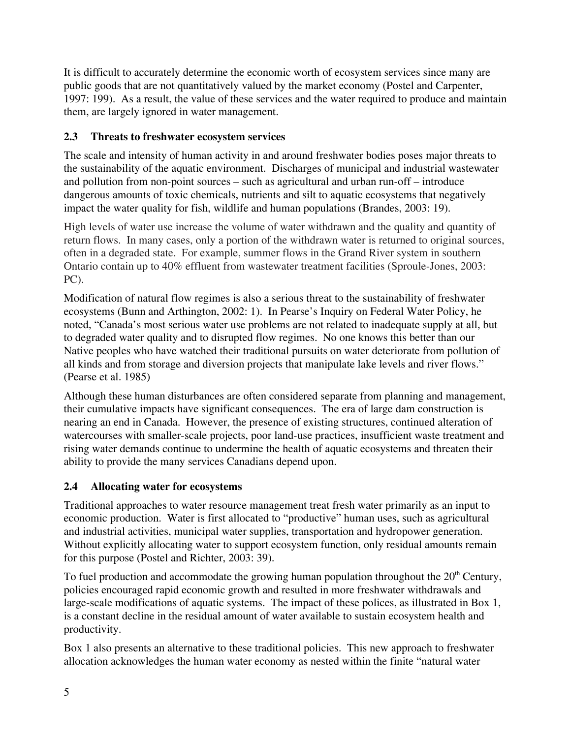It is difficult to accurately determine the economic worth of ecosystem services since many are public goods that are not quantitatively valued by the market economy (Postel and Carpenter, 1997: 199). As a result, the value of these services and the water required to produce and maintain them, are largely ignored in water management.

## 2.3 Threats to freshwater ecosystem services

The scale and intensity of human activity in and around freshwater bodies poses major threats to the sustainability of the aquatic environment. Discharges of municipal and industrial wastewater and pollution from non-point sources – such as agricultural and urban run-off – introduce dangerous amounts of toxic chemicals, nutrients and silt to aquatic ecosystems that negatively impact the water quality for fish, wildlife and human populations (Brandes, 2003: 19).

High levels of water use increase the volume of water withdrawn and the quality and quantity of return flows. In many cases, only a portion of the withdrawn water is returned to original sources, often in a degraded state. For example, summer flows in the Grand River system in southern Ontario contain up to 40% effluent from wastewater treatment facilities (Sproule-Jones, 2003: PC).

Modification of natural flow regimes is also a serious threat to the sustainability of freshwater ecosystems (Bunn and Arthington, 2002: 1). In Pearse's Inquiry on Federal Water Policy, he noted, "Canada's most serious water use problems are not related to inadequate supply at all, but to degraded water quality and to disrupted flow regimes. No one knows this better than our Native peoples who have watched their traditional pursuits on water deteriorate from pollution of all kinds and from storage and diversion projects that manipulate lake levels and river flows." (Pearse et al. 1985)

Although these human disturbances are often considered separate from planning and management, their cumulative impacts have significant consequences. The era of large dam construction is nearing an end in Canada. However, the presence of existing structures, continued alteration of watercourses with smaller-scale projects, poor land-use practices, insufficient waste treatment and rising water demands continue to undermine the health of aquatic ecosystems and threaten their ability to provide the many services Canadians depend upon.

## 2.4 Allocating water for ecosystems

Traditional approaches to water resource management treat fresh water primarily as an input to economic production. Water is first allocated to "productive" human uses, such as agricultural and industrial activities, municipal water supplies, transportation and hydropower generation. Without explicitly allocating water to support ecosystem function, only residual amounts remain for this purpose (Postel and Richter, 2003: 39).

To fuel production and accommodate the growing human population throughout the 20th Century, policies encouraged rapid economic growth and resulted in more freshwater withdrawals and large-scale modifications of aquatic systems. The impact of these polices, as illustrated in Box 1, is a constant decline in the residual amount of water available to sustain ecosystem health and productivity.

Box 1 also presents an alternative to these traditional policies. This new approach to freshwater allocation acknowledges the human water economy as nested within the finite "natural water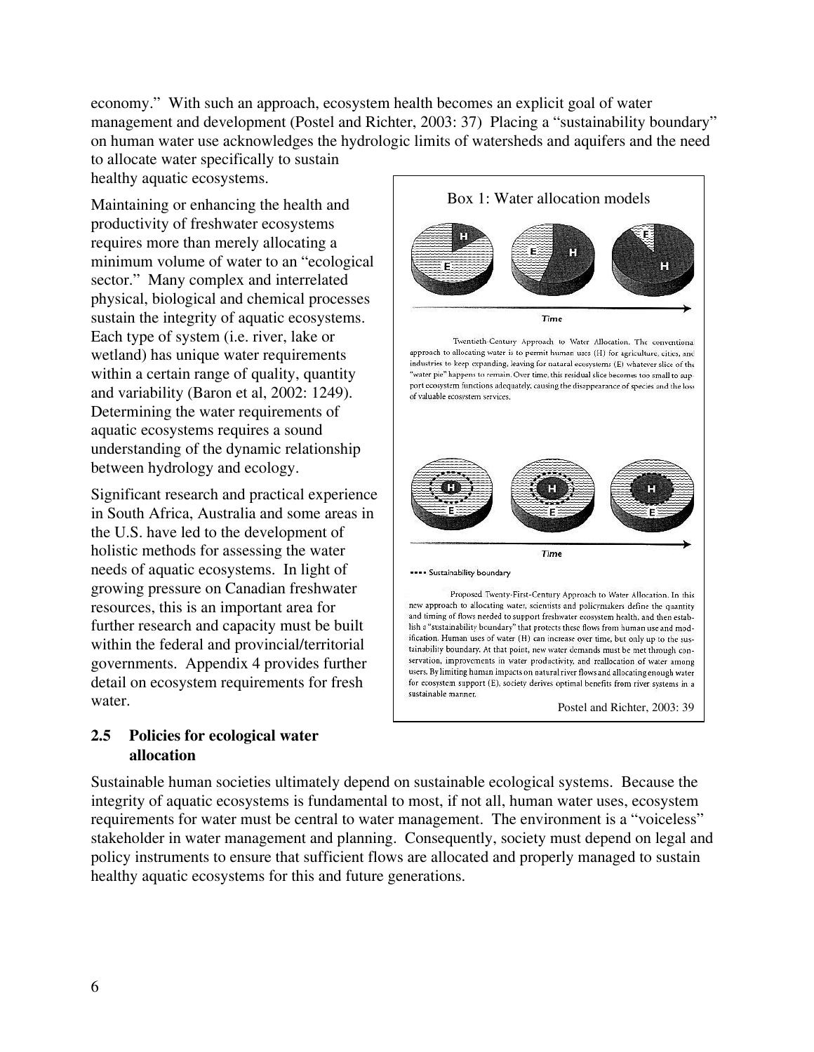economy." With such an approach, ecosystem health becomes an explicit goal of water management and development (Postel and Richter, 2003: 37) Placing a "sustainability boundary" on human water use acknowledges the hydrologic limits of watersheds and aquifers and the need to allocate water specifically to sustain healthy aquatic ecosystems.

Maintaining or enhancing the health and productivity of freshwater ecosystems requires more than merely allocating a minimum volume of water to an "ecological sector." Many complex and interrelated physical, biological and chemical processes sustain the integrity of aquatic ecosystems. Each type of system (i.e. river, lake or wetland) has unique water requirements within a certain range of quality, quantity and variability (Baron et al, 2002: 1249). Determining the water requirements of aquatic ecosystems requires a sound understanding of the dynamic relationship between hydrology and ecology.

Significant research and practical experience in South Africa, Australia and some areas in the U.S. have led to the development of holistic methods for assessing the water needs of aquatic ecosystems. In light of growing pressure on Canadian freshwater resources, this is an important area for further research and capacity must be built within the federal and provincial/territorial governments. Appendix 4 provides further detail on ecosystem requirements for fresh water.

**Box 1: Water allocation models**

Twentieth-Century Approach to Water Allocation. The conventional approach to allocating water is to permit human uses (H) for agriculture, cities, and industries to keep expanding, leaving for natural ecosystems (E) whatever slice of the "water pie" happens to remain. Over time, this residual slice becomes too small to support ecosystem functions adequately, causing the disappearance of species and the loss of valuable ecosystem services.

---- Sustainability boundary

Proposed Twenty-First-Century Approach to Water Allocation. In this new approach to allocating water, scientists and policymakers define the quantity and timing of flows needed to support freshwater ecosystem health, and then establish a "sustainability boundary" that protects these flows from human use and modification. Human uses of water (H) can increase over time, but only up to the sustainability boundary. At that point, new water demands must be met through conservation, improvements in water productivity, and reallocation of water among users. By limiting human impacts on natural river flows and allocating enough water for ecosystem support (E), society derives optimal benefits from river systems in a sustainable manner.

Postel and Richter, 2003: 39

## 2.5 Policies for ecological water allocation

Sustainable human societies ultimately depend on sustainable ecological systems. Because the integrity of aquatic ecosystems is fundamental to most, if not all, human water uses, ecosystem requirements for water must be central to water management. The environment is a "voiceless" stakeholder in water management and planning. Consequently, society must depend on legal and policy instruments to ensure that sufficient flows are allocated and properly managed to sustain healthy aquatic ecosystems for this and future generations.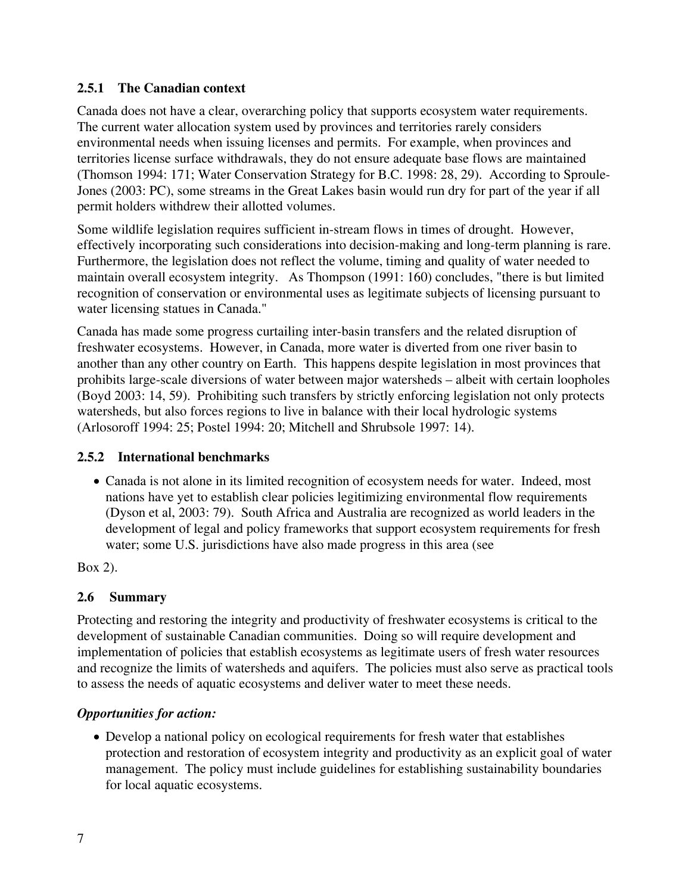### 2.5.1 The Canadian context

Canada does not have a clear, overarching policy that supports ecosystem water requirements. The current water allocation system used by provinces and territories rarely considers environmental needs when issuing licenses and permits. For example, when provinces and territories license surface withdrawals, they do not ensure adequate base flows are maintained (Thomson 1994: 171; Water Conservation Strategy for B.C. 1998: 28, 29). According to Sproule-Jones (2003: PC), some streams in the Great Lakes basin would run dry for part of the year if all permit holders withdrew their allotted volumes.

Some wildlife legislation requires sufficient in-stream flows in times of drought. However, effectively incorporating such considerations into decision-making and long-term planning is rare. Furthermore, the legislation does not reflect the volume, timing and quality of water needed to maintain overall ecosystem integrity. As Thompson (1991: 160) concludes, "there is but limited recognition of conservation or environmental uses as legitimate subjects of licensing pursuant to water licensing statues in Canada."

Canada has made some progress curtailing inter-basin transfers and the related disruption of freshwater ecosystems. However, in Canada, more water is diverted from one river basin to another than any other country on Earth. This happens despite legislation in most provinces that prohibits large-scale diversions of water between major watersheds – albeit with certain loopholes (Boyd 2003: 14, 59). Prohibiting such transfers by strictly enforcing legislation not only protects watersheds, but also forces regions to live in balance with their local hydrologic systems (Arlosoroff 1994: 25; Postel 1994: 20; Mitchell and Shrubsole 1997: 14).

### 2.5.2 International benchmarks

- Canada is not alone in its limited recognition of ecosystem needs for water. Indeed, most nations have yet to establish clear policies legitimizing environmental flow requirements (Dyson et al, 2003: 79). South Africa and Australia are recognized as world leaders in the development of legal and policy frameworks that support ecosystem requirements for fresh water; some U.S. jurisdictions have also made progress in this area (see

Box 2).

## 2.6 Summary

Protecting and restoring the integrity and productivity of freshwater ecosystems is critical to the development of sustainable Canadian communities. Doing so will require development and implementation of policies that establish ecosystems as legitimate users of fresh water resources and recognize the limits of watersheds and aquifers. The policies must also serve as practical tools to assess the needs of aquatic ecosystems and deliver water to meet these needs.

***Opportunities for action:***

- Develop a national policy on ecological requirements for fresh water that establishes protection and restoration of ecosystem integrity and productivity as an explicit goal of water management. The policy must include guidelines for establishing sustainability boundaries for local aquatic ecosystems.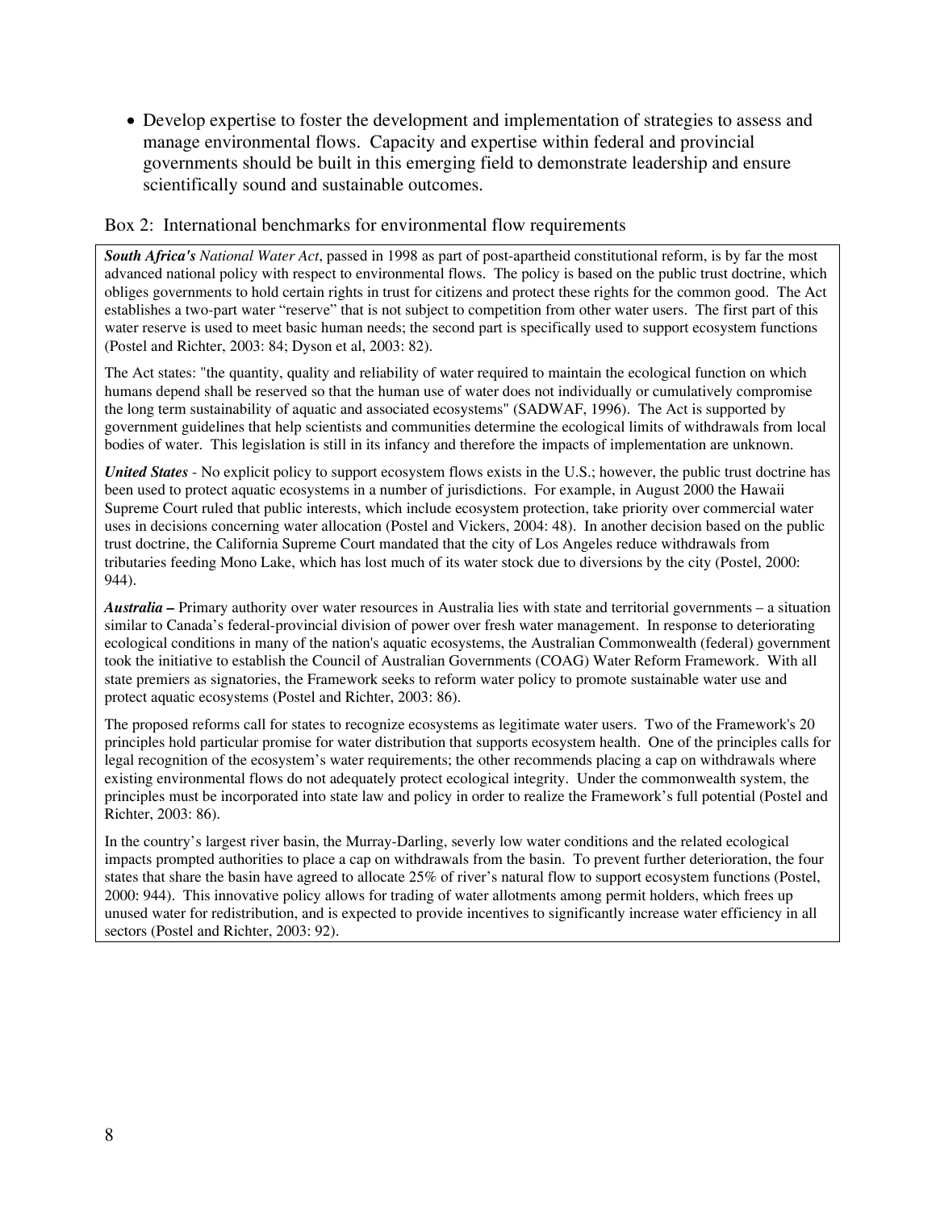- Develop expertise to foster the development and implementation of strategies to assess and manage environmental flows. Capacity and expertise within federal and provincial governments should be built in this emerging field to demonstrate leadership and ensure scientifically sound and sustainable outcomes.

Box 2: International benchmarks for environmental flow requirements

***South Africa's*** *National Water Act*, passed in 1998 as part of post-apartheid constitutional reform, is by far the most advanced national policy with respect to environmental flows. The policy is based on the public trust doctrine, which obliges governments to hold certain rights in trust for citizens and protect these rights for the common good. The Act establishes a two-part water "reserve" that is not subject to competition from other water users. The first part of this water reserve is used to meet basic human needs; the second part is specifically used to support ecosystem functions (Postel and Richter, 2003: 84; Dyson et al, 2003: 82).

The Act states: "the quantity, quality and reliability of water required to maintain the ecological function on which humans depend shall be reserved so that the human use of water does not individually or cumulatively compromise the long term sustainability of aquatic and associated ecosystems" (SADWAF, 1996). The Act is supported by government guidelines that help scientists and communities determine the ecological limits of withdrawals from local bodies of water. This legislation is still in its infancy and therefore the impacts of implementation are unknown.

***United States*** - No explicit policy to support ecosystem flows exists in the U.S.; however, the public trust doctrine has been used to protect aquatic ecosystems in a number of jurisdictions. For example, in August 2000 the Hawaii Supreme Court ruled that public interests, which include ecosystem protection, take priority over commercial water uses in decisions concerning water allocation (Postel and Vickers, 2004: 48). In another decision based on the public trust doctrine, the California Supreme Court mandated that the city of Los Angeles reduce withdrawals from tributaries feeding Mono Lake, which has lost much of its water stock due to diversions by the city (Postel, 2000: 944).

***Australia –*** Primary authority over water resources in Australia lies with state and territorial governments – a situation similar to Canada's federal-provincial division of power over fresh water management. In response to deteriorating ecological conditions in many of the nation's aquatic ecosystems, the Australian Commonwealth (federal) government took the initiative to establish the Council of Australian Governments (COAG) Water Reform Framework. With all state premiers as signatories, the Framework seeks to reform water policy to promote sustainable water use and protect aquatic ecosystems (Postel and Richter, 2003: 86).

The proposed reforms call for states to recognize ecosystems as legitimate water users. Two of the Framework's 20 principles hold particular promise for water distribution that supports ecosystem health. One of the principles calls for legal recognition of the ecosystem's water requirements; the other recommends placing a cap on withdrawals where existing environmental flows do not adequately protect ecological integrity. Under the commonwealth system, the principles must be incorporated into state law and policy in order to realize the Framework's full potential (Postel and Richter, 2003: 86).

In the country's largest river basin, the Murray-Darling, severly low water conditions and the related ecological impacts prompted authorities to place a cap on withdrawals from the basin. To prevent further deterioration, the four states that share the basin have agreed to allocate 25% of river's natural flow to support ecosystem functions (Postel, 2000: 944). This innovative policy allows for trading of water allotments among permit holders, which frees up unused water for redistribution, and is expected to provide incentives to significantly increase water efficiency in all sectors (Postel and Richter, 2003: 92).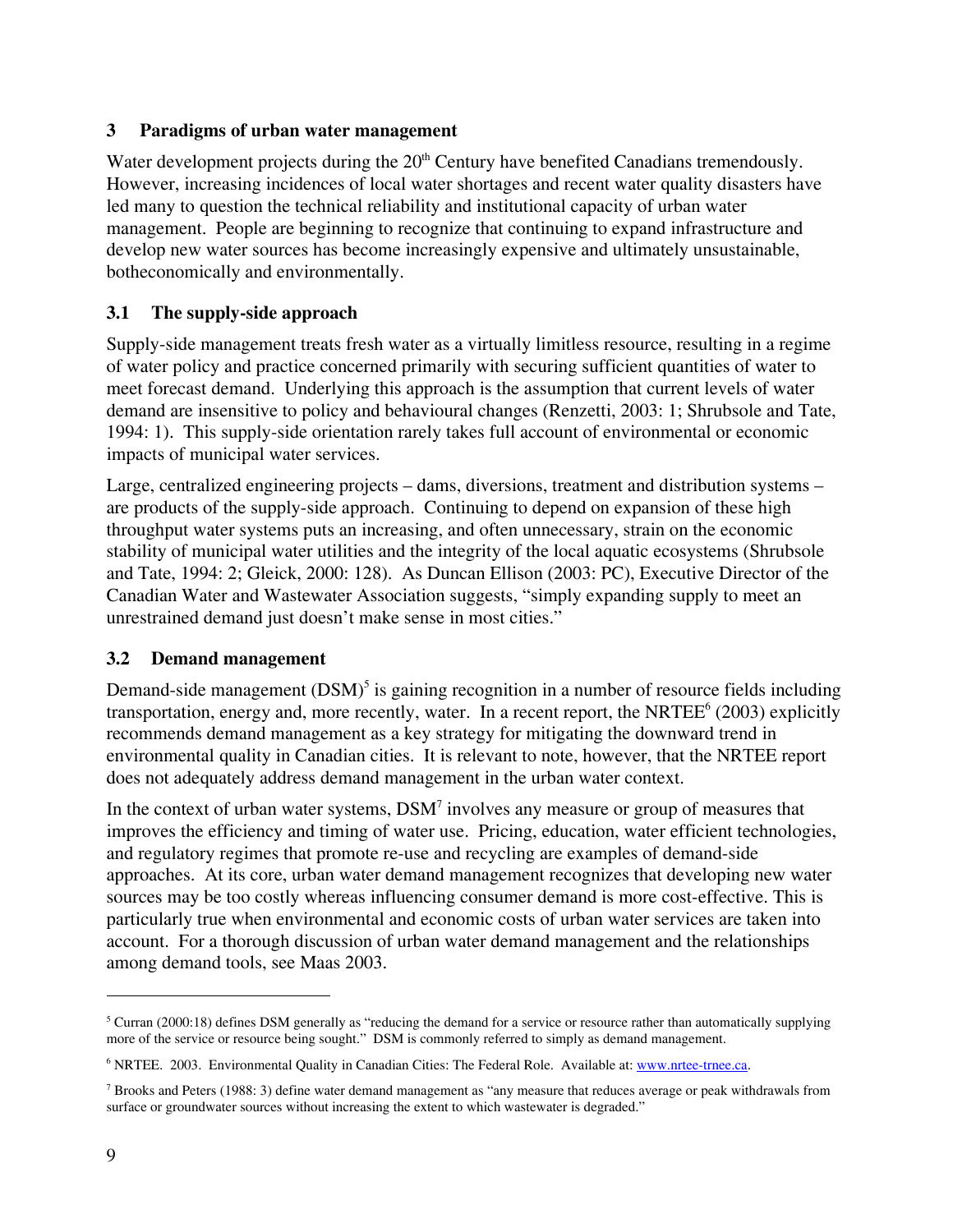## 3 Paradigms of urban water management

Water development projects during the 20th Century have benefited Canadians tremendously. However, increasing incidences of local water shortages and recent water quality disasters have led many to question the technical reliability and institutional capacity of urban water management. People are beginning to recognize that continuing to expand infrastructure and develop new water sources has become increasingly expensive and ultimately unsustainable, botheconomically and environmentally.

### 3.1 The supply-side approach

Supply-side management treats fresh water as a virtually limitless resource, resulting in a regime of water policy and practice concerned primarily with securing sufficient quantities of water to meet forecast demand. Underlying this approach is the assumption that current levels of water demand are insensitive to policy and behavioural changes (Renzetti, 2003: 1; Shrubsole and Tate, 1994: 1). This supply-side orientation rarely takes full account of environmental or economic impacts of municipal water services.

Large, centralized engineering projects – dams, diversions, treatment and distribution systems – are products of the supply-side approach. Continuing to depend on expansion of these high throughput water systems puts an increasing, and often unnecessary, strain on the economic stability of municipal water utilities and the integrity of the local aquatic ecosystems (Shrubsole and Tate, 1994: 2; Gleick, 2000: 128). As Duncan Ellison (2003: PC), Executive Director of the Canadian Water and Wastewater Association suggests, "simply expanding supply to meet an unrestrained demand just doesn't make sense in most cities."

### 3.2 Demand management

Demand-side management (DSM)[5] is gaining recognition in a number of resource fields including transportation, energy and, more recently, water. In a recent report, the NRTEE[6] (2003) explicitly recommends demand management as a key strategy for mitigating the downward trend in environmental quality in Canadian cities. It is relevant to note, however, that the NRTEE report does not adequately address demand management in the urban water context.

In the context of urban water systems, DSM[7] involves any measure or group of measures that improves the efficiency and timing of water use. Pricing, education, water efficient technologies, and regulatory regimes that promote re-use and recycling are examples of demand-side approaches. At its core, urban water demand management recognizes that developing new water sources may be too costly whereas influencing consumer demand is more cost-effective. This is particularly true when environmental and economic costs of urban water services are taken into account. For a thorough discussion of urban water demand management and the relationships among demand tools, see Maas 2003.

---

[5] Curran (2000:18) defines DSM generally as "reducing the demand for a service or resource rather than automatically supplying more of the service or resource being sought." DSM is commonly referred to simply as demand management.

[6] NRTEE. 2003. Environmental Quality in Canadian Cities: The Federal Role. Available at: www.nrtee-trnee.ca.

[7] Brooks and Peters (1988: 3) define water demand management as "any measure that reduces average or peak withdrawals from surface or groundwater sources without increasing the extent to which wastewater is degraded."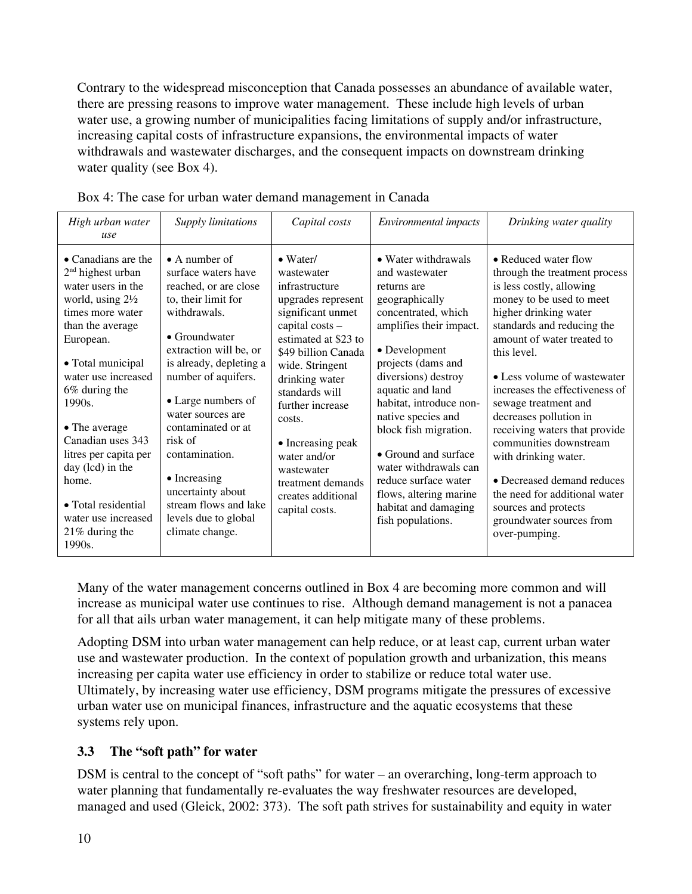Contrary to the widespread misconception that Canada possesses an abundance of available water, there are pressing reasons to improve water management. These include high levels of urban water use, a growing number of municipalities facing limitations of supply and/or infrastructure, increasing capital costs of infrastructure expansions, the environmental impacts of water withdrawals and wastewater discharges, and the consequent impacts on downstream drinking water quality (see Box 4).

Box 4: The case for urban water demand management in Canada

| *High urban water use* | *Supply limitations* | *Capital costs* | *Environmental impacts* | *Drinking water quality* |
|---|---|---|---|---|
| • Canadians are the 2nd highest urban water users in the world, using 2½ times more water than the average European.<br><br>• Total municipal water use increased 6% during the 1990s.<br><br>• The average Canadian uses 343 litres per capita per day (lcd) in the home.<br><br>• Total residential water use increased 21% during the 1990s. | • A number of surface waters have reached, or are close to, their limit for withdrawals.<br><br>• Groundwater extraction will be, or is already, depleting a number of aquifers.<br><br>• Large numbers of water sources are contaminated or at risk of contamination.<br><br>• Increasing uncertainty about stream flows and lake levels due to global climate change. | • Water/ wastewater infrastructure upgrades represent significant unmet capital costs – estimated at $23 to $49 billion Canada wide. Stringent drinking water standards will further increase costs.<br><br>• Increasing peak water and/or wastewater treatment demands creates additional capital costs. | • Water withdrawals and wastewater returns are geographically concentrated, which amplifies their impact.<br><br>• Development projects (dams and diversions) destroy aquatic and land habitat, introduce non-native species and block fish migration.<br><br>• Ground and surface water withdrawals can reduce surface water flows, altering marine habitat and damaging fish populations. | • Reduced water flow through the treatment process is less costly, allowing money to be used to meet higher drinking water standards and reducing the amount of water treated to this level.<br><br>• Less volume of wastewater increases the effectiveness of sewage treatment and decreases pollution in receiving waters that provide communities downstream with drinking water.<br><br>• Decreased demand reduces the need for additional water sources and protects groundwater sources from over-pumping. |

Many of the water management concerns outlined in Box 4 are becoming more common and will increase as municipal water use continues to rise. Although demand management is not a panacea for all that ails urban water management, it can help mitigate many of these problems.

Adopting DSM into urban water management can help reduce, or at least cap, current urban water use and wastewater production. In the context of population growth and urbanization, this means increasing per capita water use efficiency in order to stabilize or reduce total water use. Ultimately, by increasing water use efficiency, DSM programs mitigate the pressures of excessive urban water use on municipal finances, infrastructure and the aquatic ecosystems that these systems rely upon.

### 3.3 The "soft path" for water

DSM is central to the concept of "soft paths" for water – an overarching, long-term approach to water planning that fundamentally re-evaluates the way freshwater resources are developed, managed and used (Gleick, 2002: 373). The soft path strives for sustainability and equity in water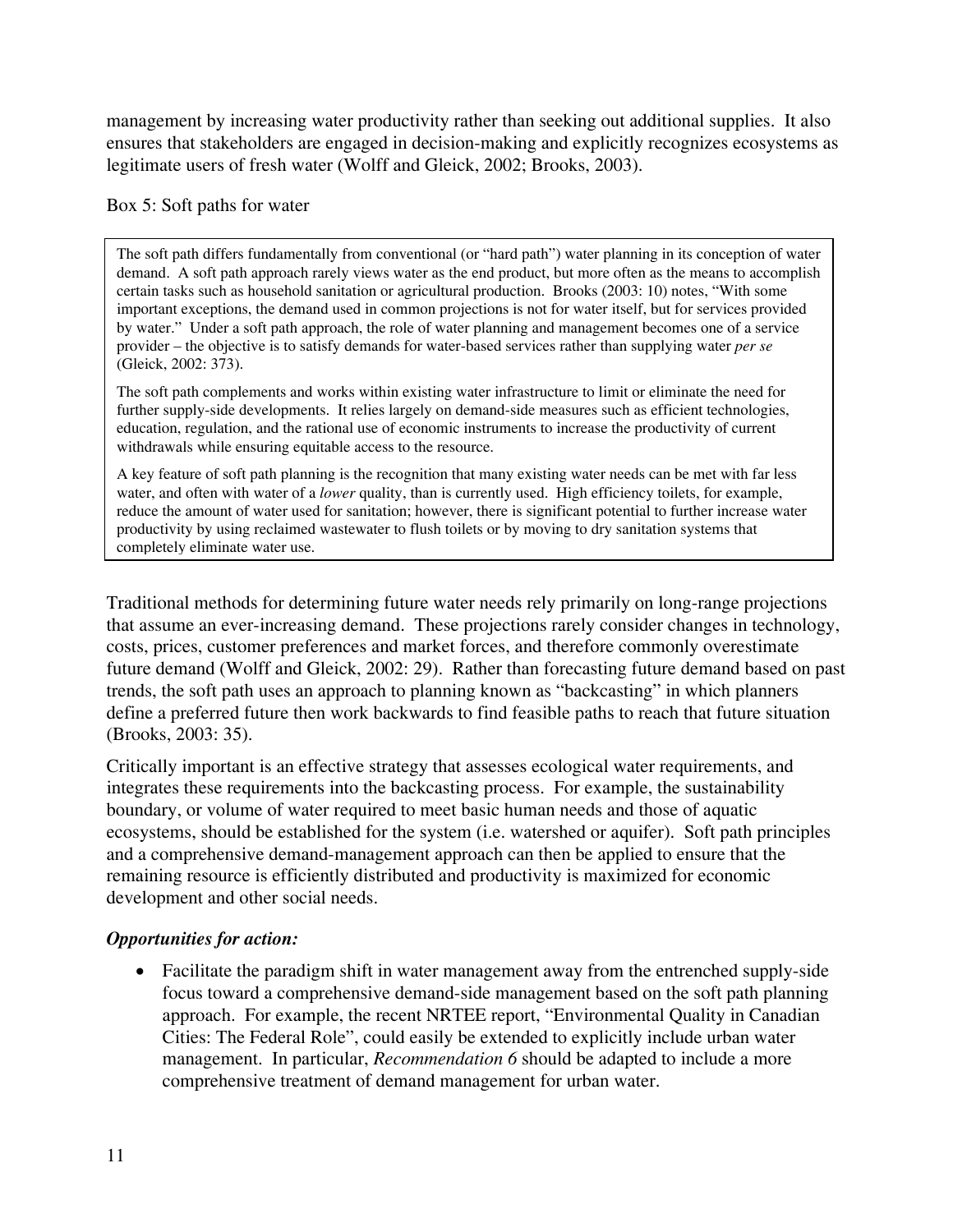management by increasing water productivity rather than seeking out additional supplies. It also ensures that stakeholders are engaged in decision-making and explicitly recognizes ecosystems as legitimate users of fresh water (Wolff and Gleick, 2002; Brooks, 2003).

Box 5: Soft paths for water

> The soft path differs fundamentally from conventional (or "hard path") water planning in its conception of water demand. A soft path approach rarely views water as the end product, but more often as the means to accomplish certain tasks such as household sanitation or agricultural production. Brooks (2003: 10) notes, "With some important exceptions, the demand used in common projections is not for water itself, but for services provided by water." Under a soft path approach, the role of water planning and management becomes one of a service provider – the objective is to satisfy demands for water-based services rather than supplying water *per se* (Gleick, 2002: 373).
>
> The soft path complements and works within existing water infrastructure to limit or eliminate the need for further supply-side developments. It relies largely on demand-side measures such as efficient technologies, education, regulation, and the rational use of economic instruments to increase the productivity of current withdrawals while ensuring equitable access to the resource.
>
> A key feature of soft path planning is the recognition that many existing water needs can be met with far less water, and often with water of a *lower* quality, than is currently used. High efficiency toilets, for example, reduce the amount of water used for sanitation; however, there is significant potential to further increase water productivity by using reclaimed wastewater to flush toilets or by moving to dry sanitation systems that completely eliminate water use.

Traditional methods for determining future water needs rely primarily on long-range projections that assume an ever-increasing demand. These projections rarely consider changes in technology, costs, prices, customer preferences and market forces, and therefore commonly overestimate future demand (Wolff and Gleick, 2002: 29). Rather than forecasting future demand based on past trends, the soft path uses an approach to planning known as "backcasting" in which planners define a preferred future then work backwards to find feasible paths to reach that future situation (Brooks, 2003: 35).

Critically important is an effective strategy that assesses ecological water requirements, and integrates these requirements into the backcasting process. For example, the sustainability boundary, or volume of water required to meet basic human needs and those of aquatic ecosystems, should be established for the system (i.e. watershed or aquifer). Soft path principles and a comprehensive demand-management approach can then be applied to ensure that the remaining resource is efficiently distributed and productivity is maximized for economic development and other social needs.

***Opportunities for action:***

- Facilitate the paradigm shift in water management away from the entrenched supply-side focus toward a comprehensive demand-side management based on the soft path planning approach. For example, the recent NRTEE report, "Environmental Quality in Canadian Cities: The Federal Role", could easily be extended to explicitly include urban water management. In particular, *Recommendation 6* should be adapted to include a more comprehensive treatment of demand management for urban water.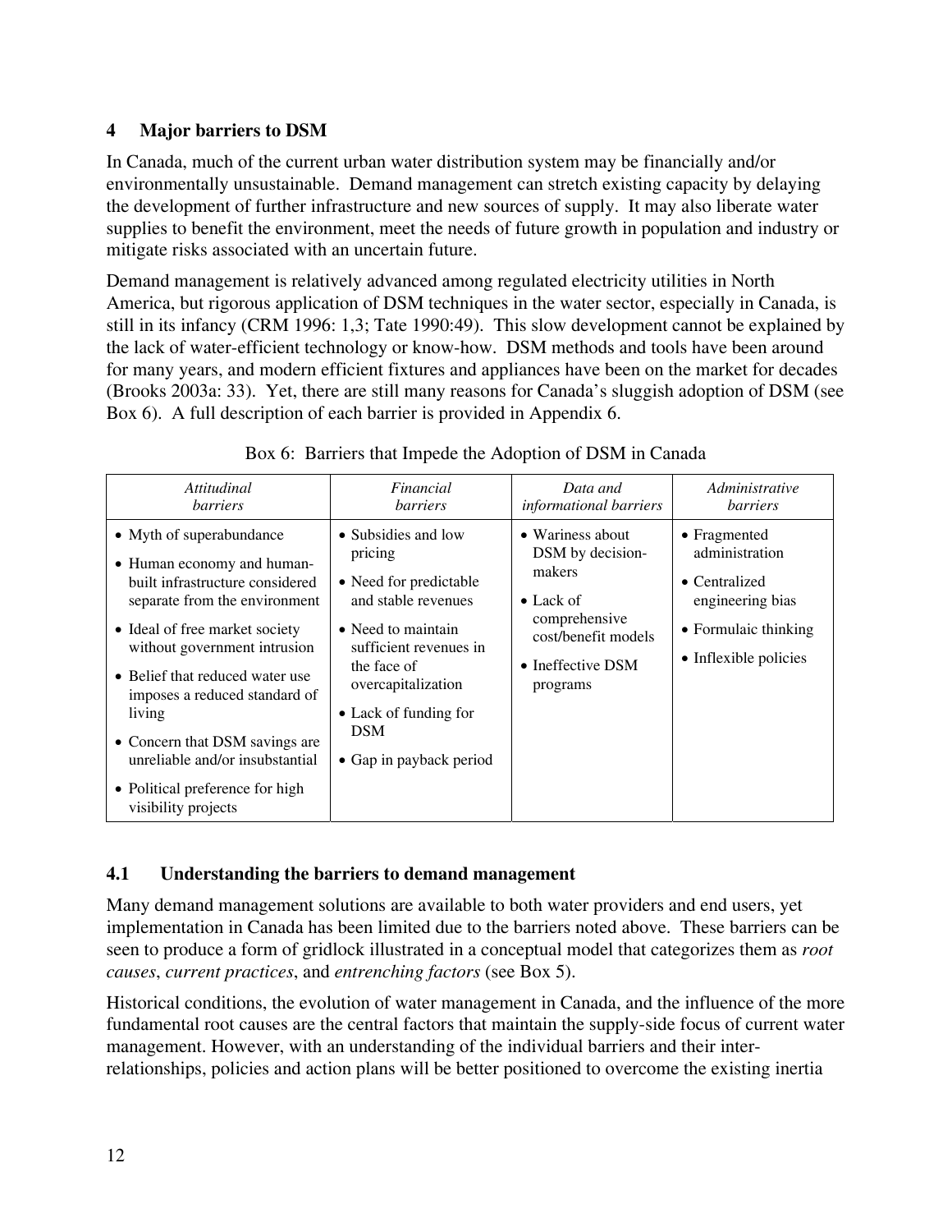## 4 Major barriers to DSM

In Canada, much of the current urban water distribution system may be financially and/or environmentally unsustainable. Demand management can stretch existing capacity by delaying the development of further infrastructure and new sources of supply. It may also liberate water supplies to benefit the environment, meet the needs of future growth in population and industry or mitigate risks associated with an uncertain future.

Demand management is relatively advanced among regulated electricity utilities in North America, but rigorous application of DSM techniques in the water sector, especially in Canada, is still in its infancy (CRM 1996: 1,3; Tate 1990:49). This slow development cannot be explained by the lack of water-efficient technology or know-how. DSM methods and tools have been around for many years, and modern efficient fixtures and appliances have been on the market for decades (Brooks 2003a: 33). Yet, there are still many reasons for Canada's sluggish adoption of DSM (see Box 6). A full description of each barrier is provided in Appendix 6.

Box 6: Barriers that Impede the Adoption of DSM in Canada

| *Attitudinal barriers* | *Financial barriers* | *Data and informational barriers* | *Administrative barriers* |
|---|---|---|---|
| • Myth of superabundance<br>• Human economy and human-built infrastructure considered separate from the environment<br>• Ideal of free market society without government intrusion<br>• Belief that reduced water use imposes a reduced standard of living<br>• Concern that DSM savings are unreliable and/or insubstantial<br>• Political preference for high visibility projects | • Subsidies and low pricing<br>• Need for predictable and stable revenues<br>• Need to maintain sufficient revenues in the face of overcapitalization<br>• Lack of funding for DSM<br>• Gap in payback period | • Wariness about DSM by decision-makers<br>• Lack of comprehensive cost/benefit models<br>• Ineffective DSM programs | • Fragmented administration<br>• Centralized engineering bias<br>• Formulaic thinking<br>• Inflexible policies |

### 4.1 Understanding the barriers to demand management

Many demand management solutions are available to both water providers and end users, yet implementation in Canada has been limited due to the barriers noted above. These barriers can be seen to produce a form of gridlock illustrated in a conceptual model that categorizes them as *root causes*, *current practices*, and *entrenching factors* (see Box 5).

Historical conditions, the evolution of water management in Canada, and the influence of the more fundamental root causes are the central factors that maintain the supply-side focus of current water management. However, with an understanding of the individual barriers and their inter-relationships, policies and action plans will be better positioned to overcome the existing inertia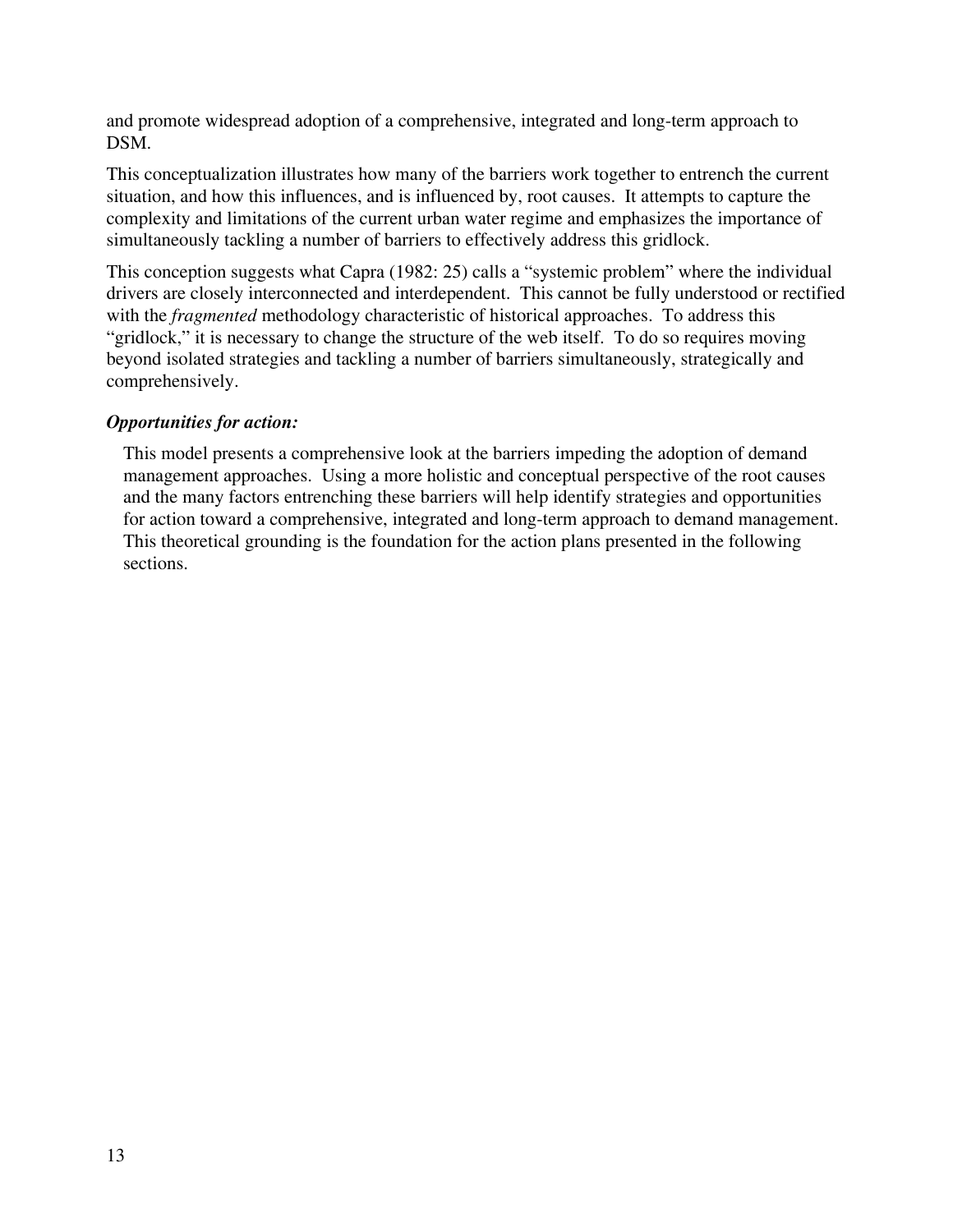and promote widespread adoption of a comprehensive, integrated and long-term approach to DSM.

This conceptualization illustrates how many of the barriers work together to entrench the current situation, and how this influences, and is influenced by, root causes. It attempts to capture the complexity and limitations of the current urban water regime and emphasizes the importance of simultaneously tackling a number of barriers to effectively address this gridlock.

This conception suggests what Capra (1982: 25) calls a "systemic problem" where the individual drivers are closely interconnected and interdependent. This cannot be fully understood or rectified with the *fragmented* methodology characteristic of historical approaches. To address this "gridlock," it is necessary to change the structure of the web itself. To do so requires moving beyond isolated strategies and tackling a number of barriers simultaneously, strategically and comprehensively.

***Opportunities for action:***

This model presents a comprehensive look at the barriers impeding the adoption of demand management approaches. Using a more holistic and conceptual perspective of the root causes and the many factors entrenching these barriers will help identify strategies and opportunities for action toward a comprehensive, integrated and long-term approach to demand management. This theoretical grounding is the foundation for the action plans presented in the following sections.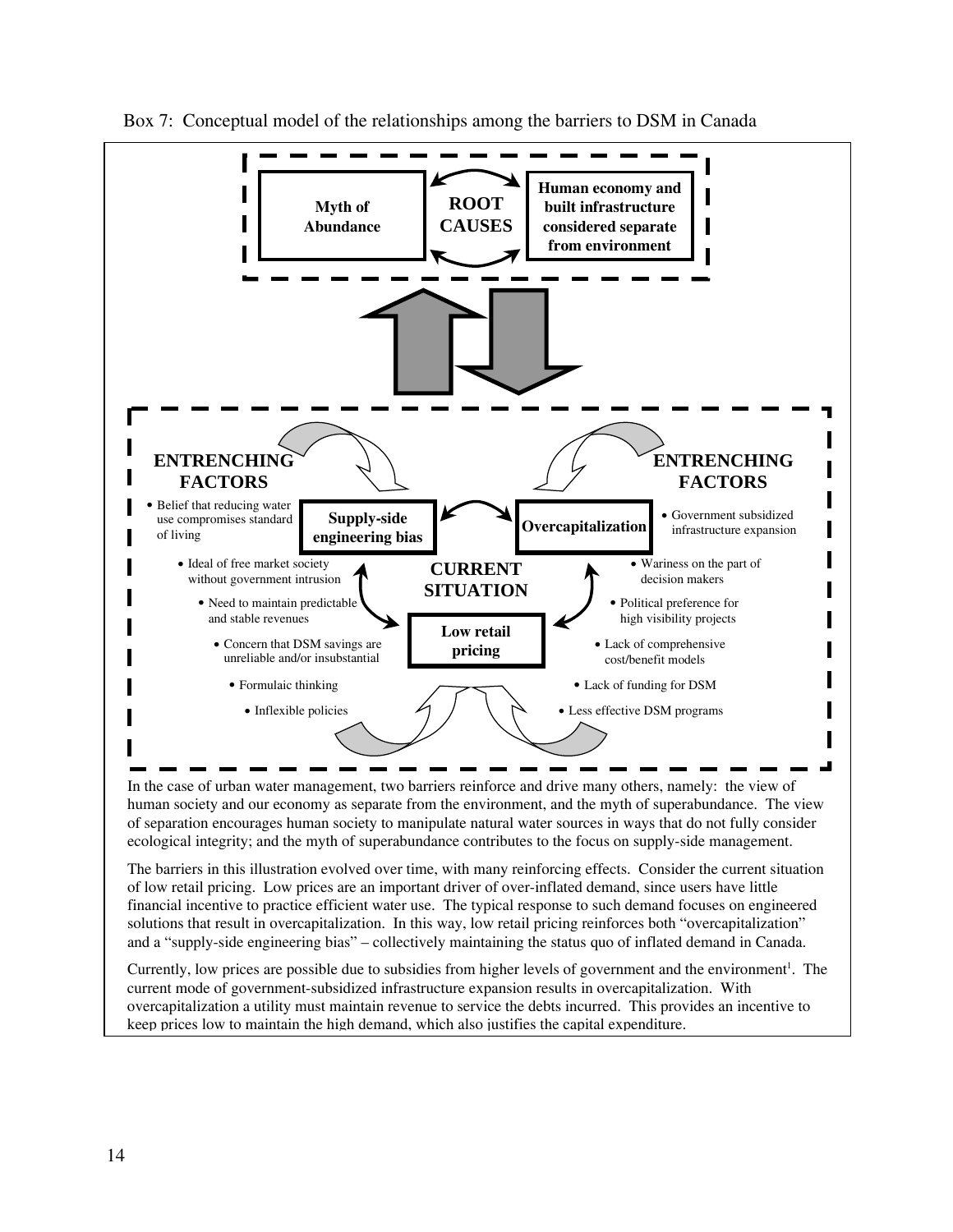Box 7: Conceptual model of the relationships among the barriers to DSM in Canada

**ROOT CAUSES**

- **Myth of Abundance**
- **Human economy and built infrastructure considered separate from environment**

**CURRENT SITUATION**

- **Supply-side engineering bias**
- **Overcapitalization**
- **Low retail pricing**

**ENTRENCHING FACTORS**

- Belief that reducing water use compromises standard of living
- Ideal of free market society without government intrusion
- Need to maintain predictable and stable revenues
- Concern that DSM savings are unreliable and/or insubstantial
- Formulaic thinking
- Inflexible policies

**ENTRENCHING FACTORS**

- Government subsidized infrastructure expansion
- Wariness on the part of decision makers
- Political preference for high visibility projects
- Lack of comprehensive cost/benefit models
- Lack of funding for DSM
- Less effective DSM programs

In the case of urban water management, two barriers reinforce and drive many others, namely: the view of human society and our economy as separate from the environment, and the myth of superabundance. The view of separation encourages human society to manipulate natural water sources in ways that do not fully consider ecological integrity; and the myth of superabundance contributes to the focus on supply-side management.

The barriers in this illustration evolved over time, with many reinforcing effects. Consider the current situation of low retail pricing. Low prices are an important driver of over-inflated demand, since users have little financial incentive to practice efficient water use. The typical response to such demand focuses on engineered solutions that result in overcapitalization. In this way, low retail pricing reinforces both "overcapitalization" and a "supply-side engineering bias" – collectively maintaining the status quo of inflated demand in Canada.

Currently, low prices are possible due to subsidies from higher levels of government and the environment[1]. The current mode of government-subsidized infrastructure expansion results in overcapitalization. With overcapitalization a utility must maintain revenue to service the debts incurred. This provides an incentive to keep prices low to maintain the high demand, which also justifies the capital expenditure.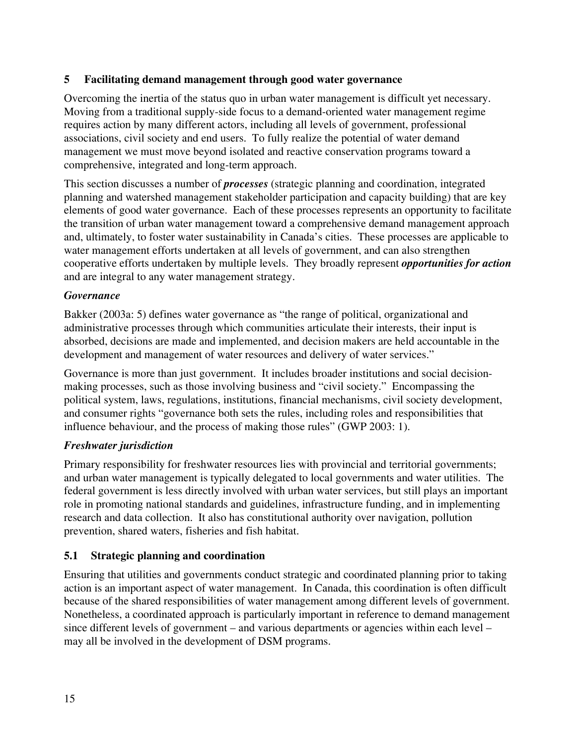## 5 Facilitating demand management through good water governance

Overcoming the inertia of the status quo in urban water management is difficult yet necessary. Moving from a traditional supply-side focus to a demand-oriented water management regime requires action by many different actors, including all levels of government, professional associations, civil society and end users. To fully realize the potential of water demand management we must move beyond isolated and reactive conservation programs toward a comprehensive, integrated and long-term approach.

This section discusses a number of ***processes*** (strategic planning and coordination, integrated planning and watershed management stakeholder participation and capacity building) that are key elements of good water governance. Each of these processes represents an opportunity to facilitate the transition of urban water management toward a comprehensive demand management approach and, ultimately, to foster water sustainability in Canada's cities. These processes are applicable to water management efforts undertaken at all levels of government, and can also strengthen cooperative efforts undertaken by multiple levels. They broadly represent ***opportunities for action*** and are integral to any water management strategy.

#### *Governance*

Bakker (2003a: 5) defines water governance as "the range of political, organizational and administrative processes through which communities articulate their interests, their input is absorbed, decisions are made and implemented, and decision makers are held accountable in the development and management of water resources and delivery of water services."

Governance is more than just government. It includes broader institutions and social decision-making processes, such as those involving business and "civil society." Encompassing the political system, laws, regulations, institutions, financial mechanisms, civil society development, and consumer rights "governance both sets the rules, including roles and responsibilities that influence behaviour, and the process of making those rules" (GWP 2003: 1).

#### *Freshwater jurisdiction*

Primary responsibility for freshwater resources lies with provincial and territorial governments; and urban water management is typically delegated to local governments and water utilities. The federal government is less directly involved with urban water services, but still plays an important role in promoting national standards and guidelines, infrastructure funding, and in implementing research and data collection. It also has constitutional authority over navigation, pollution prevention, shared waters, fisheries and fish habitat.

### 5.1 Strategic planning and coordination

Ensuring that utilities and governments conduct strategic and coordinated planning prior to taking action is an important aspect of water management. In Canada, this coordination is often difficult because of the shared responsibilities of water management among different levels of government. Nonetheless, a coordinated approach is particularly important in reference to demand management since different levels of government – and various departments or agencies within each level – may all be involved in the development of DSM programs.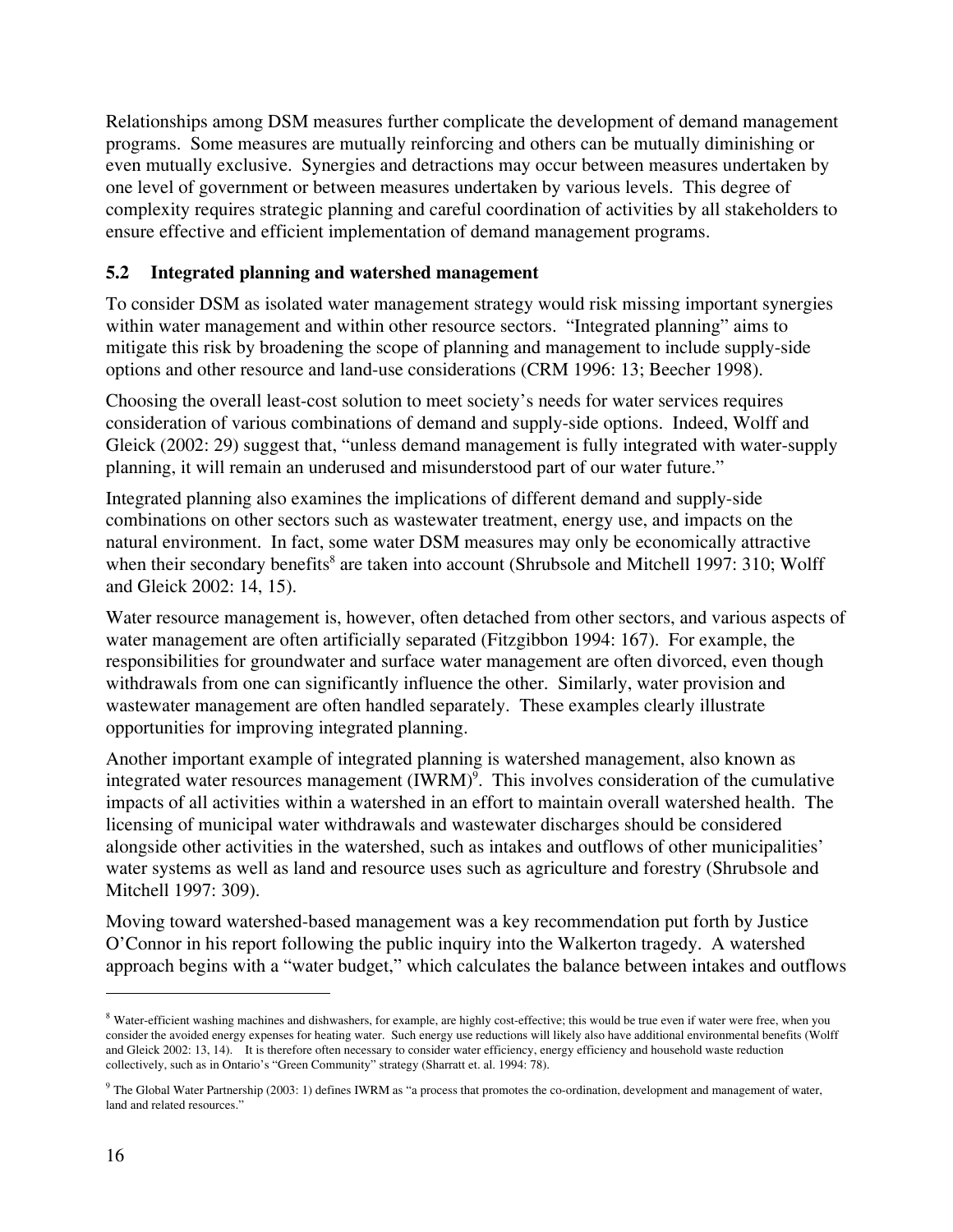Relationships among DSM measures further complicate the development of demand management programs. Some measures are mutually reinforcing and others can be mutually diminishing or even mutually exclusive. Synergies and detractions may occur between measures undertaken by one level of government or between measures undertaken by various levels. This degree of complexity requires strategic planning and careful coordination of activities by all stakeholders to ensure effective and efficient implementation of demand management programs.

### 5.2 Integrated planning and watershed management

To consider DSM as isolated water management strategy would risk missing important synergies within water management and within other resource sectors. "Integrated planning" aims to mitigate this risk by broadening the scope of planning and management to include supply-side options and other resource and land-use considerations (CRM 1996: 13; Beecher 1998).

Choosing the overall least-cost solution to meet society's needs for water services requires consideration of various combinations of demand and supply-side options. Indeed, Wolff and Gleick (2002: 29) suggest that, "unless demand management is fully integrated with water-supply planning, it will remain an underused and misunderstood part of our water future."

Integrated planning also examines the implications of different demand and supply-side combinations on other sectors such as wastewater treatment, energy use, and impacts on the natural environment. In fact, some water DSM measures may only be economically attractive when their secondary benefits[8] are taken into account (Shrubsole and Mitchell 1997: 310; Wolff and Gleick 2002: 14, 15).

Water resource management is, however, often detached from other sectors, and various aspects of water management are often artificially separated (Fitzgibbon 1994: 167). For example, the responsibilities for groundwater and surface water management are often divorced, even though withdrawals from one can significantly influence the other. Similarly, water provision and wastewater management are often handled separately. These examples clearly illustrate opportunities for improving integrated planning.

Another important example of integrated planning is watershed management, also known as integrated water resources management (IWRM)[9]. This involves consideration of the cumulative impacts of all activities within a watershed in an effort to maintain overall watershed health. The licensing of municipal water withdrawals and wastewater discharges should be considered alongside other activities in the watershed, such as intakes and outflows of other municipalities' water systems as well as land and resource uses such as agriculture and forestry (Shrubsole and Mitchell 1997: 309).

Moving toward watershed-based management was a key recommendation put forth by Justice O'Connor in his report following the public inquiry into the Walkerton tragedy. A watershed approach begins with a "water budget," which calculates the balance between intakes and outflows

---

[8] Water-efficient washing machines and dishwashers, for example, are highly cost-effective; this would be true even if water were free, when you consider the avoided energy expenses for heating water. Such energy use reductions will likely also have additional environmental benefits (Wolff and Gleick 2002: 13, 14). It is therefore often necessary to consider water efficiency, energy efficiency and household waste reduction collectively, such as in Ontario's "Green Community" strategy (Sharratt et. al. 1994: 78).

[9] The Global Water Partnership (2003: 1) defines IWRM as "a process that promotes the co-ordination, development and management of water, land and related resources."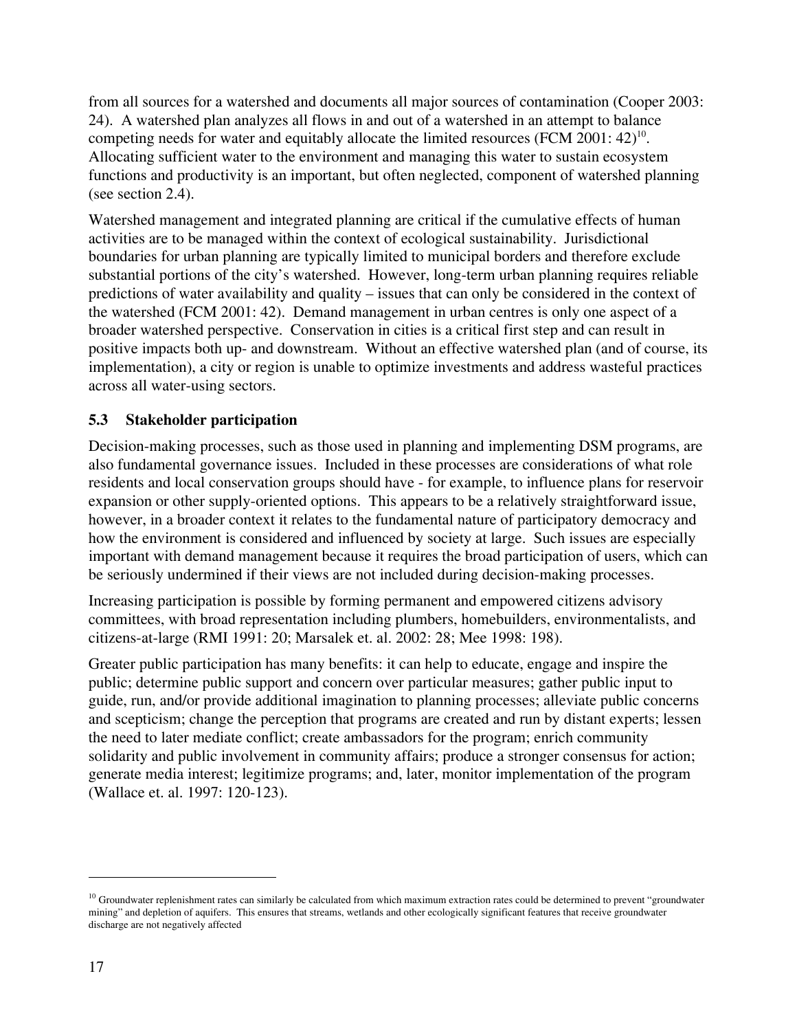from all sources for a watershed and documents all major sources of contamination (Cooper 2003: 24). A watershed plan analyzes all flows in and out of a watershed in an attempt to balance competing needs for water and equitably allocate the limited resources (FCM 2001: 42)[10]. Allocating sufficient water to the environment and managing this water to sustain ecosystem functions and productivity is an important, but often neglected, component of watershed planning (see section 2.4).

Watershed management and integrated planning are critical if the cumulative effects of human activities are to be managed within the context of ecological sustainability. Jurisdictional boundaries for urban planning are typically limited to municipal borders and therefore exclude substantial portions of the city's watershed. However, long-term urban planning requires reliable predictions of water availability and quality – issues that can only be considered in the context of the watershed (FCM 2001: 42). Demand management in urban centres is only one aspect of a broader watershed perspective. Conservation in cities is a critical first step and can result in positive impacts both up- and downstream. Without an effective watershed plan (and of course, its implementation), a city or region is unable to optimize investments and address wasteful practices across all water-using sectors.

### 5.3 Stakeholder participation

Decision-making processes, such as those used in planning and implementing DSM programs, are also fundamental governance issues. Included in these processes are considerations of what role residents and local conservation groups should have - for example, to influence plans for reservoir expansion or other supply-oriented options. This appears to be a relatively straightforward issue, however, in a broader context it relates to the fundamental nature of participatory democracy and how the environment is considered and influenced by society at large. Such issues are especially important with demand management because it requires the broad participation of users, which can be seriously undermined if their views are not included during decision-making processes.

Increasing participation is possible by forming permanent and empowered citizens advisory committees, with broad representation including plumbers, homebuilders, environmentalists, and citizens-at-large (RMI 1991: 20; Marsalek et. al. 2002: 28; Mee 1998: 198).

Greater public participation has many benefits: it can help to educate, engage and inspire the public; determine public support and concern over particular measures; gather public input to guide, run, and/or provide additional imagination to planning processes; alleviate public concerns and scepticism; change the perception that programs are created and run by distant experts; lessen the need to later mediate conflict; create ambassadors for the program; enrich community solidarity and public involvement in community affairs; produce a stronger consensus for action; generate media interest; legitimize programs; and, later, monitor implementation of the program (Wallace et. al. 1997: 120-123).

---

[10] Groundwater replenishment rates can similarly be calculated from which maximum extraction rates could be determined to prevent "groundwater mining" and depletion of aquifers. This ensures that streams, wetlands and other ecologically significant features that receive groundwater discharge are not negatively affected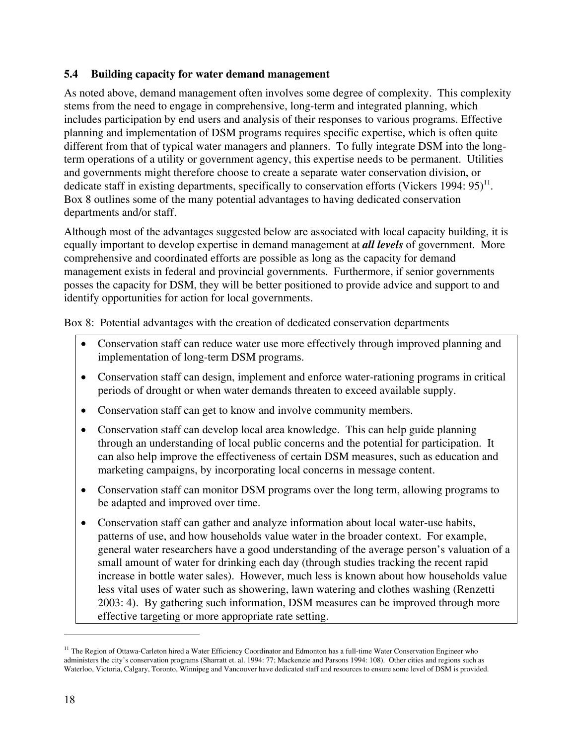### 5.4 Building capacity for water demand management

As noted above, demand management often involves some degree of complexity. This complexity stems from the need to engage in comprehensive, long-term and integrated planning, which includes participation by end users and analysis of their responses to various programs. Effective planning and implementation of DSM programs requires specific expertise, which is often quite different from that of typical water managers and planners. To fully integrate DSM into the long-term operations of a utility or government agency, this expertise needs to be permanent. Utilities and governments might therefore choose to create a separate water conservation division, or dedicate staff in existing departments, specifically to conservation efforts (Vickers 1994: 95)[11]. Box 8 outlines some of the many potential advantages to having dedicated conservation departments and/or staff.

Although most of the advantages suggested below are associated with local capacity building, it is equally important to develop expertise in demand management at ***all levels*** of government. More comprehensive and coordinated efforts are possible as long as the capacity for demand management exists in federal and provincial governments. Furthermore, if senior governments posses the capacity for DSM, they will be better positioned to provide advice and support to and identify opportunities for action for local governments.

Box 8: Potential advantages with the creation of dedicated conservation departments

- Conservation staff can reduce water use more effectively through improved planning and implementation of long-term DSM programs.
- Conservation staff can design, implement and enforce water-rationing programs in critical periods of drought or when water demands threaten to exceed available supply.
- Conservation staff can get to know and involve community members.
- Conservation staff can develop local area knowledge. This can help guide planning through an understanding of local public concerns and the potential for participation. It can also help improve the effectiveness of certain DSM measures, such as education and marketing campaigns, by incorporating local concerns in message content.
- Conservation staff can monitor DSM programs over the long term, allowing programs to be adapted and improved over time.
- Conservation staff can gather and analyze information about local water-use habits, patterns of use, and how households value water in the broader context. For example, general water researchers have a good understanding of the average person's valuation of a small amount of water for drinking each day (through studies tracking the recent rapid increase in bottle water sales). However, much less is known about how households value less vital uses of water such as showering, lawn watering and clothes washing (Renzetti 2003: 4). By gathering such information, DSM measures can be improved through more effective targeting or more appropriate rate setting.

---

[11] The Region of Ottawa-Carleton hired a Water Efficiency Coordinator and Edmonton has a full-time Water Conservation Engineer who administers the city's conservation programs (Sharratt et. al. 1994: 77; Mackenzie and Parsons 1994: 108). Other cities and regions such as Waterloo, Victoria, Calgary, Toronto, Winnipeg and Vancouver have dedicated staff and resources to ensure some level of DSM is provided.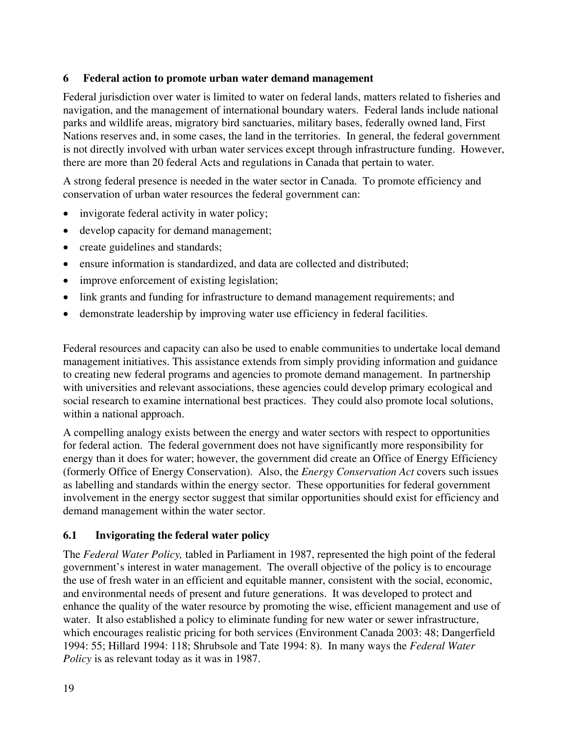## 6 Federal action to promote urban water demand management

Federal jurisdiction over water is limited to water on federal lands, matters related to fisheries and navigation, and the management of international boundary waters. Federal lands include national parks and wildlife areas, migratory bird sanctuaries, military bases, federally owned land, First Nations reserves and, in some cases, the land in the territories. In general, the federal government is not directly involved with urban water services except through infrastructure funding. However, there are more than 20 federal Acts and regulations in Canada that pertain to water.

A strong federal presence is needed in the water sector in Canada. To promote efficiency and conservation of urban water resources the federal government can:

- invigorate federal activity in water policy;
- develop capacity for demand management;
- create guidelines and standards;
- ensure information is standardized, and data are collected and distributed;
- improve enforcement of existing legislation;
- link grants and funding for infrastructure to demand management requirements; and
- demonstrate leadership by improving water use efficiency in federal facilities.

Federal resources and capacity can also be used to enable communities to undertake local demand management initiatives. This assistance extends from simply providing information and guidance to creating new federal programs and agencies to promote demand management. In partnership with universities and relevant associations, these agencies could develop primary ecological and social research to examine international best practices. They could also promote local solutions, within a national approach.

A compelling analogy exists between the energy and water sectors with respect to opportunities for federal action. The federal government does not have significantly more responsibility for energy than it does for water; however, the government did create an Office of Energy Efficiency (formerly Office of Energy Conservation). Also, the *Energy Conservation Act* covers such issues as labelling and standards within the energy sector. These opportunities for federal government involvement in the energy sector suggest that similar opportunities should exist for efficiency and demand management within the water sector.

### 6.1 Invigorating the federal water policy

The *Federal Water Policy,* tabled in Parliament in 1987, represented the high point of the federal government's interest in water management. The overall objective of the policy is to encourage the use of fresh water in an efficient and equitable manner, consistent with the social, economic, and environmental needs of present and future generations. It was developed to protect and enhance the quality of the water resource by promoting the wise, efficient management and use of water. It also established a policy to eliminate funding for new water or sewer infrastructure, which encourages realistic pricing for both services (Environment Canada 2003: 48; Dangerfield 1994: 55; Hillard 1994: 118; Shrubsole and Tate 1994: 8). In many ways the *Federal Water Policy* is as relevant today as it was in 1987.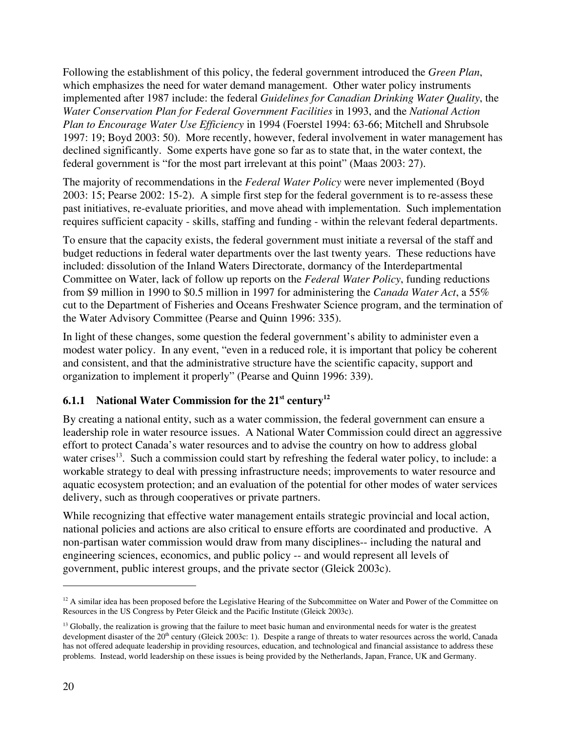Following the establishment of this policy, the federal government introduced the *Green Plan*, which emphasizes the need for water demand management. Other water policy instruments implemented after 1987 include: the federal *Guidelines for Canadian Drinking Water Quality*, the *Water Conservation Plan for Federal Government Facilities* in 1993, and the *National Action Plan to Encourage Water Use Efficiency* in 1994 (Foerstel 1994: 63-66; Mitchell and Shrubsole 1997: 19; Boyd 2003: 50). More recently, however, federal involvement in water management has declined significantly. Some experts have gone so far as to state that, in the water context, the federal government is "for the most part irrelevant at this point" (Maas 2003: 27).

The majority of recommendations in the *Federal Water Policy* were never implemented (Boyd 2003: 15; Pearse 2002: 15-2). A simple first step for the federal government is to re-assess these past initiatives, re-evaluate priorities, and move ahead with implementation. Such implementation requires sufficient capacity - skills, staffing and funding - within the relevant federal departments.

To ensure that the capacity exists, the federal government must initiate a reversal of the staff and budget reductions in federal water departments over the last twenty years. These reductions have included: dissolution of the Inland Waters Directorate, dormancy of the Interdepartmental Committee on Water, lack of follow up reports on the *Federal Water Policy*, funding reductions from \$9 million in 1990 to \$0.5 million in 1997 for administering the *Canada Water Act*, a 55% cut to the Department of Fisheries and Oceans Freshwater Science program, and the termination of the Water Advisory Committee (Pearse and Quinn 1996: 335).

In light of these changes, some question the federal government's ability to administer even a modest water policy. In any event, "even in a reduced role, it is important that policy be coherent and consistent, and that the administrative structure have the scientific capacity, support and organization to implement it properly" (Pearse and Quinn 1996: 339).

### 6.1.1 National Water Commission for the 21st century[12]

By creating a national entity, such as a water commission, the federal government can ensure a leadership role in water resource issues. A National Water Commission could direct an aggressive effort to protect Canada's water resources and to advise the country on how to address global water crises[13]. Such a commission could start by refreshing the federal water policy, to include: a workable strategy to deal with pressing infrastructure needs; improvements to water resource and aquatic ecosystem protection; and an evaluation of the potential for other modes of water services delivery, such as through cooperatives or private partners.

While recognizing that effective water management entails strategic provincial and local action, national policies and actions are also critical to ensure efforts are coordinated and productive. A non-partisan water commission would draw from many disciplines-- including the natural and engineering sciences, economics, and public policy -- and would represent all levels of government, public interest groups, and the private sector (Gleick 2003c).

---

[12] A similar idea has been proposed before the Legislative Hearing of the Subcommittee on Water and Power of the Committee on Resources in the US Congress by Peter Gleick and the Pacific Institute (Gleick 2003c).

[13] Globally, the realization is growing that the failure to meet basic human and environmental needs for water is the greatest development disaster of the 20th century (Gleick 2003c: 1). Despite a range of threats to water resources across the world, Canada has not offered adequate leadership in providing resources, education, and technological and financial assistance to address these problems. Instead, world leadership on these issues is being provided by the Netherlands, Japan, France, UK and Germany.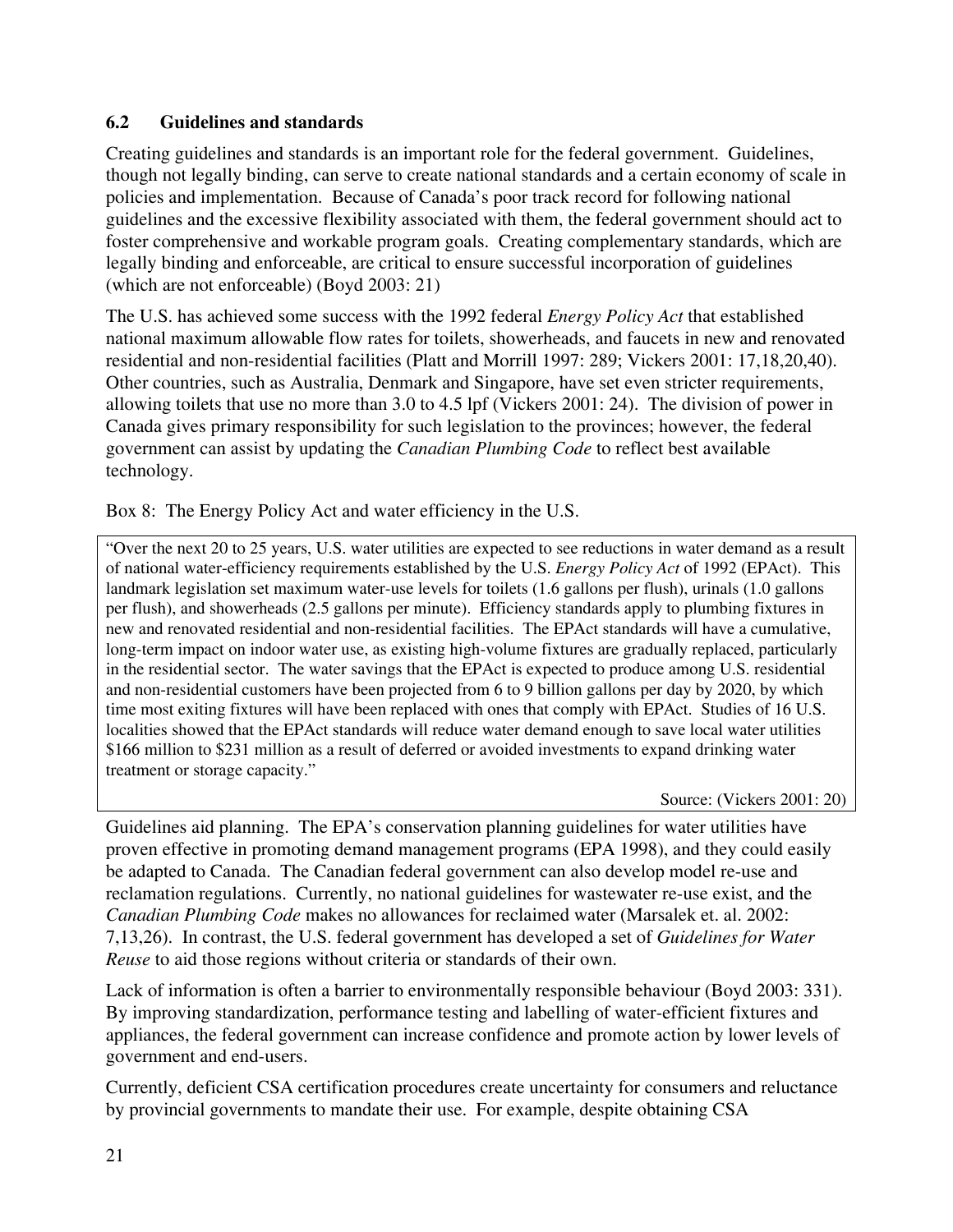### 6.2 Guidelines and standards

Creating guidelines and standards is an important role for the federal government. Guidelines, though not legally binding, can serve to create national standards and a certain economy of scale in policies and implementation. Because of Canada's poor track record for following national guidelines and the excessive flexibility associated with them, the federal government should act to foster comprehensive and workable program goals. Creating complementary standards, which are legally binding and enforceable, are critical to ensure successful incorporation of guidelines (which are not enforceable) (Boyd 2003: 21)

The U.S. has achieved some success with the 1992 federal *Energy Policy Act* that established national maximum allowable flow rates for toilets, showerheads, and faucets in new and renovated residential and non-residential facilities (Platt and Morrill 1997: 289; Vickers 2001: 17,18,20,40). Other countries, such as Australia, Denmark and Singapore, have set even stricter requirements, allowing toilets that use no more than 3.0 to 4.5 lpf (Vickers 2001: 24). The division of power in Canada gives primary responsibility for such legislation to the provinces; however, the federal government can assist by updating the *Canadian Plumbing Code* to reflect best available technology.

Box 8: The Energy Policy Act and water efficiency in the U.S.

> "Over the next 20 to 25 years, U.S. water utilities are expected to see reductions in water demand as a result of national water-efficiency requirements established by the U.S. *Energy Policy Act* of 1992 (EPAct). This landmark legislation set maximum water-use levels for toilets (1.6 gallons per flush), urinals (1.0 gallons per flush), and showerheads (2.5 gallons per minute). Efficiency standards apply to plumbing fixtures in new and renovated residential and non-residential facilities. The EPAct standards will have a cumulative, long-term impact on indoor water use, as existing high-volume fixtures are gradually replaced, particularly in the residential sector. The water savings that the EPAct is expected to produce among U.S. residential and non-residential customers have been projected from 6 to 9 billion gallons per day by 2020, by which time most exiting fixtures will have been replaced with ones that comply with EPAct. Studies of 16 U.S. localities showed that the EPAct standards will reduce water demand enough to save local water utilities \$166 million to \$231 million as a result of deferred or avoided investments to expand drinking water treatment or storage capacity."
>
> Source: (Vickers 2001: 20)

Guidelines aid planning. The EPA's conservation planning guidelines for water utilities have proven effective in promoting demand management programs (EPA 1998), and they could easily be adapted to Canada. The Canadian federal government can also develop model re-use and reclamation regulations. Currently, no national guidelines for wastewater re-use exist, and the *Canadian Plumbing Code* makes no allowances for reclaimed water (Marsalek et. al. 2002: 7,13,26). In contrast, the U.S. federal government has developed a set of *Guidelines for Water Reuse* to aid those regions without criteria or standards of their own.

Lack of information is often a barrier to environmentally responsible behaviour (Boyd 2003: 331). By improving standardization, performance testing and labelling of water-efficient fixtures and appliances, the federal government can increase confidence and promote action by lower levels of government and end-users.

Currently, deficient CSA certification procedures create uncertainty for consumers and reluctance by provincial governments to mandate their use. For example, despite obtaining CSA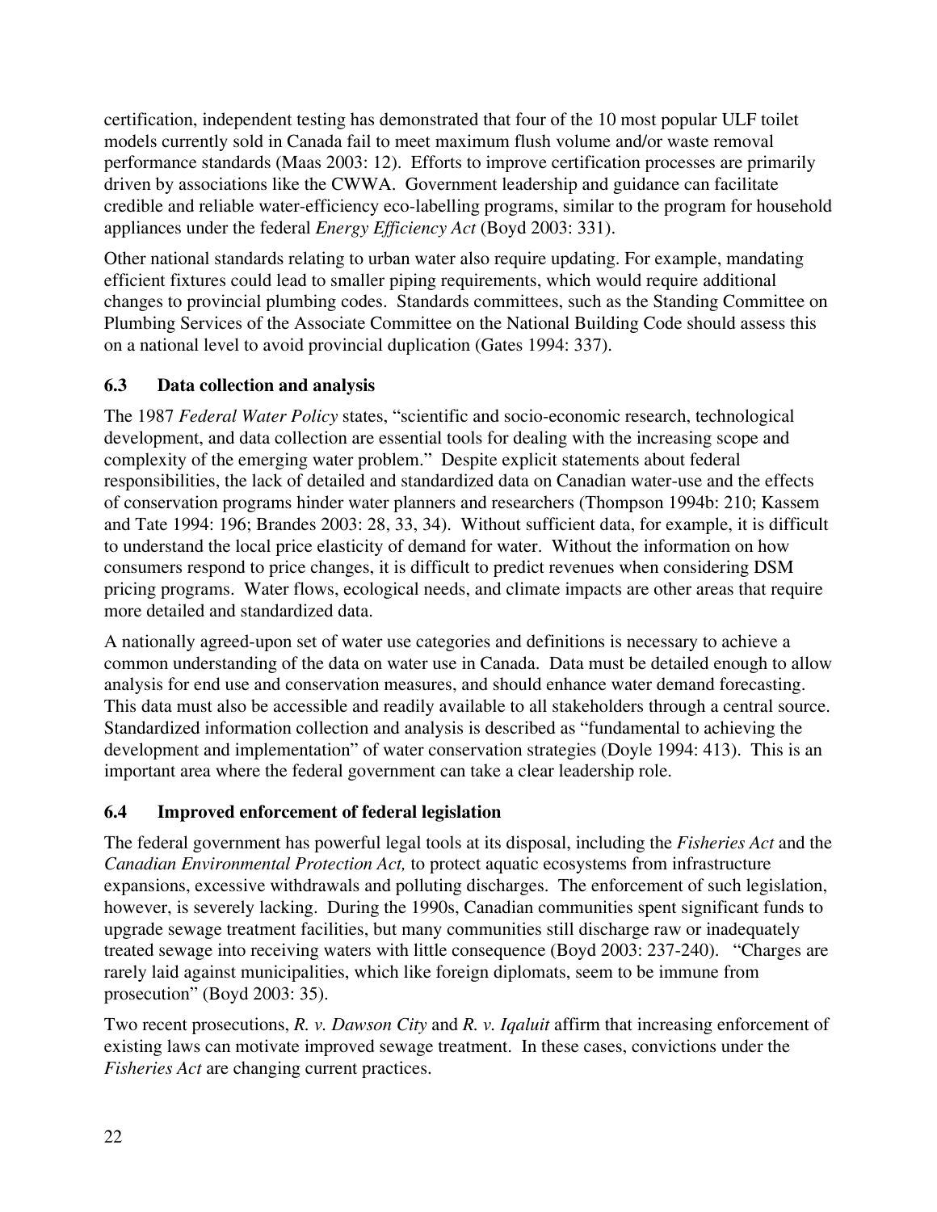certification, independent testing has demonstrated that four of the 10 most popular ULF toilet models currently sold in Canada fail to meet maximum flush volume and/or waste removal performance standards (Maas 2003: 12). Efforts to improve certification processes are primarily driven by associations like the CWWA. Government leadership and guidance can facilitate credible and reliable water-efficiency eco-labelling programs, similar to the program for household appliances under the federal *Energy Efficiency Act* (Boyd 2003: 331).

Other national standards relating to urban water also require updating. For example, mandating efficient fixtures could lead to smaller piping requirements, which would require additional changes to provincial plumbing codes. Standards committees, such as the Standing Committee on Plumbing Services of the Associate Committee on the National Building Code should assess this on a national level to avoid provincial duplication (Gates 1994: 337).

### 6.3 Data collection and analysis

The 1987 *Federal Water Policy* states, "scientific and socio-economic research, technological development, and data collection are essential tools for dealing with the increasing scope and complexity of the emerging water problem." Despite explicit statements about federal responsibilities, the lack of detailed and standardized data on Canadian water-use and the effects of conservation programs hinder water planners and researchers (Thompson 1994b: 210; Kassem and Tate 1994: 196; Brandes 2003: 28, 33, 34). Without sufficient data, for example, it is difficult to understand the local price elasticity of demand for water. Without the information on how consumers respond to price changes, it is difficult to predict revenues when considering DSM pricing programs. Water flows, ecological needs, and climate impacts are other areas that require more detailed and standardized data.

A nationally agreed-upon set of water use categories and definitions is necessary to achieve a common understanding of the data on water use in Canada. Data must be detailed enough to allow analysis for end use and conservation measures, and should enhance water demand forecasting. This data must also be accessible and readily available to all stakeholders through a central source. Standardized information collection and analysis is described as "fundamental to achieving the development and implementation" of water conservation strategies (Doyle 1994: 413). This is an important area where the federal government can take a clear leadership role.

### 6.4 Improved enforcement of federal legislation

The federal government has powerful legal tools at its disposal, including the *Fisheries Act* and the *Canadian Environmental Protection Act,* to protect aquatic ecosystems from infrastructure expansions, excessive withdrawals and polluting discharges. The enforcement of such legislation, however, is severely lacking. During the 1990s, Canadian communities spent significant funds to upgrade sewage treatment facilities, but many communities still discharge raw or inadequately treated sewage into receiving waters with little consequence (Boyd 2003: 237-240). "Charges are rarely laid against municipalities, which like foreign diplomats, seem to be immune from prosecution" (Boyd 2003: 35).

Two recent prosecutions, *R. v. Dawson City* and *R. v. Iqaluit* affirm that increasing enforcement of existing laws can motivate improved sewage treatment. In these cases, convictions under the *Fisheries Act* are changing current practices.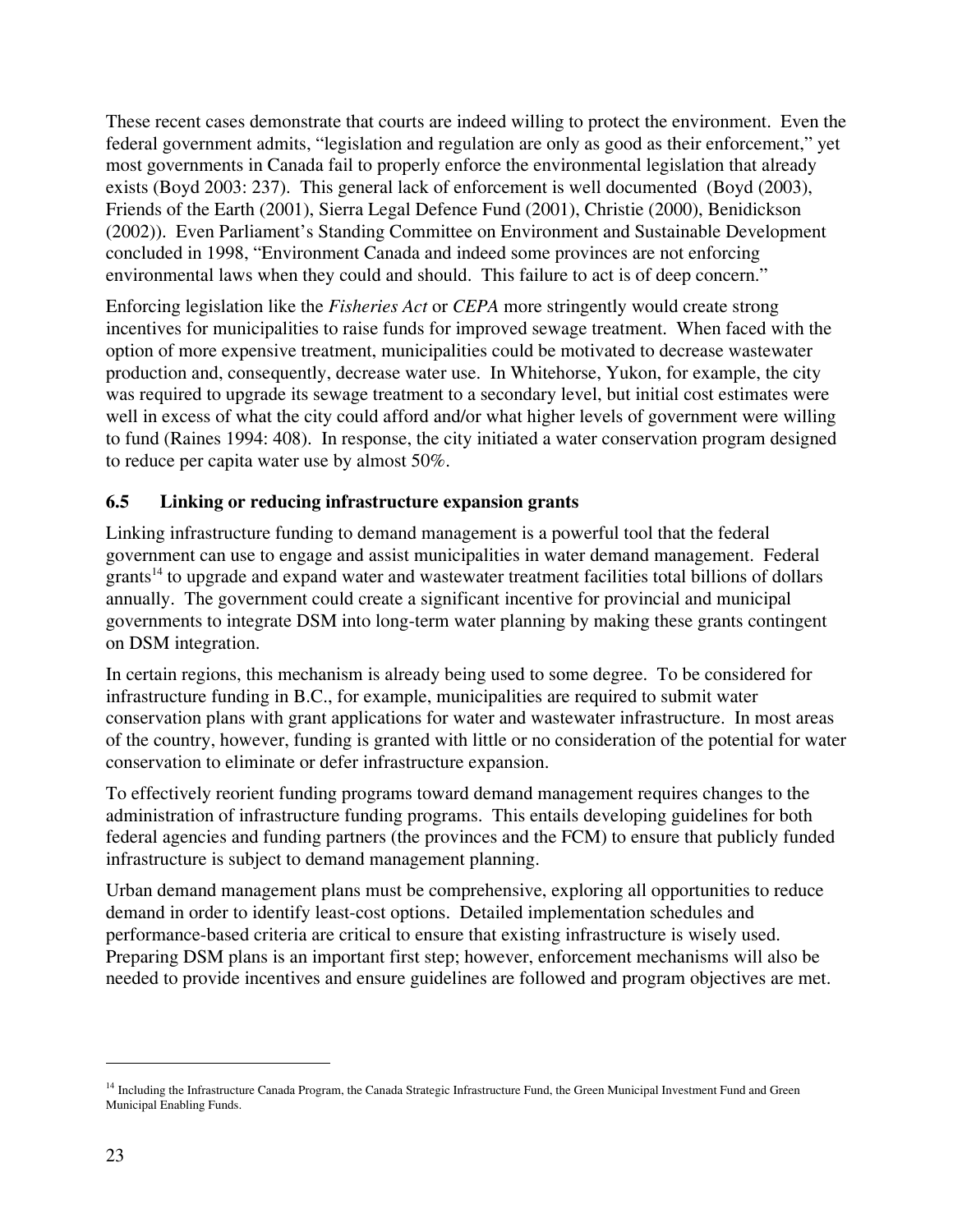These recent cases demonstrate that courts are indeed willing to protect the environment. Even the federal government admits, "legislation and regulation are only as good as their enforcement," yet most governments in Canada fail to properly enforce the environmental legislation that already exists (Boyd 2003: 237). This general lack of enforcement is well documented (Boyd (2003), Friends of the Earth (2001), Sierra Legal Defence Fund (2001), Christie (2000), Benidickson (2002)). Even Parliament's Standing Committee on Environment and Sustainable Development concluded in 1998, "Environment Canada and indeed some provinces are not enforcing environmental laws when they could and should. This failure to act is of deep concern."

Enforcing legislation like the *Fisheries Act* or *CEPA* more stringently would create strong incentives for municipalities to raise funds for improved sewage treatment. When faced with the option of more expensive treatment, municipalities could be motivated to decrease wastewater production and, consequently, decrease water use. In Whitehorse, Yukon, for example, the city was required to upgrade its sewage treatment to a secondary level, but initial cost estimates were well in excess of what the city could afford and/or what higher levels of government were willing to fund (Raines 1994: 408). In response, the city initiated a water conservation program designed to reduce per capita water use by almost 50%.

### 6.5 Linking or reducing infrastructure expansion grants

Linking infrastructure funding to demand management is a powerful tool that the federal government can use to engage and assist municipalities in water demand management. Federal grants[14] to upgrade and expand water and wastewater treatment facilities total billions of dollars annually. The government could create a significant incentive for provincial and municipal governments to integrate DSM into long-term water planning by making these grants contingent on DSM integration.

In certain regions, this mechanism is already being used to some degree. To be considered for infrastructure funding in B.C., for example, municipalities are required to submit water conservation plans with grant applications for water and wastewater infrastructure. In most areas of the country, however, funding is granted with little or no consideration of the potential for water conservation to eliminate or defer infrastructure expansion.

To effectively reorient funding programs toward demand management requires changes to the administration of infrastructure funding programs. This entails developing guidelines for both federal agencies and funding partners (the provinces and the FCM) to ensure that publicly funded infrastructure is subject to demand management planning.

Urban demand management plans must be comprehensive, exploring all opportunities to reduce demand in order to identify least-cost options. Detailed implementation schedules and performance-based criteria are critical to ensure that existing infrastructure is wisely used. Preparing DSM plans is an important first step; however, enforcement mechanisms will also be needed to provide incentives and ensure guidelines are followed and program objectives are met.

---

[14] Including the Infrastructure Canada Program, the Canada Strategic Infrastructure Fund, the Green Municipal Investment Fund and Green Municipal Enabling Funds.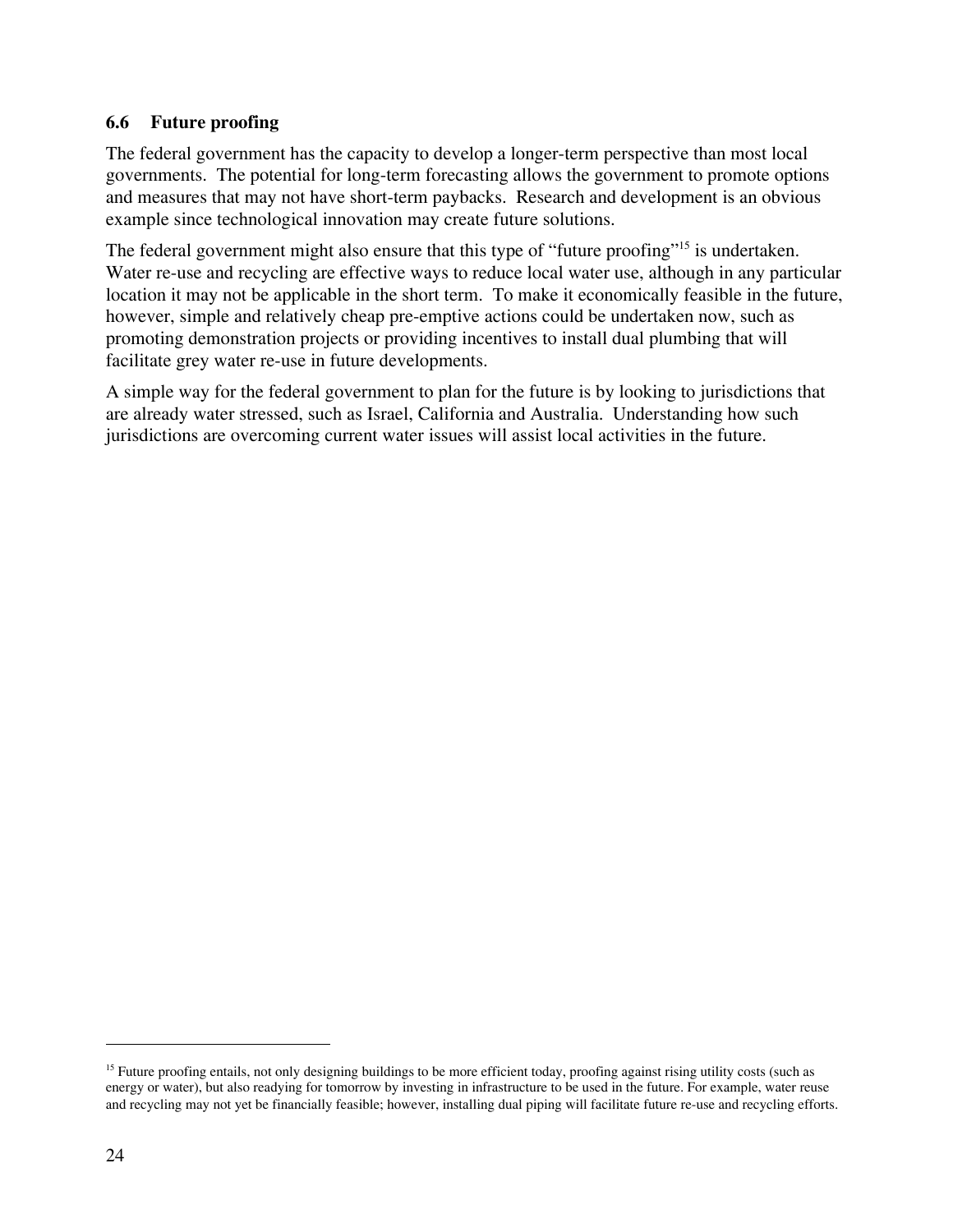### 6.6 Future proofing

The federal government has the capacity to develop a longer-term perspective than most local governments. The potential for long-term forecasting allows the government to promote options and measures that may not have short-term paybacks. Research and development is an obvious example since technological innovation may create future solutions.

The federal government might also ensure that this type of "future proofing"[15] is undertaken. Water re-use and recycling are effective ways to reduce local water use, although in any particular location it may not be applicable in the short term. To make it economically feasible in the future, however, simple and relatively cheap pre-emptive actions could be undertaken now, such as promoting demonstration projects or providing incentives to install dual plumbing that will facilitate grey water re-use in future developments.

A simple way for the federal government to plan for the future is by looking to jurisdictions that are already water stressed, such as Israel, California and Australia. Understanding how such jurisdictions are overcoming current water issues will assist local activities in the future.

[15] Future proofing entails, not only designing buildings to be more efficient today, proofing against rising utility costs (such as energy or water), but also readying for tomorrow by investing in infrastructure to be used in the future. For example, water reuse and recycling may not yet be financially feasible; however, installing dual piping will facilitate future re-use and recycling efforts.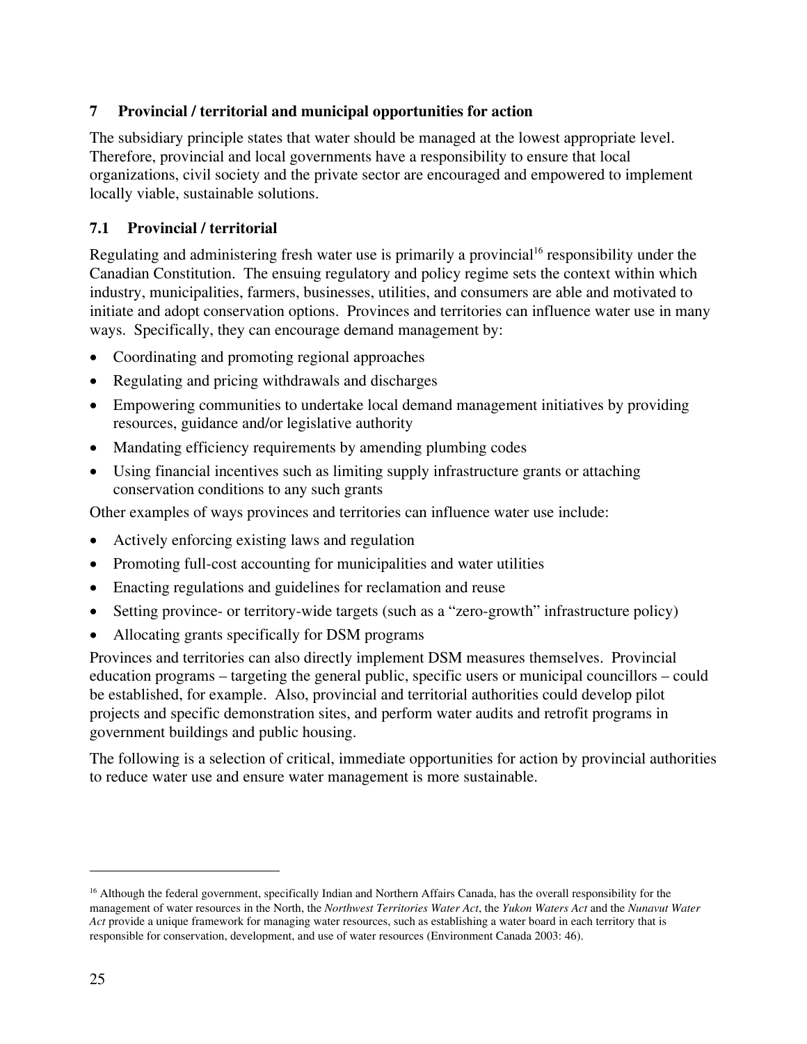## 7 Provincial / territorial and municipal opportunities for action

The subsidiary principle states that water should be managed at the lowest appropriate level. Therefore, provincial and local governments have a responsibility to ensure that local organizations, civil society and the private sector are encouraged and empowered to implement locally viable, sustainable solutions.

### 7.1 Provincial / territorial

Regulating and administering fresh water use is primarily a provincial[16] responsibility under the Canadian Constitution. The ensuing regulatory and policy regime sets the context within which industry, municipalities, farmers, businesses, utilities, and consumers are able and motivated to initiate and adopt conservation options. Provinces and territories can influence water use in many ways. Specifically, they can encourage demand management by:

- Coordinating and promoting regional approaches
- Regulating and pricing withdrawals and discharges
- Empowering communities to undertake local demand management initiatives by providing resources, guidance and/or legislative authority
- Mandating efficiency requirements by amending plumbing codes
- Using financial incentives such as limiting supply infrastructure grants or attaching conservation conditions to any such grants

Other examples of ways provinces and territories can influence water use include:

- Actively enforcing existing laws and regulation
- Promoting full-cost accounting for municipalities and water utilities
- Enacting regulations and guidelines for reclamation and reuse
- Setting province- or territory-wide targets (such as a "zero-growth" infrastructure policy)
- Allocating grants specifically for DSM programs

Provinces and territories can also directly implement DSM measures themselves. Provincial education programs – targeting the general public, specific users or municipal councillors – could be established, for example. Also, provincial and territorial authorities could develop pilot projects and specific demonstration sites, and perform water audits and retrofit programs in government buildings and public housing.

The following is a selection of critical, immediate opportunities for action by provincial authorities to reduce water use and ensure water management is more sustainable.

---

[16] Although the federal government, specifically Indian and Northern Affairs Canada, has the overall responsibility for the management of water resources in the North, the *Northwest Territories Water Act*, the *Yukon Waters Act* and the *Nunavut Water Act* provide a unique framework for managing water resources, such as establishing a water board in each territory that is responsible for conservation, development, and use of water resources (Environment Canada 2003: 46).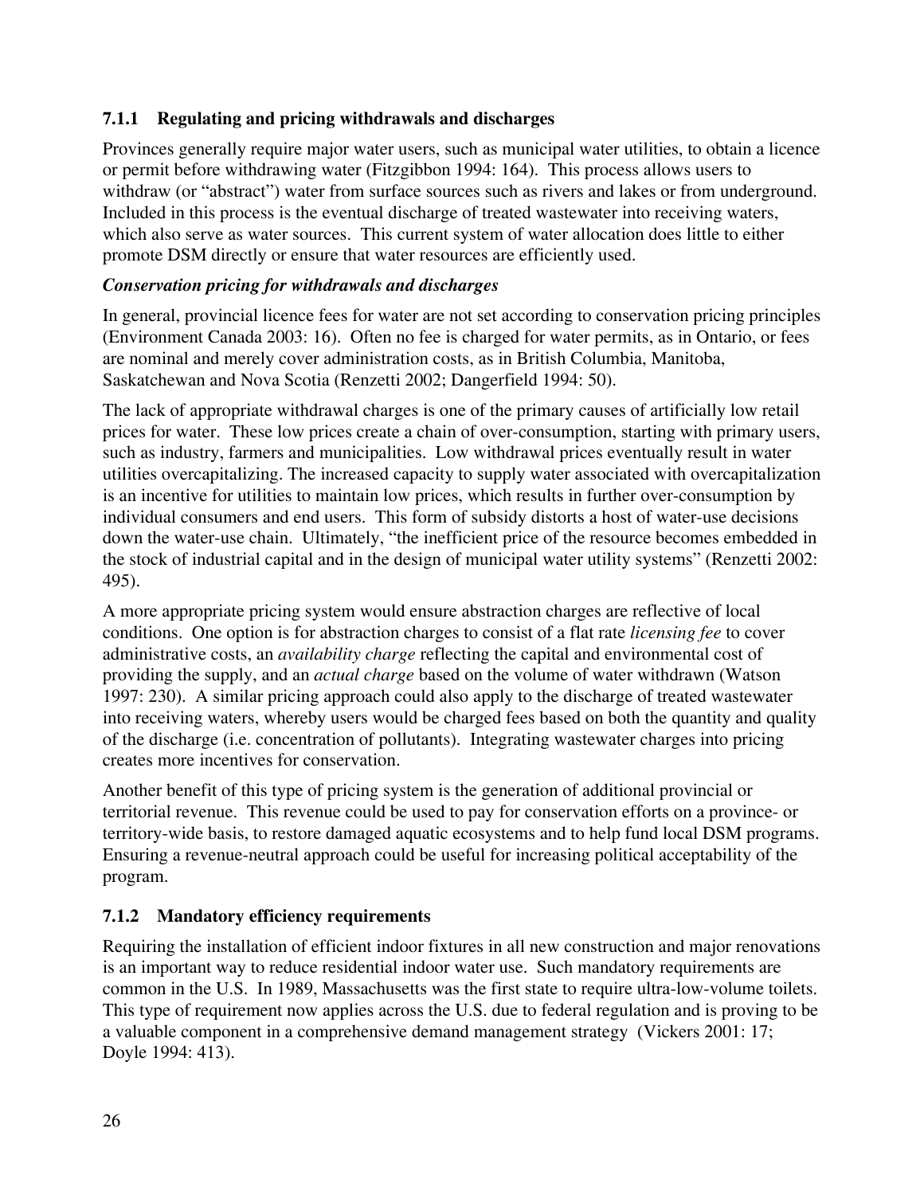### 7.1.1 Regulating and pricing withdrawals and discharges

Provinces generally require major water users, such as municipal water utilities, to obtain a licence or permit before withdrawing water (Fitzgibbon 1994: 164). This process allows users to withdraw (or "abstract") water from surface sources such as rivers and lakes or from underground. Included in this process is the eventual discharge of treated wastewater into receiving waters, which also serve as water sources. This current system of water allocation does little to either promote DSM directly or ensure that water resources are efficiently used.

***Conservation pricing for withdrawals and discharges***

In general, provincial licence fees for water are not set according to conservation pricing principles (Environment Canada 2003: 16). Often no fee is charged for water permits, as in Ontario, or fees are nominal and merely cover administration costs, as in British Columbia, Manitoba, Saskatchewan and Nova Scotia (Renzetti 2002; Dangerfield 1994: 50).

The lack of appropriate withdrawal charges is one of the primary causes of artificially low retail prices for water. These low prices create a chain of over-consumption, starting with primary users, such as industry, farmers and municipalities. Low withdrawal prices eventually result in water utilities overcapitalizing. The increased capacity to supply water associated with overcapitalization is an incentive for utilities to maintain low prices, which results in further over-consumption by individual consumers and end users. This form of subsidy distorts a host of water-use decisions down the water-use chain. Ultimately, "the inefficient price of the resource becomes embedded in the stock of industrial capital and in the design of municipal water utility systems" (Renzetti 2002: 495).

A more appropriate pricing system would ensure abstraction charges are reflective of local conditions. One option is for abstraction charges to consist of a flat rate *licensing fee* to cover administrative costs, an *availability charge* reflecting the capital and environmental cost of providing the supply, and an *actual charge* based on the volume of water withdrawn (Watson 1997: 230). A similar pricing approach could also apply to the discharge of treated wastewater into receiving waters, whereby users would be charged fees based on both the quantity and quality of the discharge (i.e. concentration of pollutants). Integrating wastewater charges into pricing creates more incentives for conservation.

Another benefit of this type of pricing system is the generation of additional provincial or territorial revenue. This revenue could be used to pay for conservation efforts on a province- or territory-wide basis, to restore damaged aquatic ecosystems and to help fund local DSM programs. Ensuring a revenue-neutral approach could be useful for increasing political acceptability of the program.

### 7.1.2 Mandatory efficiency requirements

Requiring the installation of efficient indoor fixtures in all new construction and major renovations is an important way to reduce residential indoor water use. Such mandatory requirements are common in the U.S. In 1989, Massachusetts was the first state to require ultra-low-volume toilets. This type of requirement now applies across the U.S. due to federal regulation and is proving to be a valuable component in a comprehensive demand management strategy (Vickers 2001: 17; Doyle 1994: 413).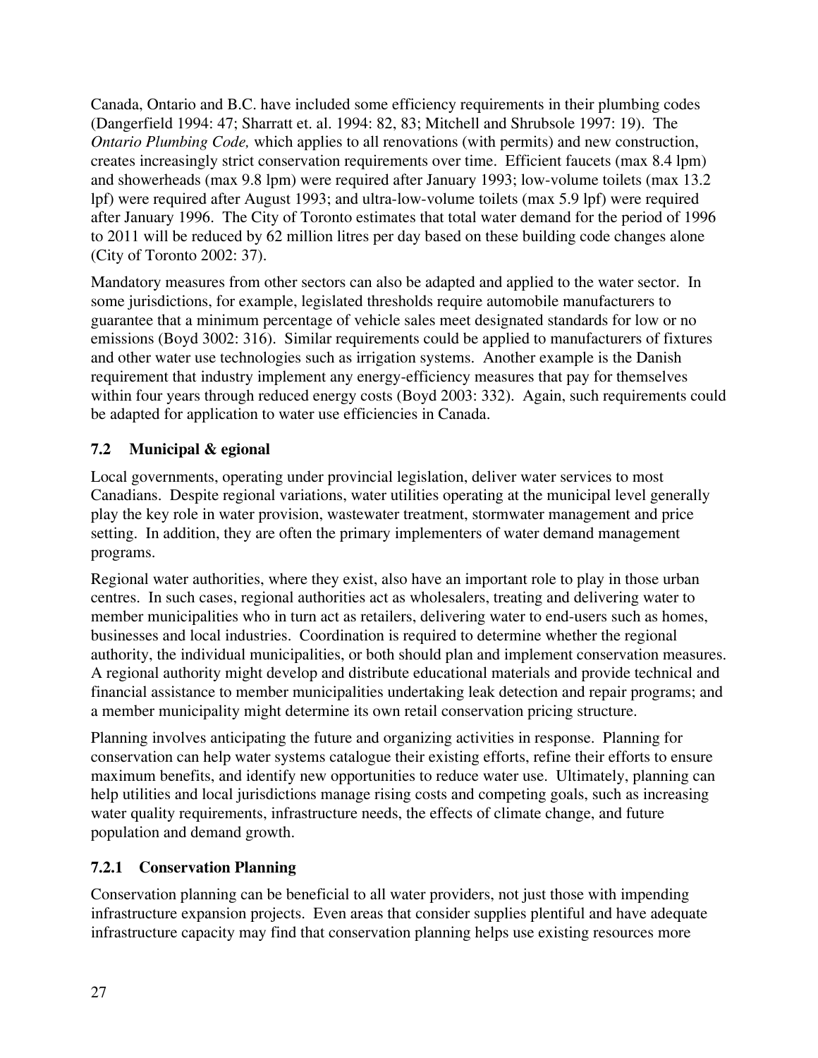Canada, Ontario and B.C. have included some efficiency requirements in their plumbing codes (Dangerfield 1994: 47; Sharratt et. al. 1994: 82, 83; Mitchell and Shrubsole 1997: 19). The *Ontario Plumbing Code,* which applies to all renovations (with permits) and new construction, creates increasingly strict conservation requirements over time. Efficient faucets (max 8.4 lpm) and showerheads (max 9.8 lpm) were required after January 1993; low-volume toilets (max 13.2 lpf) were required after August 1993; and ultra-low-volume toilets (max 5.9 lpf) were required after January 1996. The City of Toronto estimates that total water demand for the period of 1996 to 2011 will be reduced by 62 million litres per day based on these building code changes alone (City of Toronto 2002: 37).

Mandatory measures from other sectors can also be adapted and applied to the water sector. In some jurisdictions, for example, legislated thresholds require automobile manufacturers to guarantee that a minimum percentage of vehicle sales meet designated standards for low or no emissions (Boyd 3002: 316). Similar requirements could be applied to manufacturers of fixtures and other water use technologies such as irrigation systems. Another example is the Danish requirement that industry implement any energy-efficiency measures that pay for themselves within four years through reduced energy costs (Boyd 2003: 332). Again, such requirements could be adapted for application to water use efficiencies in Canada.

### 7.2 Municipal & egional

Local governments, operating under provincial legislation, deliver water services to most Canadians. Despite regional variations, water utilities operating at the municipal level generally play the key role in water provision, wastewater treatment, stormwater management and price setting. In addition, they are often the primary implementers of water demand management programs.

Regional water authorities, where they exist, also have an important role to play in those urban centres. In such cases, regional authorities act as wholesalers, treating and delivering water to member municipalities who in turn act as retailers, delivering water to end-users such as homes, businesses and local industries. Coordination is required to determine whether the regional authority, the individual municipalities, or both should plan and implement conservation measures. A regional authority might develop and distribute educational materials and provide technical and financial assistance to member municipalities undertaking leak detection and repair programs; and a member municipality might determine its own retail conservation pricing structure.

Planning involves anticipating the future and organizing activities in response. Planning for conservation can help water systems catalogue their existing efforts, refine their efforts to ensure maximum benefits, and identify new opportunities to reduce water use. Ultimately, planning can help utilities and local jurisdictions manage rising costs and competing goals, such as increasing water quality requirements, infrastructure needs, the effects of climate change, and future population and demand growth.

#### 7.2.1 Conservation Planning

Conservation planning can be beneficial to all water providers, not just those with impending infrastructure expansion projects. Even areas that consider supplies plentiful and have adequate infrastructure capacity may find that conservation planning helps use existing resources more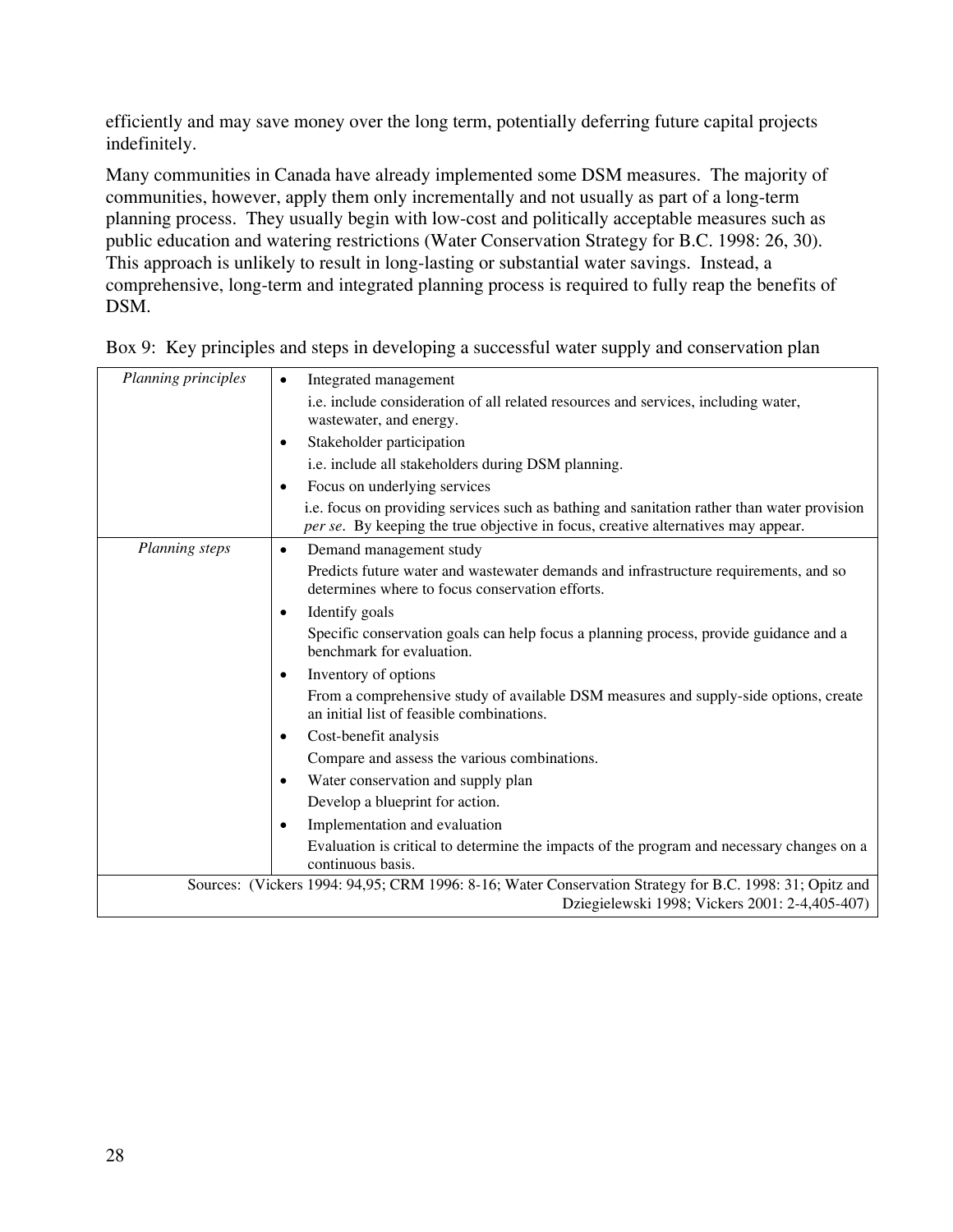efficiently and may save money over the long term, potentially deferring future capital projects indefinitely.

Many communities in Canada have already implemented some DSM measures. The majority of communities, however, apply them only incrementally and not usually as part of a long-term planning process. They usually begin with low-cost and politically acceptable measures such as public education and watering restrictions (Water Conservation Strategy for B.C. 1998: 26, 30). This approach is unlikely to result in long-lasting or substantial water savings. Instead, a comprehensive, long-term and integrated planning process is required to fully reap the benefits of DSM.

Box 9: Key principles and steps in developing a successful water supply and conservation plan

| | |
|---|---|
| *Planning principles* | • Integrated management<br>i.e. include consideration of all related resources and services, including water, wastewater, and energy.<br>• Stakeholder participation<br>i.e. include all stakeholders during DSM planning.<br>• Focus on underlying services<br>i.e. focus on providing services such as bathing and sanitation rather than water provision *per se*. By keeping the true objective in focus, creative alternatives may appear. |
| *Planning steps* | • Demand management study<br>Predicts future water and wastewater demands and infrastructure requirements, and so determines where to focus conservation efforts.<br>• Identify goals<br>Specific conservation goals can help focus a planning process, provide guidance and a benchmark for evaluation.<br>• Inventory of options<br>From a comprehensive study of available DSM measures and supply-side options, create an initial list of feasible combinations.<br>• Cost-benefit analysis<br>Compare and assess the various combinations.<br>• Water conservation and supply plan<br>Develop a blueprint for action.<br>• Implementation and evaluation<br>Evaluation is critical to determine the impacts of the program and necessary changes on a continuous basis. |
| Sources: (Vickers 1994: 94,95; CRM 1996: 8-16; Water Conservation Strategy for B.C. 1998: 31; Opitz and Dziegielewski 1998; Vickers 2001: 2-4,405-407) | |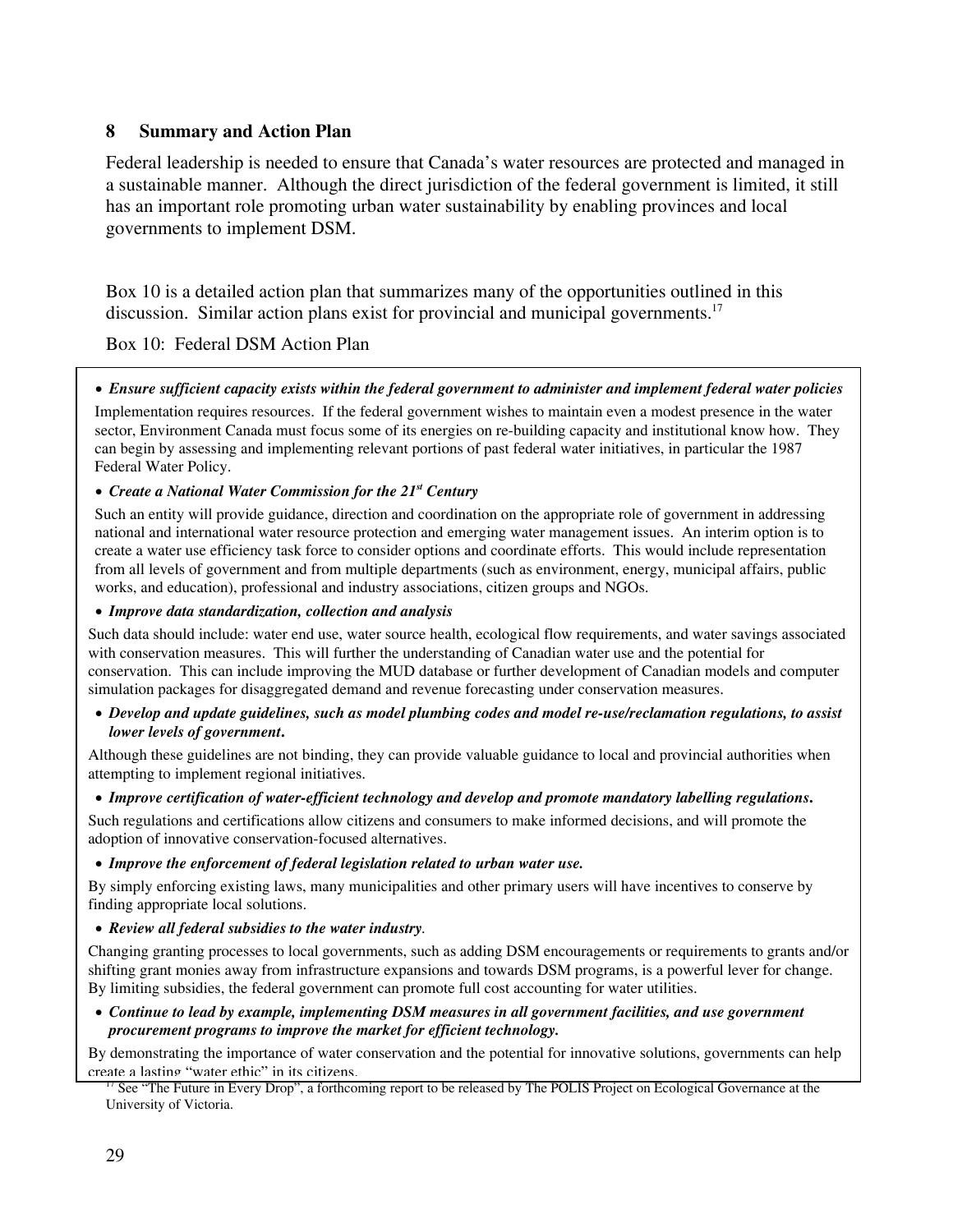## 8 Summary and Action Plan

Federal leadership is needed to ensure that Canada's water resources are protected and managed in a sustainable manner. Although the direct jurisdiction of the federal government is limited, it still has an important role promoting urban water sustainability by enabling provinces and local governments to implement DSM.

Box 10 is a detailed action plan that summarizes many of the opportunities outlined in this discussion. Similar action plans exist for provincial and municipal governments.[17]

Box 10: Federal DSM Action Plan

- ***Ensure sufficient capacity exists within the federal government to administer and implement federal water policies***

Implementation requires resources. If the federal government wishes to maintain even a modest presence in the water sector, Environment Canada must focus some of its energies on re-building capacity and institutional know how. They can begin by assessing and implementing relevant portions of past federal water initiatives, in particular the 1987 Federal Water Policy.

- ***Create a National Water Commission for the 21st Century***

Such an entity will provide guidance, direction and coordination on the appropriate role of government in addressing national and international water resource protection and emerging water management issues. An interim option is to create a water use efficiency task force to consider options and coordinate efforts. This would include representation from all levels of government and from multiple departments (such as environment, energy, municipal affairs, public works, and education), professional and industry associations, citizen groups and NGOs.

- ***Improve data standardization, collection and analysis***

Such data should include: water end use, water source health, ecological flow requirements, and water savings associated with conservation measures. This will further the understanding of Canadian water use and the potential for conservation. This can include improving the MUD database or further development of Canadian models and computer simulation packages for disaggregated demand and revenue forecasting under conservation measures.

- ***Develop and update guidelines, such as model plumbing codes and model re-use/reclamation regulations, to assist lower levels of government.***

Although these guidelines are not binding, they can provide valuable guidance to local and provincial authorities when attempting to implement regional initiatives.

- ***Improve certification of water-efficient technology and develop and promote mandatory labelling regulations.***

Such regulations and certifications allow citizens and consumers to make informed decisions, and will promote the adoption of innovative conservation-focused alternatives.

- ***Improve the enforcement of federal legislation related to urban water use.***

By simply enforcing existing laws, many municipalities and other primary users will have incentives to conserve by finding appropriate local solutions.

- ***Review all federal subsidies to the water industry.***

Changing granting processes to local governments, such as adding DSM encouragements or requirements to grants and/or shifting grant monies away from infrastructure expansions and towards DSM programs, is a powerful lever for change. By limiting subsidies, the federal government can promote full cost accounting for water utilities.

- ***Continue to lead by example, implementing DSM measures in all government facilities, and use government procurement programs to improve the market for efficient technology.***

By demonstrating the importance of water conservation and the potential for innovative solutions, governments can help create a lasting "water ethic" in its citizens.

[17] See "The Future in Every Drop", a forthcoming report to be released by The POLIS Project on Ecological Governance at the University of Victoria.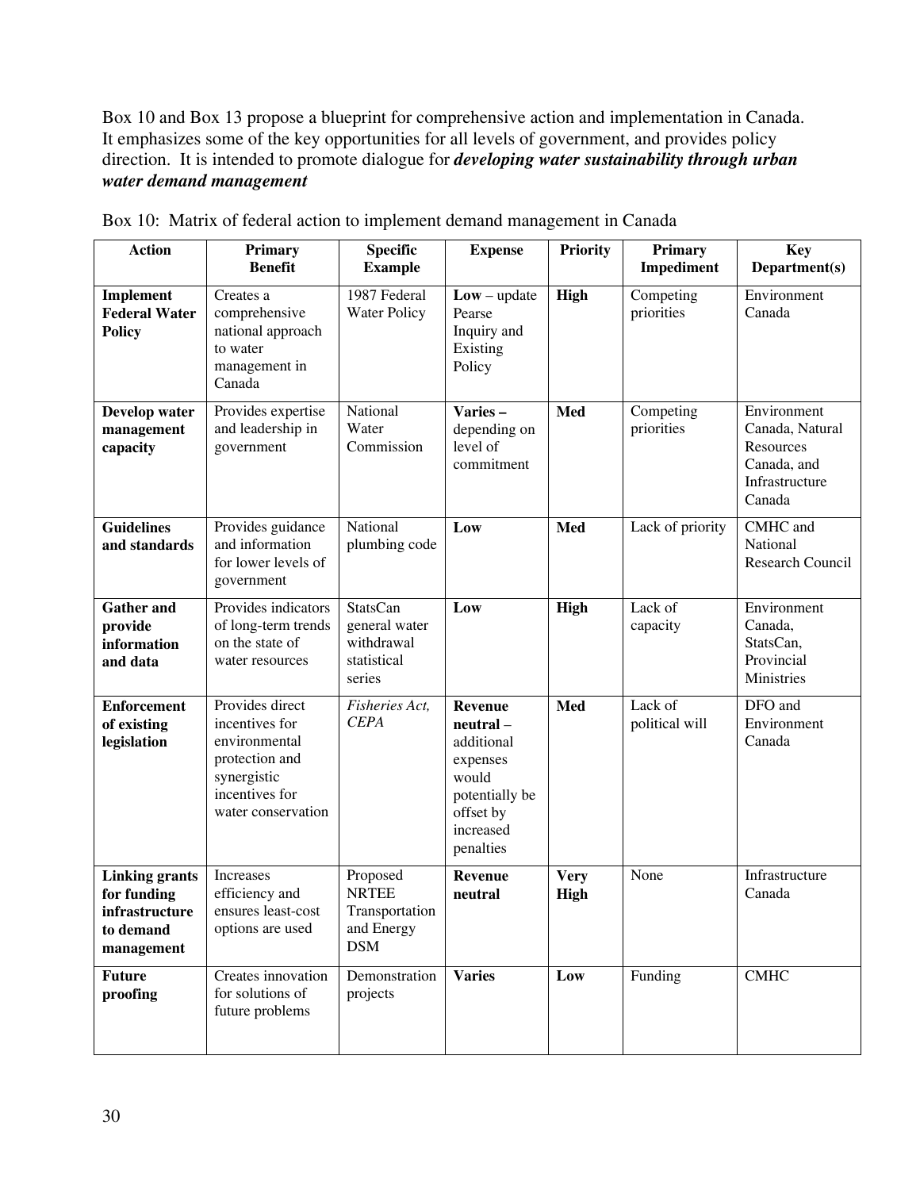Box 10 and Box 13 propose a blueprint for comprehensive action and implementation in Canada. It emphasizes some of the key opportunities for all levels of government, and provides policy direction. It is intended to promote dialogue for ***developing water sustainability through urban water demand management***

Box 10: Matrix of federal action to implement demand management in Canada

| Action | Primary Benefit | Specific Example | Expense | Priority | Primary Impediment | Key Department(s) |
|---|---|---|---|---|---|---|
| **Implement Federal Water Policy** | Creates a comprehensive national approach to water management in Canada | 1987 Federal Water Policy | **Low** – update Pearse Inquiry and Existing Policy | **High** | Competing priorities | Environment Canada |
| **Develop water management capacity** | Provides expertise and leadership in government | National Water Commission | **Varies –** depending on level of commitment | **Med** | Competing priorities | Environment Canada, Natural Resources Canada, and Infrastructure Canada |
| **Guidelines and standards** | Provides guidance and information for lower levels of government | National plumbing code | **Low** | **Med** | Lack of priority | CMHC and National Research Council |
| **Gather and provide information and data** | Provides indicators of long-term trends on the state of water resources | StatsCan general water withdrawal statistical series | **Low** | **High** | Lack of capacity | Environment Canada, StatsCan, Provincial Ministries |
| **Enforcement of existing legislation** | Provides direct incentives for environmental protection and synergistic incentives for water conservation | *Fisheries Act, CEPA* | **Revenue neutral** – additional expenses would potentially be offset by increased penalties | **Med** | Lack of political will | DFO and Environment Canada |
| **Linking grants for funding infrastructure to demand management** | Increases efficiency and ensures least-cost options are used | Proposed NRTEE Transportation and Energy DSM | **Revenue neutral** | **Very High** | None | Infrastructure Canada |
| **Future proofing** | Creates innovation for solutions of future problems | Demonstration projects | **Varies** | **Low** | Funding | CMHC |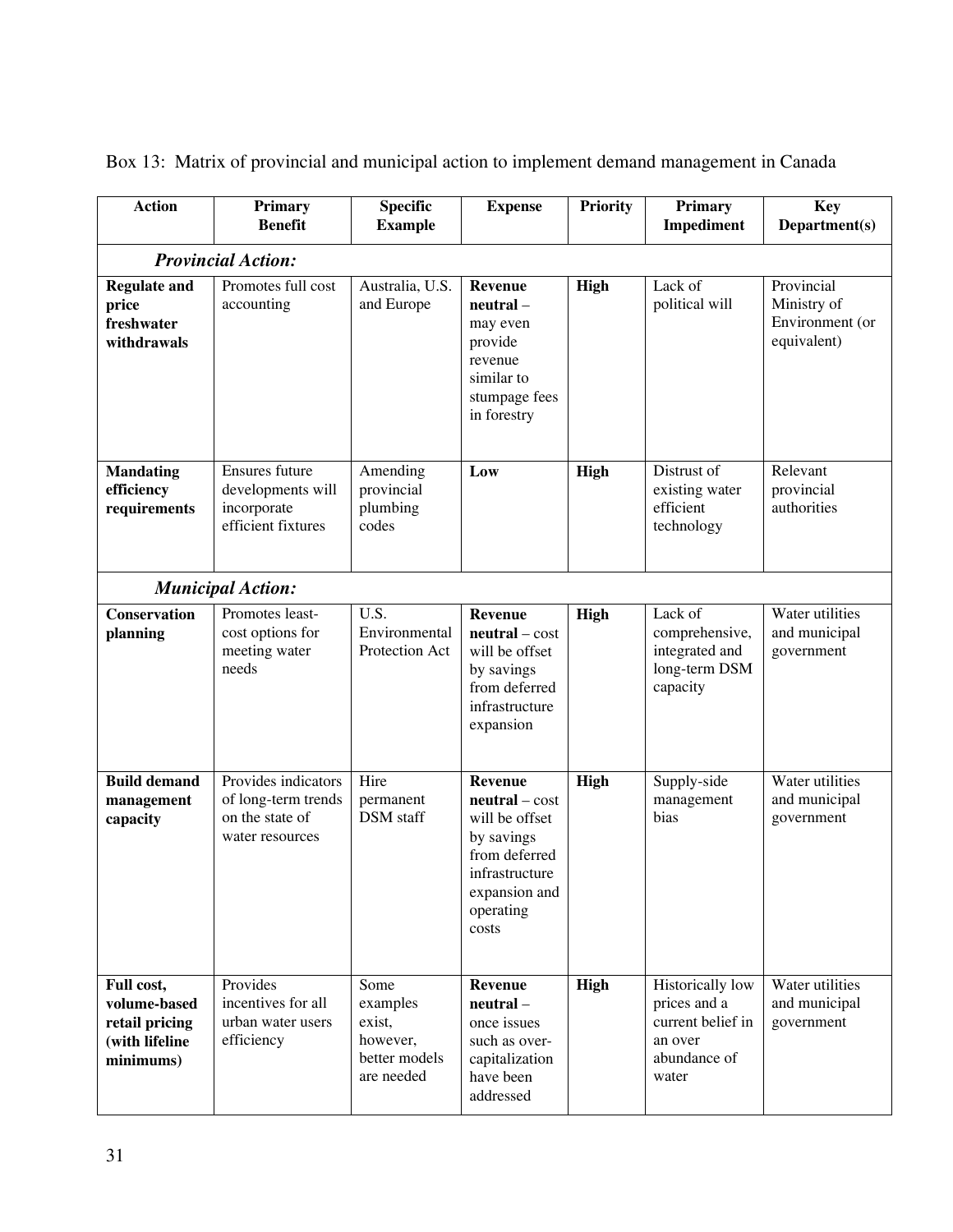Box 13: Matrix of provincial and municipal action to implement demand management in Canada

| Action | Primary Benefit | Specific Example | Expense | Priority | Primary Impediment | Key Department(s) |
|---|---|---|---|---|---|---|
| ***Provincial Action:*** | | | | | | |
| **Regulate and price freshwater withdrawals** | Promotes full cost accounting | Australia, U.S. and Europe | **Revenue neutral** – may even provide revenue similar to stumpage fees in forestry | **High** | Lack of political will | Provincial Ministry of Environment (or equivalent) |
| **Mandating efficiency requirements** | Ensures future developments will incorporate efficient fixtures | Amending provincial plumbing codes | **Low** | **High** | Distrust of existing water efficient technology | Relevant provincial authorities |
| ***Municipal Action:*** | | | | | | |
| **Conservation planning** | Promotes least-cost options for meeting water needs | U.S. Environmental Protection Act | **Revenue neutral** – cost will be offset by savings from deferred infrastructure expansion | **High** | Lack of comprehensive, integrated and long-term DSM capacity | Water utilities and municipal government |
| **Build demand management capacity** | Provides indicators of long-term trends on the state of water resources | Hire permanent DSM staff | **Revenue neutral** – cost will be offset by savings from deferred infrastructure expansion and operating costs | **High** | Supply-side management bias | Water utilities and municipal government |
| **Full cost, volume-based retail pricing (with lifeline minimums)** | Provides incentives for all urban water users efficiency | Some examples exist, however, better models are needed | **Revenue neutral** – once issues such as over-capitalization have been addressed | **High** | Historically low prices and a current belief in an over abundance of water | Water utilities and municipal government |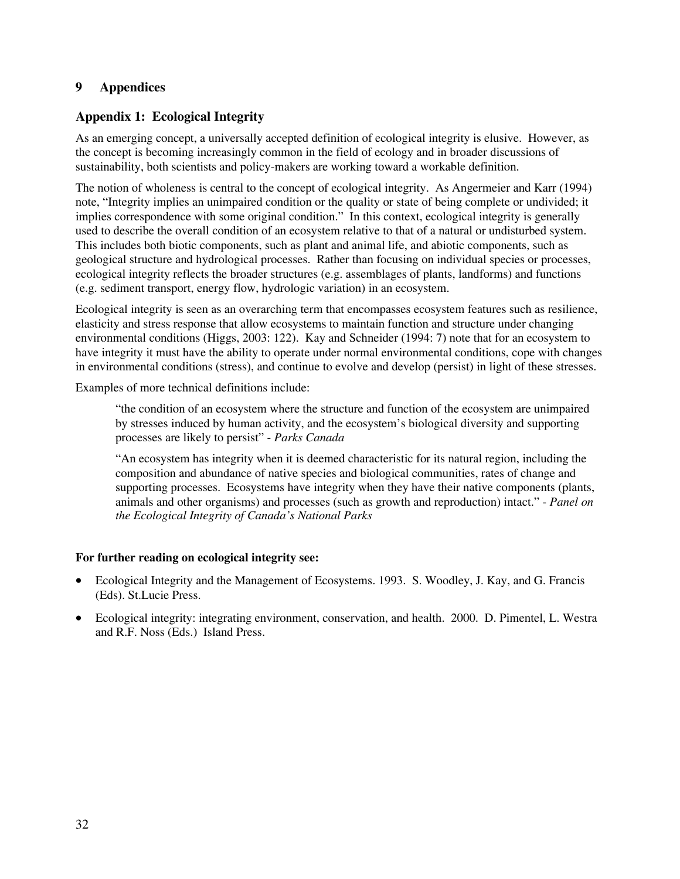# 9 Appendices

## Appendix 1: Ecological Integrity

As an emerging concept, a universally accepted definition of ecological integrity is elusive. However, as the concept is becoming increasingly common in the field of ecology and in broader discussions of sustainability, both scientists and policy-makers are working toward a workable definition.

The notion of wholeness is central to the concept of ecological integrity. As Angermeier and Karr (1994) note, "Integrity implies an unimpaired condition or the quality or state of being complete or undivided; it implies correspondence with some original condition." In this context, ecological integrity is generally used to describe the overall condition of an ecosystem relative to that of a natural or undisturbed system. This includes both biotic components, such as plant and animal life, and abiotic components, such as geological structure and hydrological processes. Rather than focusing on individual species or processes, ecological integrity reflects the broader structures (e.g. assemblages of plants, landforms) and functions (e.g. sediment transport, energy flow, hydrologic variation) in an ecosystem.

Ecological integrity is seen as an overarching term that encompasses ecosystem features such as resilience, elasticity and stress response that allow ecosystems to maintain function and structure under changing environmental conditions (Higgs, 2003: 122). Kay and Schneider (1994: 7) note that for an ecosystem to have integrity it must have the ability to operate under normal environmental conditions, cope with changes in environmental conditions (stress), and continue to evolve and develop (persist) in light of these stresses.

Examples of more technical definitions include:

> "the condition of an ecosystem where the structure and function of the ecosystem are unimpaired by stresses induced by human activity, and the ecosystem's biological diversity and supporting processes are likely to persist" - *Parks Canada*

> "An ecosystem has integrity when it is deemed characteristic for its natural region, including the composition and abundance of native species and biological communities, rates of change and supporting processes. Ecosystems have integrity when they have their native components (plants, animals and other organisms) and processes (such as growth and reproduction) intact." - *Panel on the Ecological Integrity of Canada's National Parks*

**For further reading on ecological integrity see:**

- Ecological Integrity and the Management of Ecosystems. 1993. S. Woodley, J. Kay, and G. Francis (Eds). St.Lucie Press.
- Ecological integrity: integrating environment, conservation, and health. 2000. D. Pimentel, L. Westra and R.F. Noss (Eds.) Island Press.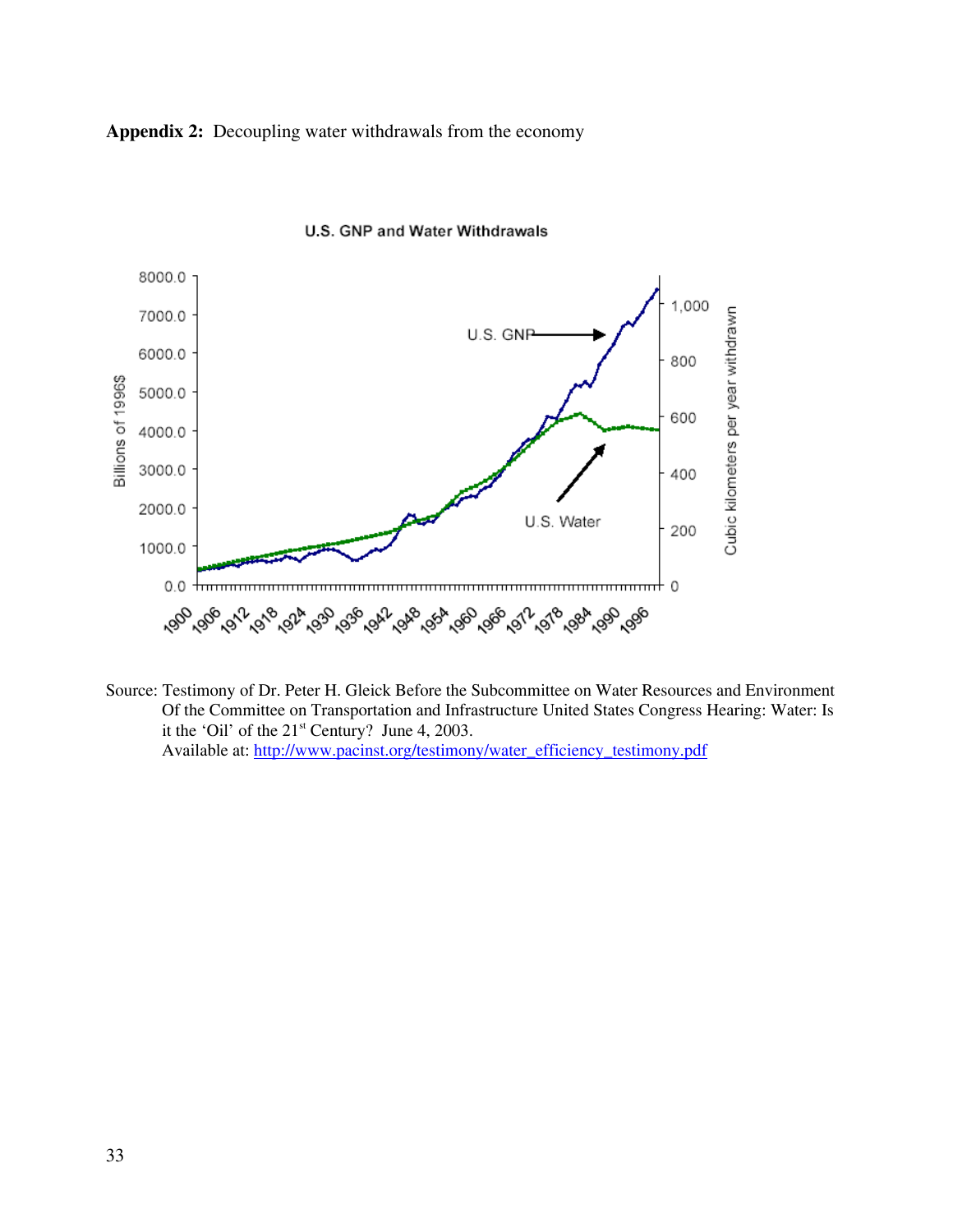**Appendix 2:** Decoupling water withdrawals from the economy

U.S. GNP and Water Withdrawals

Source: Testimony of Dr. Peter H. Gleick Before the Subcommittee on Water Resources and Environment Of the Committee on Transportation and Infrastructure United States Congress Hearing: Water: Is it the 'Oil' of the 21[st] Century? June 4, 2003.
Available at: http://www.pacinst.org/testimony/water_efficiency_testimony.pdf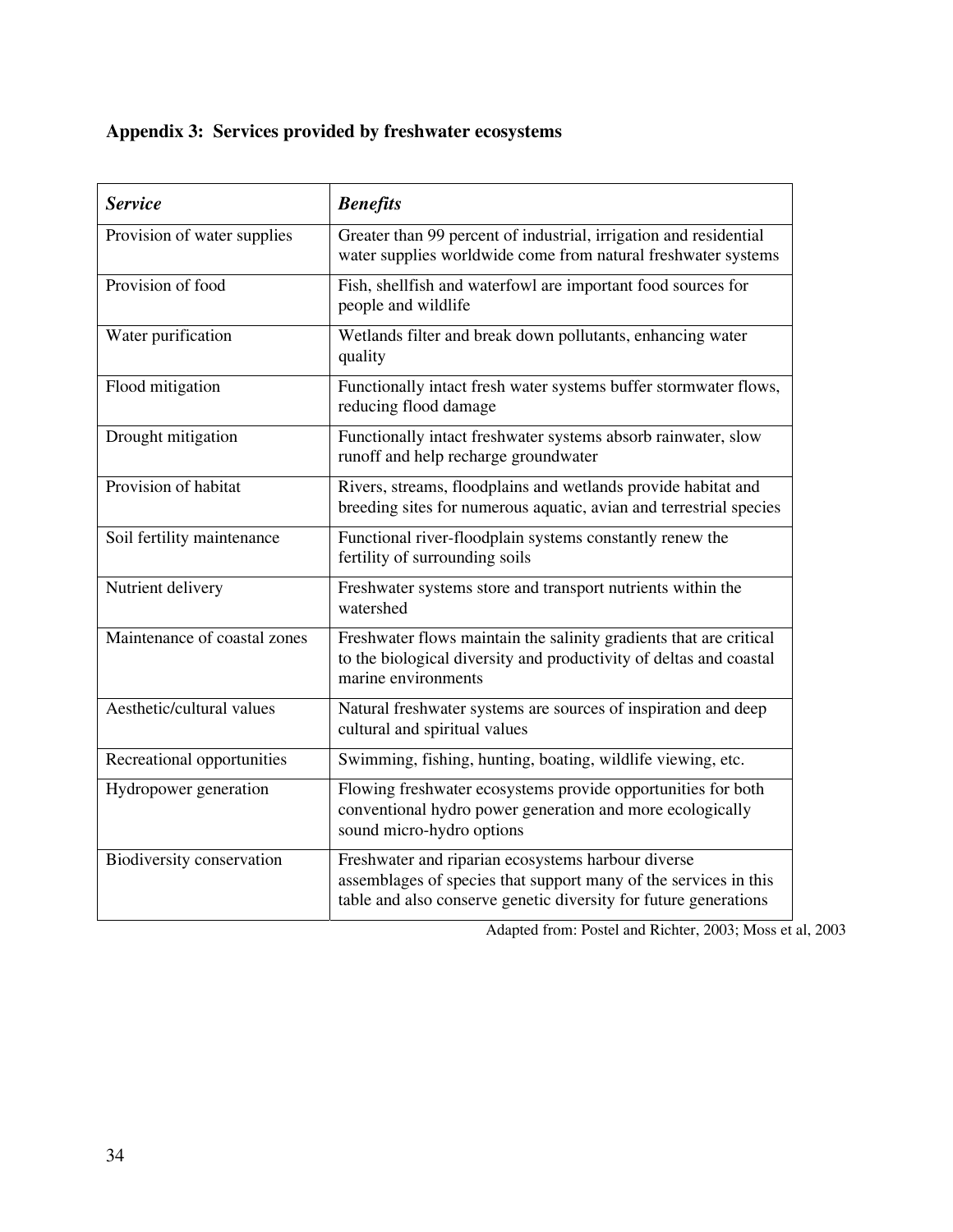## Appendix 3: Services provided by freshwater ecosystems

| ***Service*** | ***Benefits*** |
|---|---|
| Provision of water supplies | Greater than 99 percent of industrial, irrigation and residential water supplies worldwide come from natural freshwater systems |
| Provision of food | Fish, shellfish and waterfowl are important food sources for people and wildlife |
| Water purification | Wetlands filter and break down pollutants, enhancing water quality |
| Flood mitigation | Functionally intact fresh water systems buffer stormwater flows, reducing flood damage |
| Drought mitigation | Functionally intact freshwater systems absorb rainwater, slow runoff and help recharge groundwater |
| Provision of habitat | Rivers, streams, floodplains and wetlands provide habitat and breeding sites for numerous aquatic, avian and terrestrial species |
| Soil fertility maintenance | Functional river-floodplain systems constantly renew the fertility of surrounding soils |
| Nutrient delivery | Freshwater systems store and transport nutrients within the watershed |
| Maintenance of coastal zones | Freshwater flows maintain the salinity gradients that are critical to the biological diversity and productivity of deltas and coastal marine environments |
| Aesthetic/cultural values | Natural freshwater systems are sources of inspiration and deep cultural and spiritual values |
| Recreational opportunities | Swimming, fishing, hunting, boating, wildlife viewing, etc. |
| Hydropower generation | Flowing freshwater ecosystems provide opportunities for both conventional hydro power generation and more ecologically sound micro-hydro options |
| Biodiversity conservation | Freshwater and riparian ecosystems harbour diverse assemblages of species that support many of the services in this table and also conserve genetic diversity for future generations |

Adapted from: Postel and Richter, 2003; Moss et al, 2003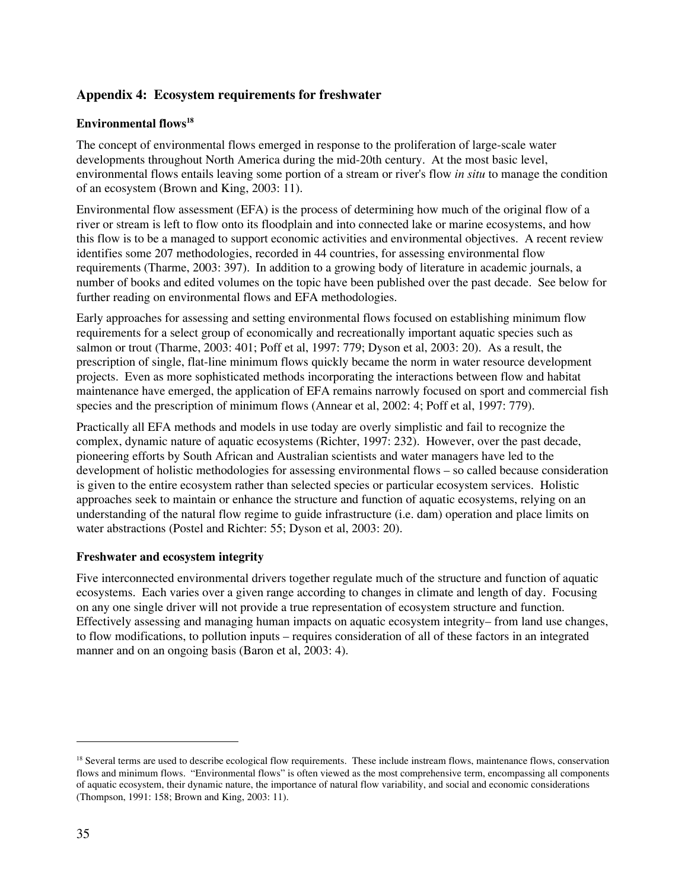## Appendix 4: Ecosystem requirements for freshwater

### Environmental flows[18]

The concept of environmental flows emerged in response to the proliferation of large-scale water developments throughout North America during the mid-20th century. At the most basic level, environmental flows entails leaving some portion of a stream or river's flow *in situ* to manage the condition of an ecosystem (Brown and King, 2003: 11).

Environmental flow assessment (EFA) is the process of determining how much of the original flow of a river or stream is left to flow onto its floodplain and into connected lake or marine ecosystems, and how this flow is to be a managed to support economic activities and environmental objectives. A recent review identifies some 207 methodologies, recorded in 44 countries, for assessing environmental flow requirements (Tharme, 2003: 397). In addition to a growing body of literature in academic journals, a number of books and edited volumes on the topic have been published over the past decade. See below for further reading on environmental flows and EFA methodologies.

Early approaches for assessing and setting environmental flows focused on establishing minimum flow requirements for a select group of economically and recreationally important aquatic species such as salmon or trout (Tharme, 2003: 401; Poff et al, 1997: 779; Dyson et al, 2003: 20). As a result, the prescription of single, flat-line minimum flows quickly became the norm in water resource development projects. Even as more sophisticated methods incorporating the interactions between flow and habitat maintenance have emerged, the application of EFA remains narrowly focused on sport and commercial fish species and the prescription of minimum flows (Annear et al, 2002: 4; Poff et al, 1997: 779).

Practically all EFA methods and models in use today are overly simplistic and fail to recognize the complex, dynamic nature of aquatic ecosystems (Richter, 1997: 232). However, over the past decade, pioneering efforts by South African and Australian scientists and water managers have led to the development of holistic methodologies for assessing environmental flows – so called because consideration is given to the entire ecosystem rather than selected species or particular ecosystem services. Holistic approaches seek to maintain or enhance the structure and function of aquatic ecosystems, relying on an understanding of the natural flow regime to guide infrastructure (i.e. dam) operation and place limits on water abstractions (Postel and Richter: 55; Dyson et al, 2003: 20).

### Freshwater and ecosystem integrity

Five interconnected environmental drivers together regulate much of the structure and function of aquatic ecosystems. Each varies over a given range according to changes in climate and length of day. Focusing on any one single driver will not provide a true representation of ecosystem structure and function. Effectively assessing and managing human impacts on aquatic ecosystem integrity– from land use changes, to flow modifications, to pollution inputs – requires consideration of all of these factors in an integrated manner and on an ongoing basis (Baron et al, 2003: 4).

---

[18] Several terms are used to describe ecological flow requirements. These include instream flows, maintenance flows, conservation flows and minimum flows. "Environmental flows" is often viewed as the most comprehensive term, encompassing all components of aquatic ecosystem, their dynamic nature, the importance of natural flow variability, and social and economic considerations (Thompson, 1991: 158; Brown and King, 2003: 11).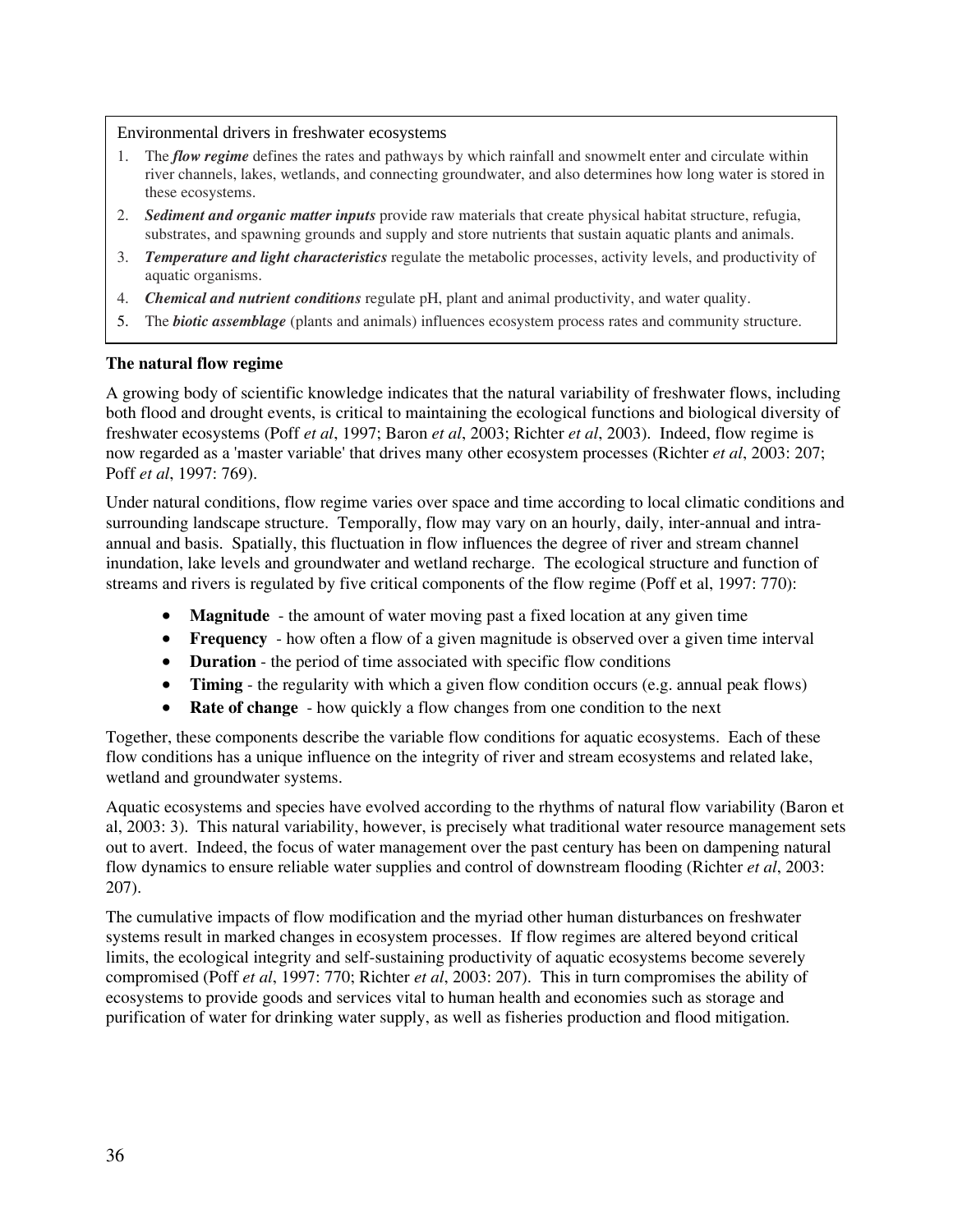Environmental drivers in freshwater ecosystems

1. The ***flow regime*** defines the rates and pathways by which rainfall and snowmelt enter and circulate within river channels, lakes, wetlands, and connecting groundwater, and also determines how long water is stored in these ecosystems.
2. ***Sediment and organic matter inputs*** provide raw materials that create physical habitat structure, refugia, substrates, and spawning grounds and supply and store nutrients that sustain aquatic plants and animals.
3. ***Temperature and light characteristics*** regulate the metabolic processes, activity levels, and productivity of aquatic organisms.
4. ***Chemical and nutrient conditions*** regulate pH, plant and animal productivity, and water quality.
5. The ***biotic assemblage*** (plants and animals) influences ecosystem process rates and community structure.

**The natural flow regime**

A growing body of scientific knowledge indicates that the natural variability of freshwater flows, including both flood and drought events, is critical to maintaining the ecological functions and biological diversity of freshwater ecosystems (Poff *et al*, 1997; Baron *et al*, 2003; Richter *et al*, 2003). Indeed, flow regime is now regarded as a 'master variable' that drives many other ecosystem processes (Richter *et al*, 2003: 207; Poff *et al*, 1997: 769).

Under natural conditions, flow regime varies over space and time according to local climatic conditions and surrounding landscape structure. Temporally, flow may vary on an hourly, daily, inter-annual and intra-annual and basis. Spatially, this fluctuation in flow influences the degree of river and stream channel inundation, lake levels and groundwater and wetland recharge. The ecological structure and function of streams and rivers is regulated by five critical components of the flow regime (Poff et al, 1997: 770):

- **Magnitude** - the amount of water moving past a fixed location at any given time
- **Frequency** - how often a flow of a given magnitude is observed over a given time interval
- **Duration** - the period of time associated with specific flow conditions
- **Timing** - the regularity with which a given flow condition occurs (e.g. annual peak flows)
- **Rate of change** - how quickly a flow changes from one condition to the next

Together, these components describe the variable flow conditions for aquatic ecosystems. Each of these flow conditions has a unique influence on the integrity of river and stream ecosystems and related lake, wetland and groundwater systems.

Aquatic ecosystems and species have evolved according to the rhythms of natural flow variability (Baron et al, 2003: 3). This natural variability, however, is precisely what traditional water resource management sets out to avert. Indeed, the focus of water management over the past century has been on dampening natural flow dynamics to ensure reliable water supplies and control of downstream flooding (Richter *et al*, 2003: 207).

The cumulative impacts of flow modification and the myriad other human disturbances on freshwater systems result in marked changes in ecosystem processes. If flow regimes are altered beyond critical limits, the ecological integrity and self-sustaining productivity of aquatic ecosystems become severely compromised (Poff *et al*, 1997: 770; Richter *et al*, 2003: 207). This in turn compromises the ability of ecosystems to provide goods and services vital to human health and economies such as storage and purification of water for drinking water supply, as well as fisheries production and flood mitigation.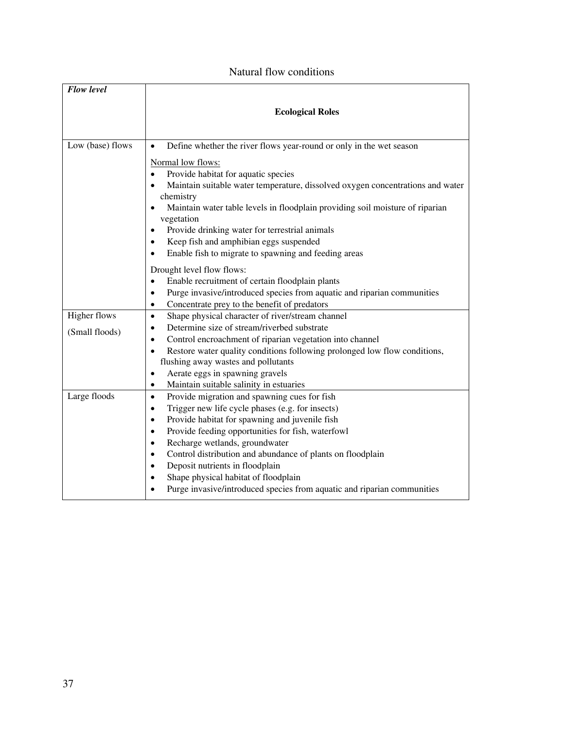Natural flow conditions

| ***Flow level*** | **Ecological Roles** |
|---|---|
| Low (base) flows | • Define whether the river flows year-round or only in the wet season<br><br>Normal low flows:<br>• Provide habitat for aquatic species<br>• Maintain suitable water temperature, dissolved oxygen concentrations and water chemistry<br>• Maintain water table levels in floodplain providing soil moisture of riparian vegetation<br>• Provide drinking water for terrestrial animals<br>• Keep fish and amphibian eggs suspended<br>• Enable fish to migrate to spawning and feeding areas<br><br>Drought level flow flows:<br>• Enable recruitment of certain floodplain plants<br>• Purge invasive/introduced species from aquatic and riparian communities<br>• Concentrate prey to the benefit of predators |
| Higher flows<br>(Small floods) | • Shape physical character of river/stream channel<br>• Determine size of stream/riverbed substrate<br>• Control encroachment of riparian vegetation into channel<br>• Restore water quality conditions following prolonged low flow conditions, flushing away wastes and pollutants<br>• Aerate eggs in spawning gravels<br>• Maintain suitable salinity in estuaries |
| Large floods | • Provide migration and spawning cues for fish<br>• Trigger new life cycle phases (e.g. for insects)<br>• Provide habitat for spawning and juvenile fish<br>• Provide feeding opportunities for fish, waterfowl<br>• Recharge wetlands, groundwater<br>• Control distribution and abundance of plants on floodplain<br>• Deposit nutrients in floodplain<br>• Shape physical habitat of floodplain<br>• Purge invasive/introduced species from aquatic and riparian communities |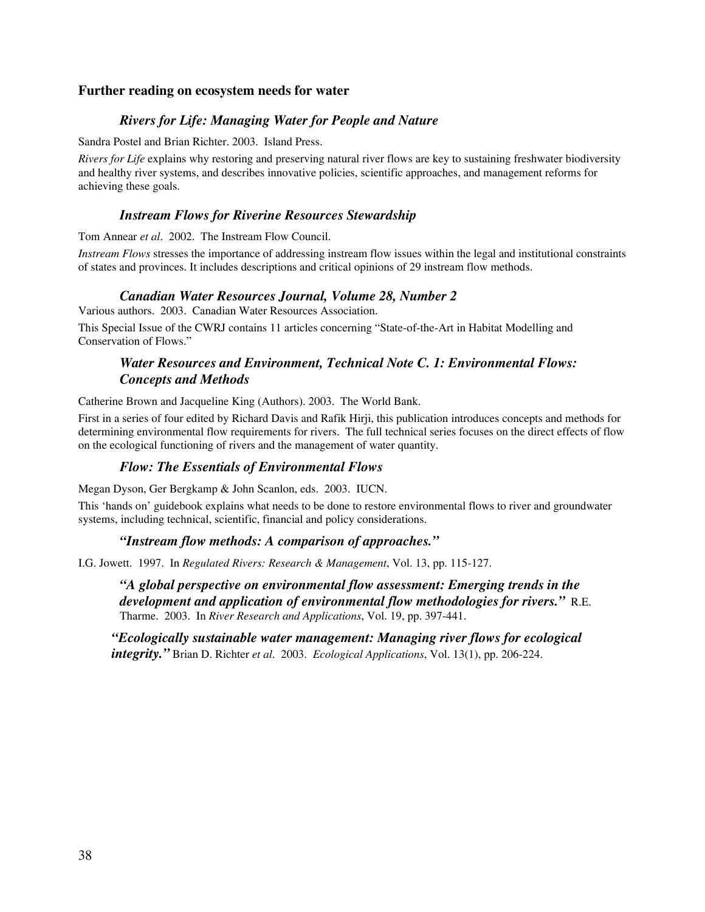## Further reading on ecosystem needs for water

### *Rivers for Life: Managing Water for People and Nature*

Sandra Postel and Brian Richter. 2003. Island Press.

*Rivers for Life* explains why restoring and preserving natural river flows are key to sustaining freshwater biodiversity and healthy river systems, and describes innovative policies, scientific approaches, and management reforms for achieving these goals.

### *Instream Flows for Riverine Resources Stewardship*

Tom Annear *et al*. 2002. The Instream Flow Council.

*Instream Flows* stresses the importance of addressing instream flow issues within the legal and institutional constraints of states and provinces. It includes descriptions and critical opinions of 29 instream flow methods.

### *Canadian Water Resources Journal, Volume 28, Number 2*

Various authors. 2003. Canadian Water Resources Association.

This Special Issue of the CWRJ contains 11 articles concerning "State-of-the-Art in Habitat Modelling and Conservation of Flows."

### *Water Resources and Environment, Technical Note C. 1: Environmental Flows: Concepts and Methods*

Catherine Brown and Jacqueline King (Authors). 2003. The World Bank.

First in a series of four edited by Richard Davis and Rafik Hirji, this publication introduces concepts and methods for determining environmental flow requirements for rivers. The full technical series focuses on the direct effects of flow on the ecological functioning of rivers and the management of water quantity.

### *Flow: The Essentials of Environmental Flows*

Megan Dyson, Ger Bergkamp & John Scanlon, eds. 2003. IUCN.

This 'hands on' guidebook explains what needs to be done to restore environmental flows to river and groundwater systems, including technical, scientific, financial and policy considerations.

### *"Instream flow methods: A comparison of approaches."*

I.G. Jowett. 1997. In *Regulated Rivers: Research & Management*, Vol. 13, pp. 115-127.

***"A global perspective on environmental flow assessment: Emerging trends in the development and application of environmental flow methodologies for rivers."*** R.E. Tharme. 2003. In *River Research and Applications*, Vol. 19, pp. 397-441.

***"Ecologically sustainable water management: Managing river flows for ecological integrity."*** Brian D. Richter *et al*. 2003. *Ecological Applications*, Vol. 13(1), pp. 206-224.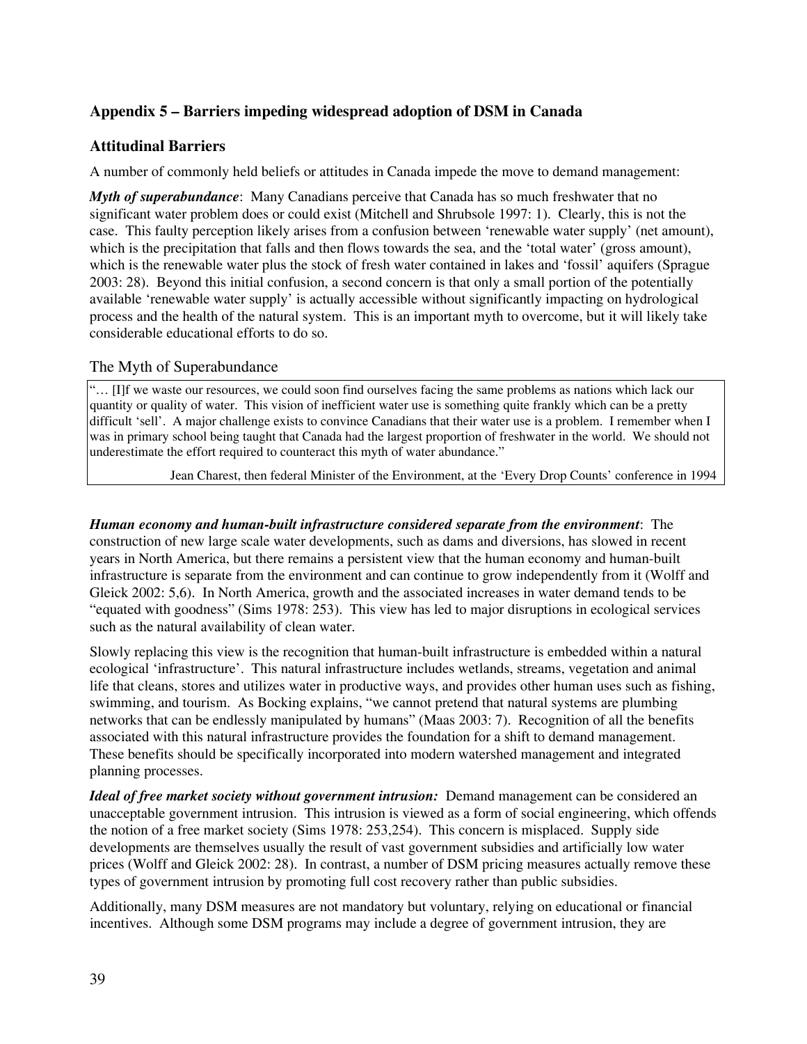## Appendix 5 – Barriers impeding widespread adoption of DSM in Canada

### Attitudinal Barriers

A number of commonly held beliefs or attitudes in Canada impede the move to demand management:

***Myth of superabundance***: Many Canadians perceive that Canada has so much freshwater that no significant water problem does or could exist (Mitchell and Shrubsole 1997: 1). Clearly, this is not the case. This faulty perception likely arises from a confusion between 'renewable water supply' (net amount), which is the precipitation that falls and then flows towards the sea, and the 'total water' (gross amount), which is the renewable water plus the stock of fresh water contained in lakes and 'fossil' aquifers (Sprague 2003: 28). Beyond this initial confusion, a second concern is that only a small portion of the potentially available 'renewable water supply' is actually accessible without significantly impacting on hydrological process and the health of the natural system. This is an important myth to overcome, but it will likely take considerable educational efforts to do so.

The Myth of Superabundance

> "… [I]f we waste our resources, we could soon find ourselves facing the same problems as nations which lack our quantity or quality of water. This vision of inefficient water use is something quite frankly which can be a pretty difficult 'sell'. A major challenge exists to convince Canadians that their water use is a problem. I remember when I was in primary school being taught that Canada had the largest proportion of freshwater in the world. We should not underestimate the effort required to counteract this myth of water abundance."
>
> Jean Charest, then federal Minister of the Environment, at the 'Every Drop Counts' conference in 1994

***Human economy and human-built infrastructure considered separate from the environment***: The construction of new large scale water developments, such as dams and diversions, has slowed in recent years in North America, but there remains a persistent view that the human economy and human-built infrastructure is separate from the environment and can continue to grow independently from it (Wolff and Gleick 2002: 5,6). In North America, growth and the associated increases in water demand tends to be "equated with goodness" (Sims 1978: 253). This view has led to major disruptions in ecological services such as the natural availability of clean water.

Slowly replacing this view is the recognition that human-built infrastructure is embedded within a natural ecological 'infrastructure'. This natural infrastructure includes wetlands, streams, vegetation and animal life that cleans, stores and utilizes water in productive ways, and provides other human uses such as fishing, swimming, and tourism. As Bocking explains, "we cannot pretend that natural systems are plumbing networks that can be endlessly manipulated by humans" (Maas 2003: 7). Recognition of all the benefits associated with this natural infrastructure provides the foundation for a shift to demand management. These benefits should be specifically incorporated into modern watershed management and integrated planning processes.

***Ideal of free market society without government intrusion:*** Demand management can be considered an unacceptable government intrusion. This intrusion is viewed as a form of social engineering, which offends the notion of a free market society (Sims 1978: 253,254). This concern is misplaced. Supply side developments are themselves usually the result of vast government subsidies and artificially low water prices (Wolff and Gleick 2002: 28). In contrast, a number of DSM pricing measures actually remove these types of government intrusion by promoting full cost recovery rather than public subsidies.

Additionally, many DSM measures are not mandatory but voluntary, relying on educational or financial incentives. Although some DSM programs may include a degree of government intrusion, they are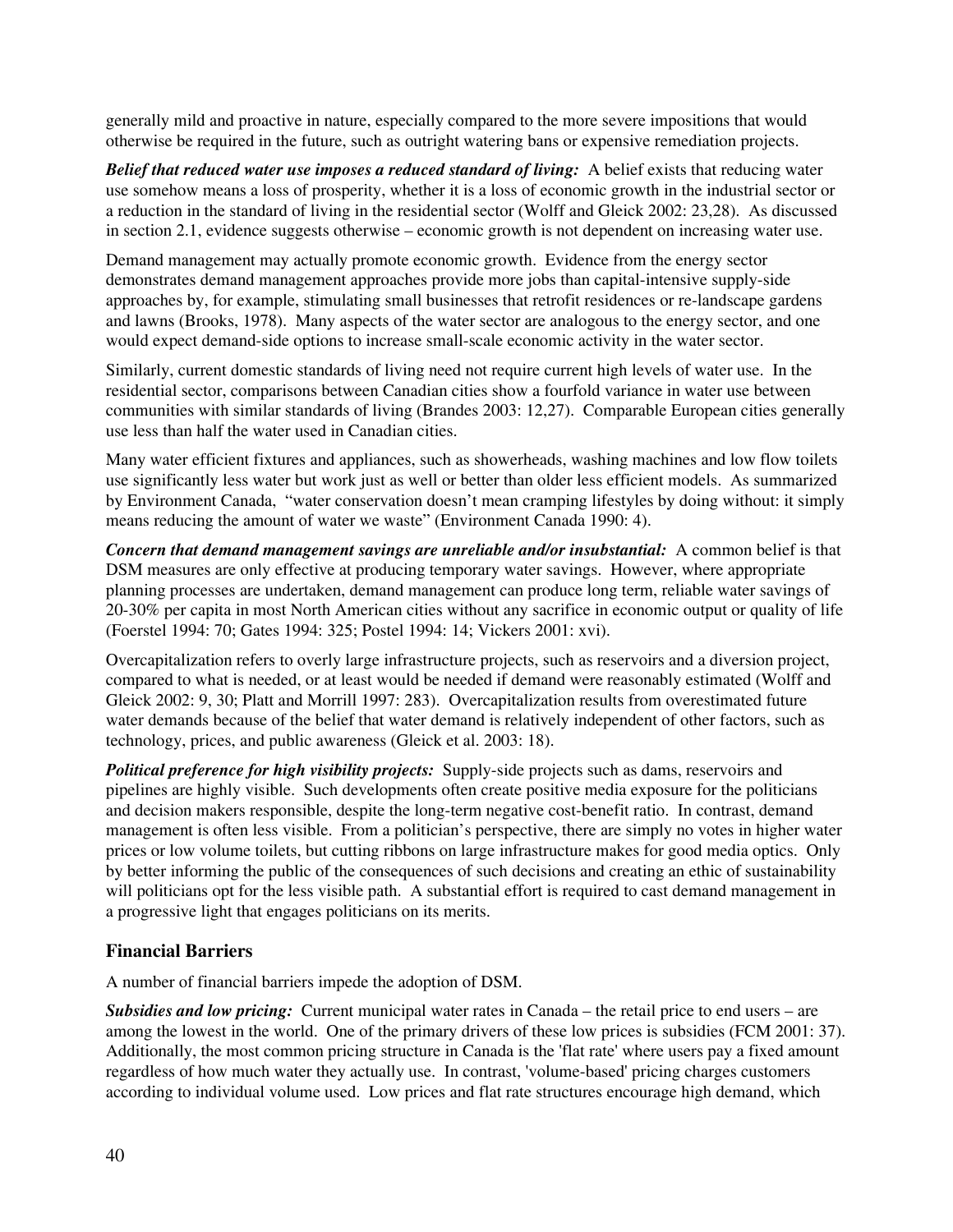generally mild and proactive in nature, especially compared to the more severe impositions that would otherwise be required in the future, such as outright watering bans or expensive remediation projects.

***Belief that reduced water use imposes a reduced standard of living:*** A belief exists that reducing water use somehow means a loss of prosperity, whether it is a loss of economic growth in the industrial sector or a reduction in the standard of living in the residential sector (Wolff and Gleick 2002: 23,28). As discussed in section 2.1, evidence suggests otherwise – economic growth is not dependent on increasing water use.

Demand management may actually promote economic growth. Evidence from the energy sector demonstrates demand management approaches provide more jobs than capital-intensive supply-side approaches by, for example, stimulating small businesses that retrofit residences or re-landscape gardens and lawns (Brooks, 1978). Many aspects of the water sector are analogous to the energy sector, and one would expect demand-side options to increase small-scale economic activity in the water sector.

Similarly, current domestic standards of living need not require current high levels of water use. In the residential sector, comparisons between Canadian cities show a fourfold variance in water use between communities with similar standards of living (Brandes 2003: 12,27). Comparable European cities generally use less than half the water used in Canadian cities.

Many water efficient fixtures and appliances, such as showerheads, washing machines and low flow toilets use significantly less water but work just as well or better than older less efficient models. As summarized by Environment Canada, "water conservation doesn't mean cramping lifestyles by doing without: it simply means reducing the amount of water we waste" (Environment Canada 1990: 4).

***Concern that demand management savings are unreliable and/or insubstantial:*** A common belief is that DSM measures are only effective at producing temporary water savings. However, where appropriate planning processes are undertaken, demand management can produce long term, reliable water savings of 20-30% per capita in most North American cities without any sacrifice in economic output or quality of life (Foerstel 1994: 70; Gates 1994: 325; Postel 1994: 14; Vickers 2001: xvi).

Overcapitalization refers to overly large infrastructure projects, such as reservoirs and a diversion project, compared to what is needed, or at least would be needed if demand were reasonably estimated (Wolff and Gleick 2002: 9, 30; Platt and Morrill 1997: 283). Overcapitalization results from overestimated future water demands because of the belief that water demand is relatively independent of other factors, such as technology, prices, and public awareness (Gleick et al. 2003: 18).

***Political preference for high visibility projects:*** Supply-side projects such as dams, reservoirs and pipelines are highly visible. Such developments often create positive media exposure for the politicians and decision makers responsible, despite the long-term negative cost-benefit ratio. In contrast, demand management is often less visible. From a politician's perspective, there are simply no votes in higher water prices or low volume toilets, but cutting ribbons on large infrastructure makes for good media optics. Only by better informing the public of the consequences of such decisions and creating an ethic of sustainability will politicians opt for the less visible path. A substantial effort is required to cast demand management in a progressive light that engages politicians on its merits.

## Financial Barriers

A number of financial barriers impede the adoption of DSM.

***Subsidies and low pricing:*** Current municipal water rates in Canada – the retail price to end users – are among the lowest in the world. One of the primary drivers of these low prices is subsidies (FCM 2001: 37). Additionally, the most common pricing structure in Canada is the 'flat rate' where users pay a fixed amount regardless of how much water they actually use. In contrast, 'volume-based' pricing charges customers according to individual volume used. Low prices and flat rate structures encourage high demand, which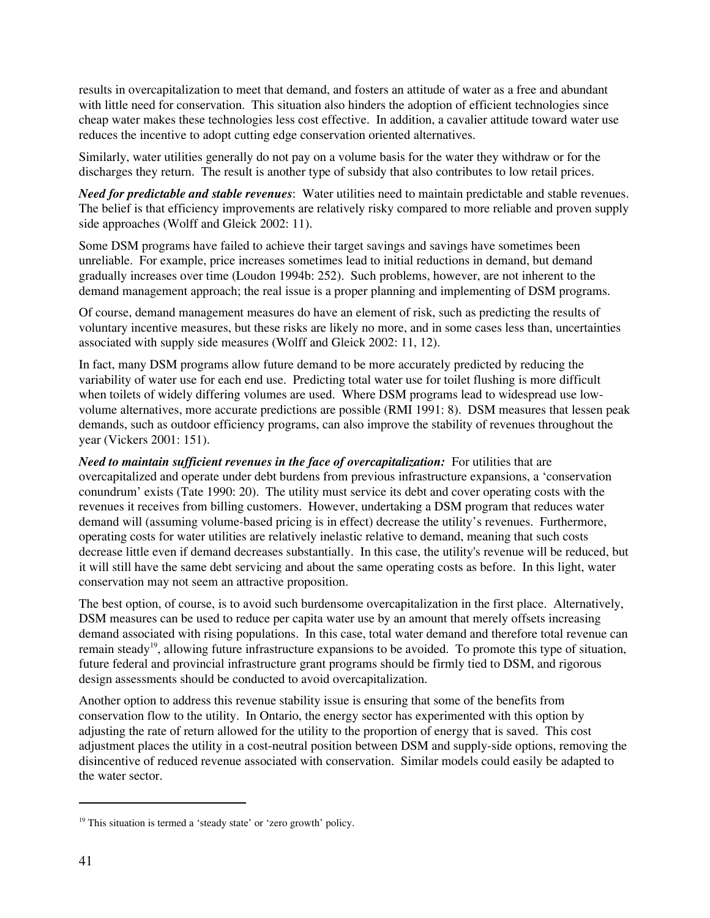results in overcapitalization to meet that demand, and fosters an attitude of water as a free and abundant with little need for conservation. This situation also hinders the adoption of efficient technologies since cheap water makes these technologies less cost effective. In addition, a cavalier attitude toward water use reduces the incentive to adopt cutting edge conservation oriented alternatives.

Similarly, water utilities generally do not pay on a volume basis for the water they withdraw or for the discharges they return. The result is another type of subsidy that also contributes to low retail prices.

***Need for predictable and stable revenues***: Water utilities need to maintain predictable and stable revenues. The belief is that efficiency improvements are relatively risky compared to more reliable and proven supply side approaches (Wolff and Gleick 2002: 11).

Some DSM programs have failed to achieve their target savings and savings have sometimes been unreliable. For example, price increases sometimes lead to initial reductions in demand, but demand gradually increases over time (Loudon 1994b: 252). Such problems, however, are not inherent to the demand management approach; the real issue is a proper planning and implementing of DSM programs.

Of course, demand management measures do have an element of risk, such as predicting the results of voluntary incentive measures, but these risks are likely no more, and in some cases less than, uncertainties associated with supply side measures (Wolff and Gleick 2002: 11, 12).

In fact, many DSM programs allow future demand to be more accurately predicted by reducing the variability of water use for each end use. Predicting total water use for toilet flushing is more difficult when toilets of widely differing volumes are used. Where DSM programs lead to widespread use low-volume alternatives, more accurate predictions are possible (RMI 1991: 8). DSM measures that lessen peak demands, such as outdoor efficiency programs, can also improve the stability of revenues throughout the year (Vickers 2001: 151).

***Need to maintain sufficient revenues in the face of overcapitalization:*** For utilities that are overcapitalized and operate under debt burdens from previous infrastructure expansions, a 'conservation conundrum' exists (Tate 1990: 20). The utility must service its debt and cover operating costs with the revenues it receives from billing customers. However, undertaking a DSM program that reduces water demand will (assuming volume-based pricing is in effect) decrease the utility's revenues. Furthermore, operating costs for water utilities are relatively inelastic relative to demand, meaning that such costs decrease little even if demand decreases substantially. In this case, the utility's revenue will be reduced, but it will still have the same debt servicing and about the same operating costs as before. In this light, water conservation may not seem an attractive proposition.

The best option, of course, is to avoid such burdensome overcapitalization in the first place. Alternatively, DSM measures can be used to reduce per capita water use by an amount that merely offsets increasing demand associated with rising populations. In this case, total water demand and therefore total revenue can remain steady[19], allowing future infrastructure expansions to be avoided. To promote this type of situation, future federal and provincial infrastructure grant programs should be firmly tied to DSM, and rigorous design assessments should be conducted to avoid overcapitalization.

Another option to address this revenue stability issue is ensuring that some of the benefits from conservation flow to the utility. In Ontario, the energy sector has experimented with this option by adjusting the rate of return allowed for the utility to the proportion of energy that is saved. This cost adjustment places the utility in a cost-neutral position between DSM and supply-side options, removing the disincentive of reduced revenue associated with conservation. Similar models could easily be adapted to the water sector.

---

[19] This situation is termed a 'steady state' or 'zero growth' policy.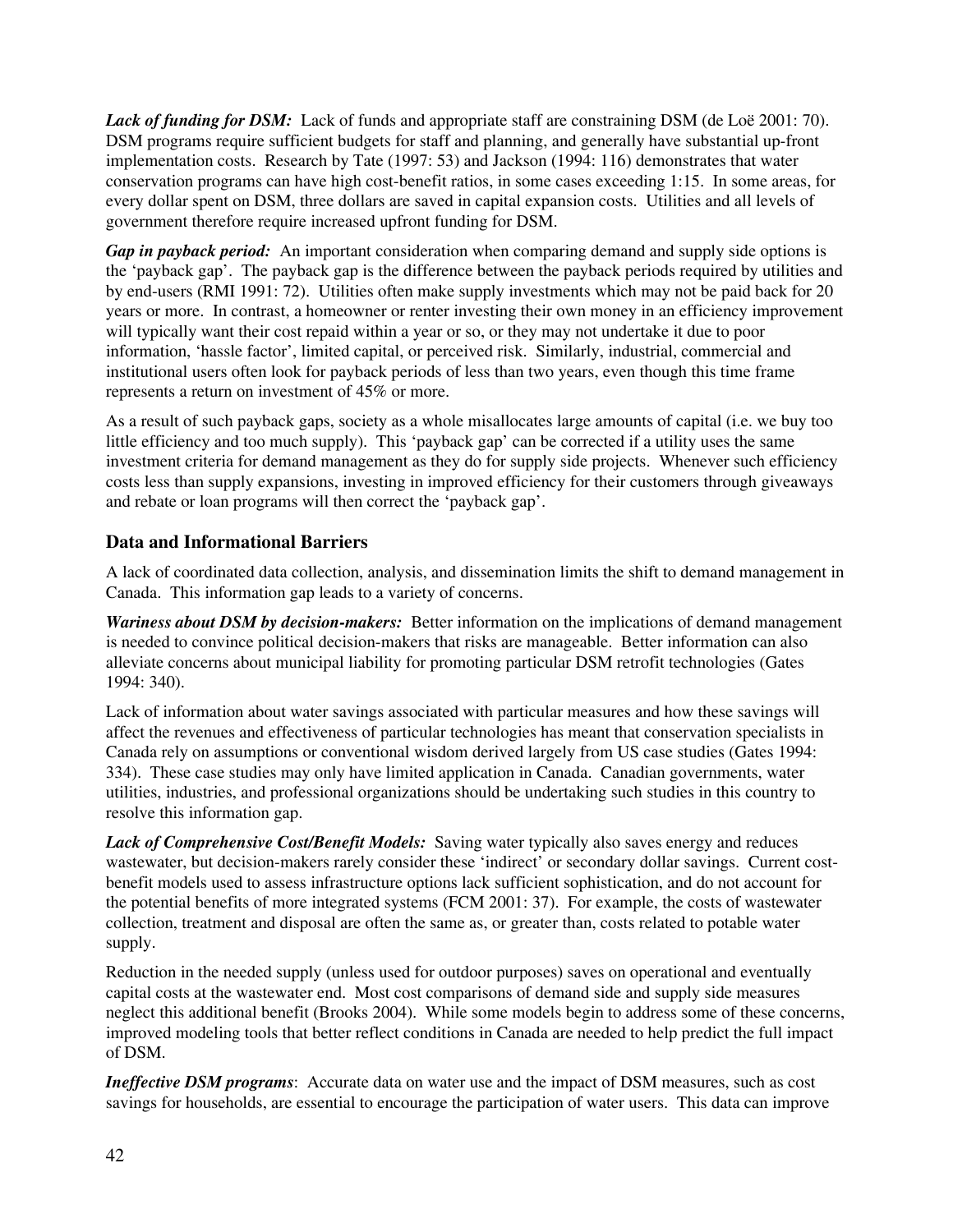*Lack of funding for DSM:* Lack of funds and appropriate staff are constraining DSM (de Loë 2001: 70). DSM programs require sufficient budgets for staff and planning, and generally have substantial up-front implementation costs. Research by Tate (1997: 53) and Jackson (1994: 116) demonstrates that water conservation programs can have high cost-benefit ratios, in some cases exceeding 1:15. In some areas, for every dollar spent on DSM, three dollars are saved in capital expansion costs. Utilities and all levels of government therefore require increased upfront funding for DSM.

*Gap in payback period:* An important consideration when comparing demand and supply side options is the 'payback gap'. The payback gap is the difference between the payback periods required by utilities and by end-users (RMI 1991: 72). Utilities often make supply investments which may not be paid back for 20 years or more. In contrast, a homeowner or renter investing their own money in an efficiency improvement will typically want their cost repaid within a year or so, or they may not undertake it due to poor information, 'hassle factor', limited capital, or perceived risk. Similarly, industrial, commercial and institutional users often look for payback periods of less than two years, even though this time frame represents a return on investment of 45% or more.

As a result of such payback gaps, society as a whole misallocates large amounts of capital (i.e. we buy too little efficiency and too much supply). This 'payback gap' can be corrected if a utility uses the same investment criteria for demand management as they do for supply side projects. Whenever such efficiency costs less than supply expansions, investing in improved efficiency for their customers through giveaways and rebate or loan programs will then correct the 'payback gap'.

### Data and Informational Barriers

A lack of coordinated data collection, analysis, and dissemination limits the shift to demand management in Canada. This information gap leads to a variety of concerns.

*Wariness about DSM by decision-makers:* Better information on the implications of demand management is needed to convince political decision-makers that risks are manageable. Better information can also alleviate concerns about municipal liability for promoting particular DSM retrofit technologies (Gates 1994: 340).

Lack of information about water savings associated with particular measures and how these savings will affect the revenues and effectiveness of particular technologies has meant that conservation specialists in Canada rely on assumptions or conventional wisdom derived largely from US case studies (Gates 1994: 334). These case studies may only have limited application in Canada. Canadian governments, water utilities, industries, and professional organizations should be undertaking such studies in this country to resolve this information gap.

*Lack of Comprehensive Cost/Benefit Models:* Saving water typically also saves energy and reduces wastewater, but decision-makers rarely consider these 'indirect' or secondary dollar savings. Current cost-benefit models used to assess infrastructure options lack sufficient sophistication, and do not account for the potential benefits of more integrated systems (FCM 2001: 37). For example, the costs of wastewater collection, treatment and disposal are often the same as, or greater than, costs related to potable water supply.

Reduction in the needed supply (unless used for outdoor purposes) saves on operational and eventually capital costs at the wastewater end. Most cost comparisons of demand side and supply side measures neglect this additional benefit (Brooks 2004). While some models begin to address some of these concerns, improved modeling tools that better reflect conditions in Canada are needed to help predict the full impact of DSM.

*Ineffective DSM programs*: Accurate data on water use and the impact of DSM measures, such as cost savings for households, are essential to encourage the participation of water users. This data can improve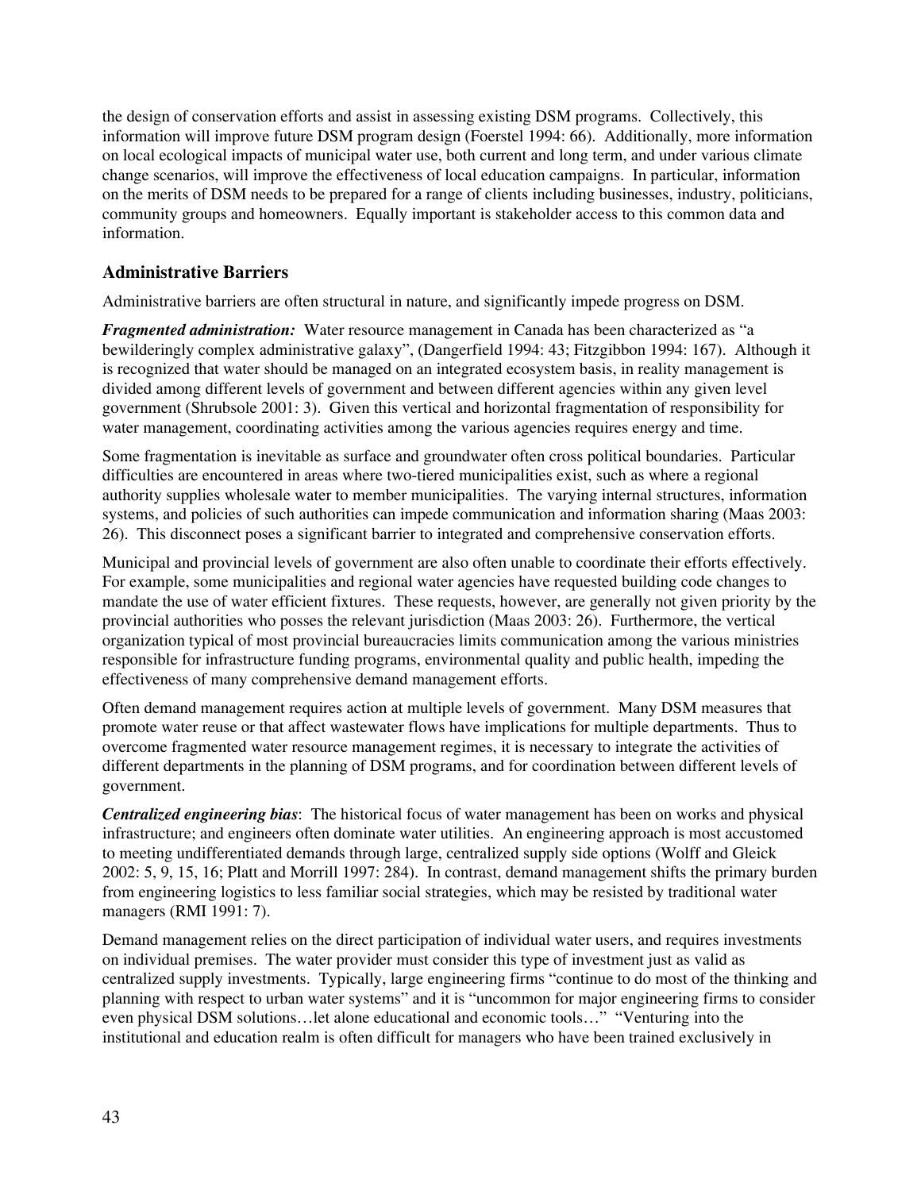the design of conservation efforts and assist in assessing existing DSM programs. Collectively, this information will improve future DSM program design (Foerstel 1994: 66). Additionally, more information on local ecological impacts of municipal water use, both current and long term, and under various climate change scenarios, will improve the effectiveness of local education campaigns. In particular, information on the merits of DSM needs to be prepared for a range of clients including businesses, industry, politicians, community groups and homeowners. Equally important is stakeholder access to this common data and information.

## Administrative Barriers

Administrative barriers are often structural in nature, and significantly impede progress on DSM.

***Fragmented administration:*** Water resource management in Canada has been characterized as "a bewilderingly complex administrative galaxy", (Dangerfield 1994: 43; Fitzgibbon 1994: 167). Although it is recognized that water should be managed on an integrated ecosystem basis, in reality management is divided among different levels of government and between different agencies within any given level government (Shrubsole 2001: 3). Given this vertical and horizontal fragmentation of responsibility for water management, coordinating activities among the various agencies requires energy and time.

Some fragmentation is inevitable as surface and groundwater often cross political boundaries. Particular difficulties are encountered in areas where two-tiered municipalities exist, such as where a regional authority supplies wholesale water to member municipalities. The varying internal structures, information systems, and policies of such authorities can impede communication and information sharing (Maas 2003: 26). This disconnect poses a significant barrier to integrated and comprehensive conservation efforts.

Municipal and provincial levels of government are also often unable to coordinate their efforts effectively. For example, some municipalities and regional water agencies have requested building code changes to mandate the use of water efficient fixtures. These requests, however, are generally not given priority by the provincial authorities who posses the relevant jurisdiction (Maas 2003: 26). Furthermore, the vertical organization typical of most provincial bureaucracies limits communication among the various ministries responsible for infrastructure funding programs, environmental quality and public health, impeding the effectiveness of many comprehensive demand management efforts.

Often demand management requires action at multiple levels of government. Many DSM measures that promote water reuse or that affect wastewater flows have implications for multiple departments. Thus to overcome fragmented water resource management regimes, it is necessary to integrate the activities of different departments in the planning of DSM programs, and for coordination between different levels of government.

***Centralized engineering bias***: The historical focus of water management has been on works and physical infrastructure; and engineers often dominate water utilities. An engineering approach is most accustomed to meeting undifferentiated demands through large, centralized supply side options (Wolff and Gleick 2002: 5, 9, 15, 16; Platt and Morrill 1997: 284). In contrast, demand management shifts the primary burden from engineering logistics to less familiar social strategies, which may be resisted by traditional water managers (RMI 1991: 7).

Demand management relies on the direct participation of individual water users, and requires investments on individual premises. The water provider must consider this type of investment just as valid as centralized supply investments. Typically, large engineering firms "continue to do most of the thinking and planning with respect to urban water systems" and it is "uncommon for major engineering firms to consider even physical DSM solutions…let alone educational and economic tools…" "Venturing into the institutional and education realm is often difficult for managers who have been trained exclusively in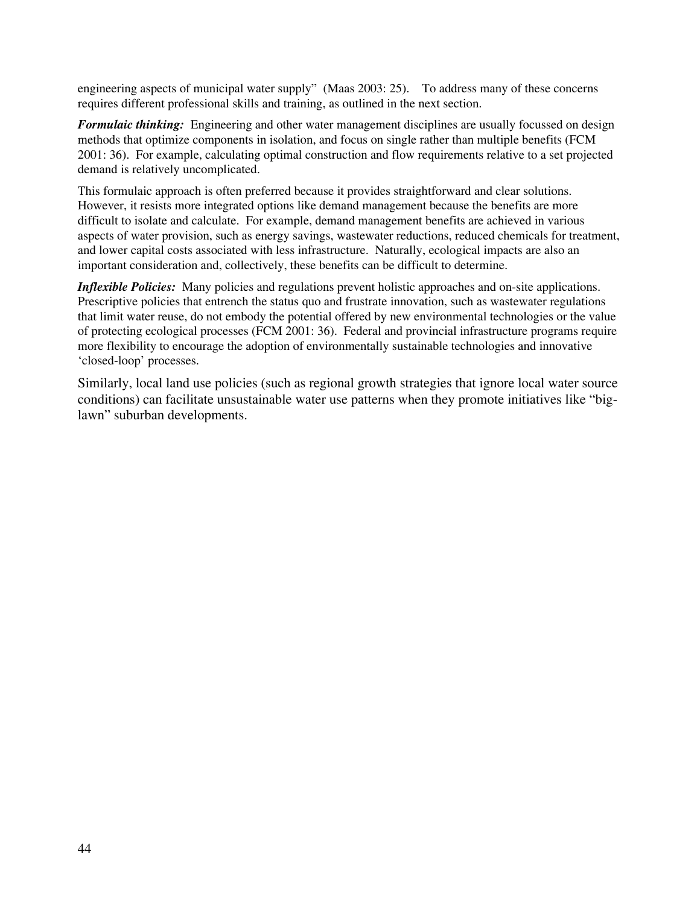engineering aspects of municipal water supply" (Maas 2003: 25). To address many of these concerns requires different professional skills and training, as outlined in the next section.

***Formulaic thinking:*** Engineering and other water management disciplines are usually focussed on design methods that optimize components in isolation, and focus on single rather than multiple benefits (FCM 2001: 36). For example, calculating optimal construction and flow requirements relative to a set projected demand is relatively uncomplicated.

This formulaic approach is often preferred because it provides straightforward and clear solutions. However, it resists more integrated options like demand management because the benefits are more difficult to isolate and calculate. For example, demand management benefits are achieved in various aspects of water provision, such as energy savings, wastewater reductions, reduced chemicals for treatment, and lower capital costs associated with less infrastructure. Naturally, ecological impacts are also an important consideration and, collectively, these benefits can be difficult to determine.

***Inflexible Policies:*** Many policies and regulations prevent holistic approaches and on-site applications. Prescriptive policies that entrench the status quo and frustrate innovation, such as wastewater regulations that limit water reuse, do not embody the potential offered by new environmental technologies or the value of protecting ecological processes (FCM 2001: 36). Federal and provincial infrastructure programs require more flexibility to encourage the adoption of environmentally sustainable technologies and innovative 'closed-loop' processes.

Similarly, local land use policies (such as regional growth strategies that ignore local water source conditions) can facilitate unsustainable water use patterns when they promote initiatives like "big-lawn" suburban developments.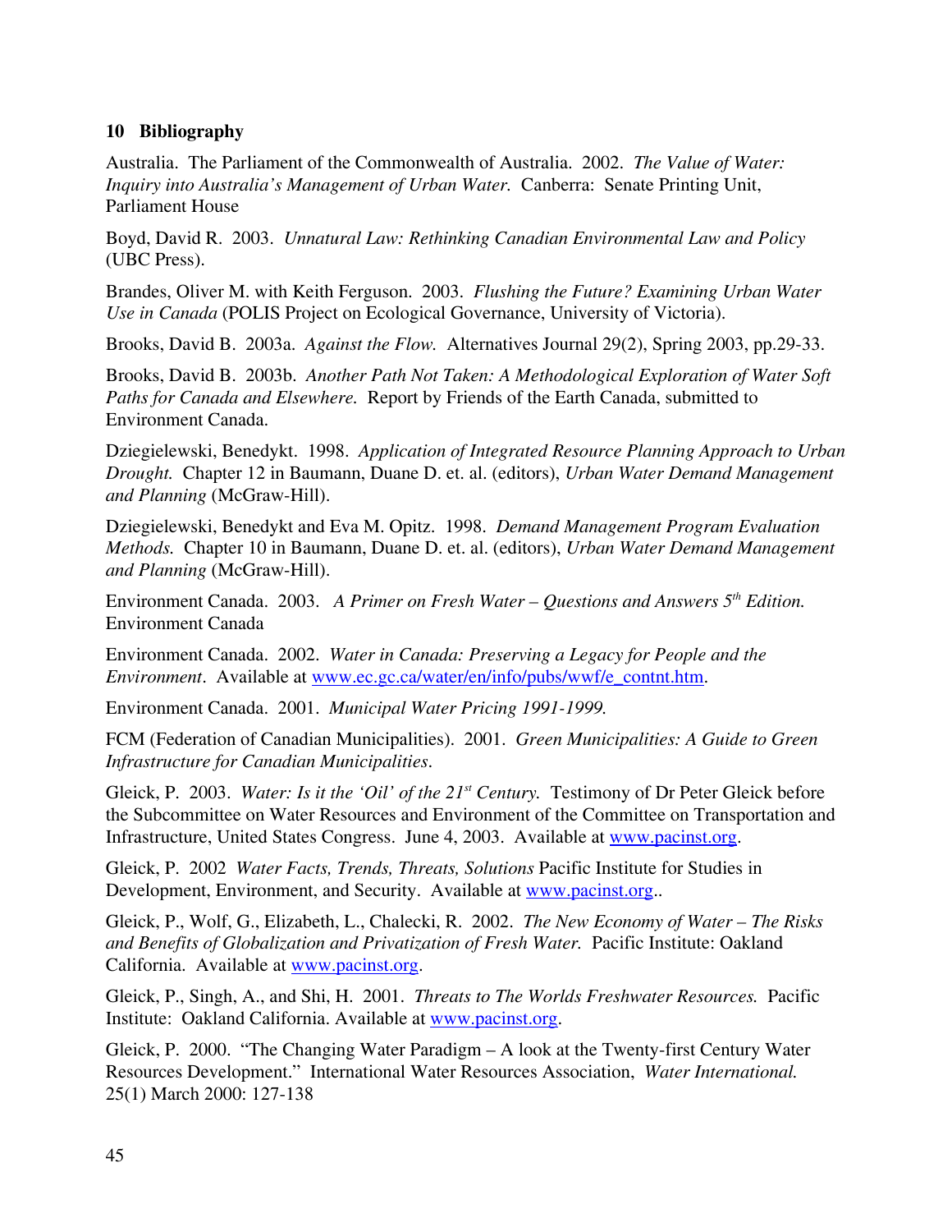## 10 Bibliography

Australia. The Parliament of the Commonwealth of Australia. 2002. *The Value of Water: Inquiry into Australia's Management of Urban Water.* Canberra: Senate Printing Unit, Parliament House

Boyd, David R. 2003. *Unnatural Law: Rethinking Canadian Environmental Law and Policy* (UBC Press).

Brandes, Oliver M. with Keith Ferguson. 2003. *Flushing the Future? Examining Urban Water Use in Canada* (POLIS Project on Ecological Governance, University of Victoria).

Brooks, David B. 2003a. *Against the Flow.* Alternatives Journal 29(2), Spring 2003, pp.29-33.

Brooks, David B. 2003b. *Another Path Not Taken: A Methodological Exploration of Water Soft Paths for Canada and Elsewhere.* Report by Friends of the Earth Canada, submitted to Environment Canada.

Dziegielewski, Benedykt. 1998. *Application of Integrated Resource Planning Approach to Urban Drought.* Chapter 12 in Baumann, Duane D. et. al. (editors), *Urban Water Demand Management and Planning* (McGraw-Hill).

Dziegielewski, Benedykt and Eva M. Opitz. 1998. *Demand Management Program Evaluation Methods.* Chapter 10 in Baumann, Duane D. et. al. (editors), *Urban Water Demand Management and Planning* (McGraw-Hill).

Environment Canada. 2003. *A Primer on Fresh Water – Questions and Answers 5th Edition.* Environment Canada

Environment Canada. 2002. *Water in Canada: Preserving a Legacy for People and the Environment*. Available at www.ec.gc.ca/water/en/info/pubs/wwf/e_contnt.htm.

Environment Canada. 2001. *Municipal Water Pricing 1991-1999.*

FCM (Federation of Canadian Municipalities). 2001. *Green Municipalities: A Guide to Green Infrastructure for Canadian Municipalities.*

Gleick, P. 2003. *Water: Is it the 'Oil' of the 21st Century.* Testimony of Dr Peter Gleick before the Subcommittee on Water Resources and Environment of the Committee on Transportation and Infrastructure, United States Congress. June 4, 2003. Available at www.pacinst.org.

Gleick, P. 2002 *Water Facts, Trends, Threats, Solutions* Pacific Institute for Studies in Development, Environment, and Security. Available at www.pacinst.org..

Gleick, P., Wolf, G., Elizabeth, L., Chalecki, R. 2002. *The New Economy of Water – The Risks and Benefits of Globalization and Privatization of Fresh Water.* Pacific Institute: Oakland California. Available at www.pacinst.org.

Gleick, P., Singh, A., and Shi, H. 2001. *Threats to The Worlds Freshwater Resources.* Pacific Institute: Oakland California. Available at www.pacinst.org.

Gleick, P. 2000. "The Changing Water Paradigm – A look at the Twenty-first Century Water Resources Development." International Water Resources Association, *Water International.* 25(1) March 2000: 127-138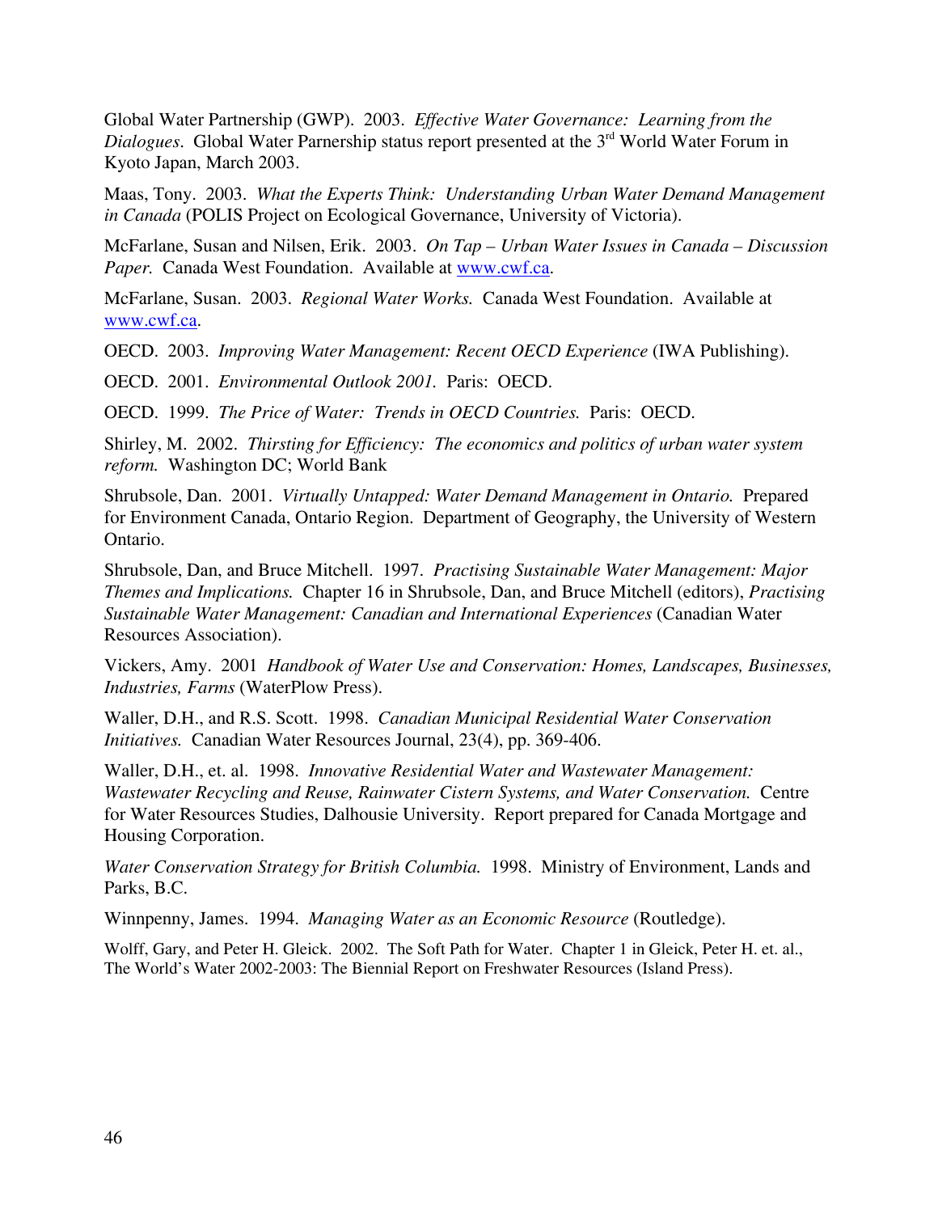Global Water Partnership (GWP). 2003. *Effective Water Governance: Learning from the Dialogues*. Global Water Parnership status report presented at the 3rd World Water Forum in Kyoto Japan, March 2003.

Maas, Tony. 2003. *What the Experts Think: Understanding Urban Water Demand Management in Canada* (POLIS Project on Ecological Governance, University of Victoria).

McFarlane, Susan and Nilsen, Erik. 2003. *On Tap – Urban Water Issues in Canada – Discussion Paper.* Canada West Foundation. Available at www.cwf.ca.

McFarlane, Susan. 2003. *Regional Water Works.* Canada West Foundation. Available at www.cwf.ca.

OECD. 2003. *Improving Water Management: Recent OECD Experience* (IWA Publishing).

OECD. 2001. *Environmental Outlook 2001.* Paris: OECD.

OECD. 1999. *The Price of Water: Trends in OECD Countries.* Paris: OECD.

Shirley, M. 2002. *Thirsting for Efficiency: The economics and politics of urban water system reform.* Washington DC; World Bank

Shrubsole, Dan. 2001. *Virtually Untapped: Water Demand Management in Ontario.* Prepared for Environment Canada, Ontario Region. Department of Geography, the University of Western Ontario.

Shrubsole, Dan, and Bruce Mitchell. 1997. *Practising Sustainable Water Management: Major Themes and Implications.* Chapter 16 in Shrubsole, Dan, and Bruce Mitchell (editors), *Practising Sustainable Water Management: Canadian and International Experiences* (Canadian Water Resources Association).

Vickers, Amy. 2001 *Handbook of Water Use and Conservation: Homes, Landscapes, Businesses, Industries, Farms* (WaterPlow Press).

Waller, D.H., and R.S. Scott. 1998. *Canadian Municipal Residential Water Conservation Initiatives.* Canadian Water Resources Journal, 23(4), pp. 369-406.

Waller, D.H., et. al. 1998. *Innovative Residential Water and Wastewater Management: Wastewater Recycling and Reuse, Rainwater Cistern Systems, and Water Conservation.* Centre for Water Resources Studies, Dalhousie University. Report prepared for Canada Mortgage and Housing Corporation.

*Water Conservation Strategy for British Columbia.* 1998. Ministry of Environment, Lands and Parks, B.C.

Winnpenny, James. 1994. *Managing Water as an Economic Resource* (Routledge).

Wolff, Gary, and Peter H. Gleick. 2002. The Soft Path for Water. Chapter 1 in Gleick, Peter H. et. al., The World's Water 2002-2003: The Biennial Report on Freshwater Resources (Island Press).